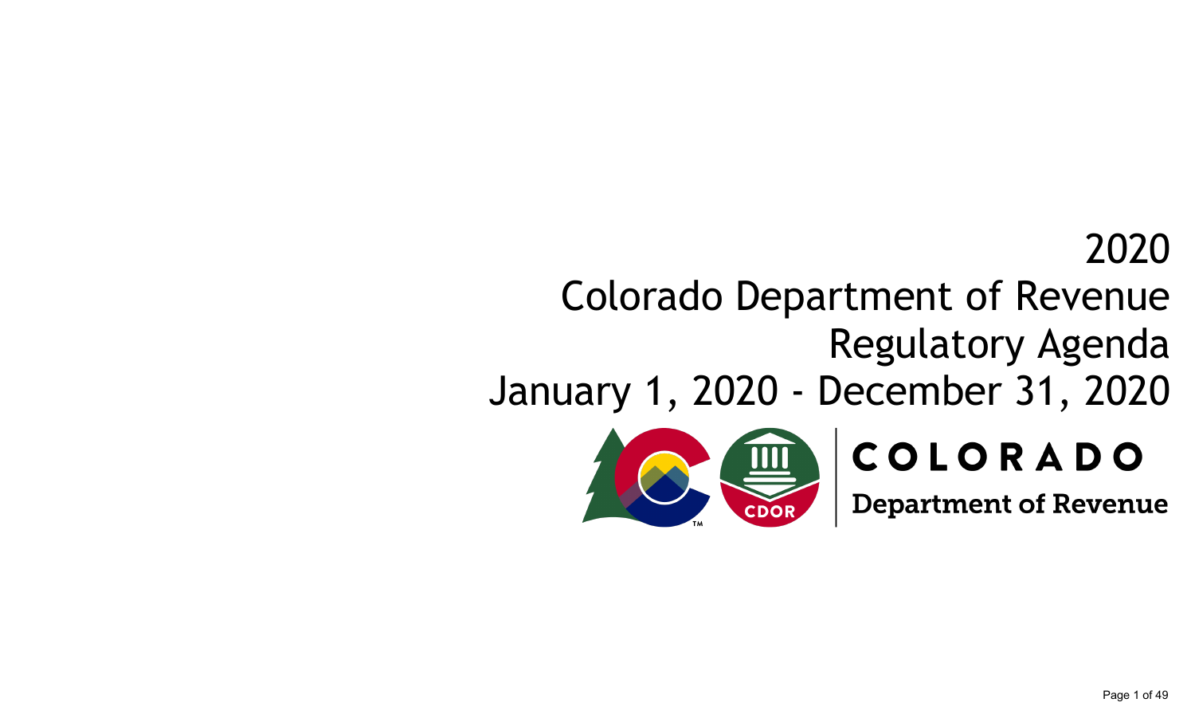# 2020
# Colorado Department of Revenue
# Regulatory Agenda
# January 1, 2020 - December 31, 2020

COLORADO

Department of Revenue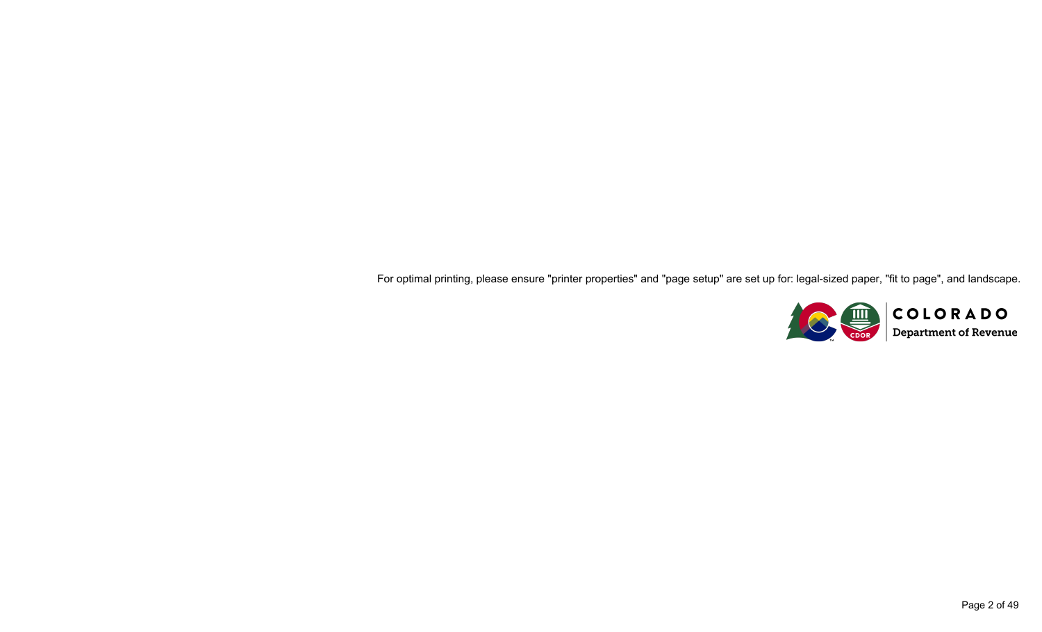For optimal printing, please ensure "printer properties" and "page setup" are set up for: legal-sized paper, "fit to page", and landscape.

COLORADO
Department of Revenue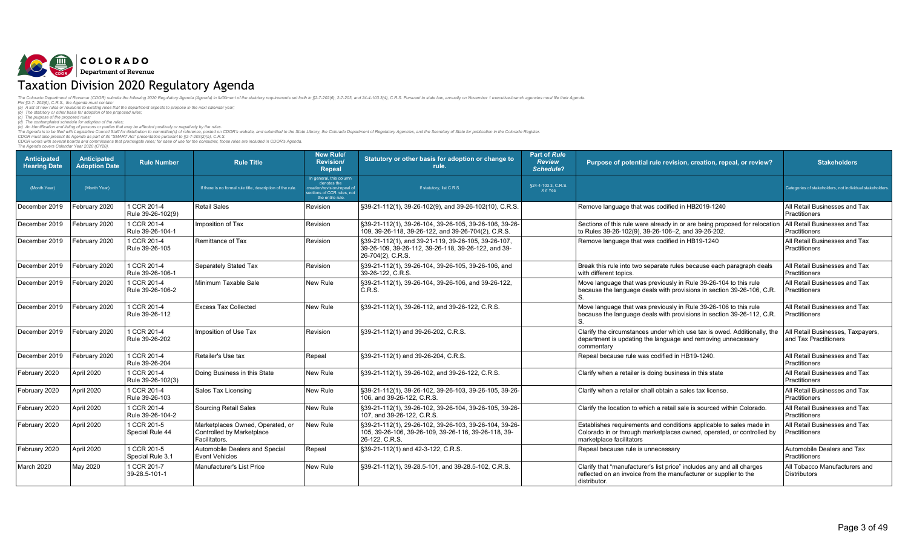COLORADO
Department of Revenue

# Taxation Division 2020 Regulatory Agenda

*The Colorado Department of Revenue (CDOR) submits the following 2020 Regulatory Agenda (Agenda) in fulfillment of the statutory requirements set forth in §2-7-202(6), 2-7-203, and 24-4-103.3(4), C.R.S. Pursuant to state law, annually on November 1 executive-branch agencies must file their Agenda.*
*Per §2-7- 202(6), C.R.S., the Agenda must contain:*
*(a) A list of new rules or revisions to existing rules that the department expects to propose in the next calendar year;*
*(b) The statutory or other basis for adoption of the proposed rules;*
*(c) The purpose of the proposed rules;*
*(d) The contemplated schedule for adoption of the rules;*
*(e) An identification and listing of persons or parties that may be affected positively or negatively by the rules.*
*The Agenda is to be filed with Legislative Council Staff for distribution to committee(s) of reference, posted on CDOR's website, and submitted to the State Library, the Colorado Department of Regulatory Agencies, and the Secretary of State for publication in the Colorado Register.*
*CDOR must also present its Agenda as part of its "SMART Act" presentation pursuant to §2-7-203(2)(a), C.R.S.*
*CDOR works with several boards and commissions that promulgate rules; for ease of use for the consumer, those rules are included in CDOR's Agenda.*
*The Agenda covers Calendar Year 2020 (CY20).*

| Anticipated Hearing Date | Anticipated Adoption Date | Rule Number | Rule Title | New Rule/ Revision/ Repeal | Statutory or other basis for adoption or change to rule. | Part of *Rule Review Schedule*? | Purpose of potential rule revision, creation, repeal, or review? | Stakeholders |
|---|---|---|---|---|---|---|---|---|
| (Month Year) | (Month Year) | | If there is no formal rule title, description of the rule. | In general, this column denotes the creation/revision/repeal of sections of CCR rules, not the entire rule. | If statutory, list C.R.S. | §24-4-103.3, C.R.S. X if Yes | | Categories of stakeholders, not individual stakeholders. |
| December 2019 | February 2020 | 1 CCR 201-4 Rule 39-26-102(9) | Retail Sales | Revision | §39-21-112(1), 39-26-102(9), and 39-26-102(10), C.R.S. | | Remove language that was codified in HB2019-1240 | All Retail Businesses and Tax Practitioners |
| December 2019 | February 2020 | 1 CCR 201-4 Rule 39-26-104-1 | Imposition of Tax | Revision | §39-21-112(1), 39-26-104, 39-26-105, 39-26-106, 39-26-109, 39-26-118, 39-26-122, and 39-26-704(2), C.R.S. | | Sections of this rule were already in or are being proposed for relocation to Rules 39-26-102(9), 39-26-106–2, and 39-26-202. | All Retail Businesses and Tax Practitioners |
| December 2019 | February 2020 | 1 CCR 201-4 Rule 39-26-105 | Remittance of Tax | Revision | §39-21-112(1), and 39-21-119, 39-26-105, 39-26-107, 39-26-109, 39-26-112, 39-26-118, 39-26-122, and 39-26-704(2), C.R.S. | | Remove language that was codified in HB19-1240 | All Retail Businesses and Tax Practitioners |
| December 2019 | February 2020 | 1 CCR 201-4 Rule 39-26-106-1 | Separately Stated Tax | Revision | §39-21-112(1), 39-26-104, 39-26-105, 39-26-106, and 39-26-122, C.R.S. | | Break this rule into two separate rules because each paragraph deals with different topics. | All Retail Businesses and Tax Practitioners |
| December 2019 | February 2020 | 1 CCR 201-4 Rule 39-26-106-2 | Minimum Taxable Sale | New Rule | §39-21-112(1), 39-26-104, 39-26-106, and 39-26-122, C.R.S. | | Move language that was previously in Rule 39-26-104 to this rule because the language deals with provisions in section 39-26-106, C.R. S. | All Retail Businesses and Tax Practitioners |
| December 2019 | February 2020 | 1 CCR 201-4 Rule 39-26-112 | Excess Tax Collected | New Rule | §39-21-112(1), 39-26-112, and 39-26-122, C.R.S. | | Move language that was previously in Rule 39-26-106 to this rule because the language deals with provisions in section 39-26-112, C.R. S. | All Retail Businesses and Tax Practitioners |
| December 2019 | February 2020 | 1 CCR 201-4 Rule 39-26-202 | Imposition of Use Tax | Revision | §39-21-112(1) and 39-26-202, C.R.S. | | Clarify the circumstances under which use tax is owed. Additionally, the department is updating the language and removing unnecessary commentary | All Retail Businesses, Taxpayers, and Tax Practitioners |
| December 2019 | February 2020 | 1 CCR 201-4 Rule 39-26-204 | Retailer's Use tax | Repeal | §39-21-112(1) and 39-26-204, C.R.S. | | Repeal because rule was codified in HB19-1240. | All Retail Businesses and Tax Practitioners |
| February 2020 | April 2020 | 1 CCR 201-4 Rule 39-26-102(3) | Doing Business in this State | New Rule | §39-21-112(1), 39-26-102, and 39-26-122, C.R.S. | | Clarify when a retailer is doing business in this state | All Retail Businesses and Tax Practitioners |
| February 2020 | April 2020 | 1 CCR 201-4 Rule 39-26-103 | Sales Tax Licensing | New Rule | §39-21-112(1), 39-26-102, 39-26-103, 39-26-105, 39-26-106, and 39-26-122, C.R.S. | | Clarify when a retailer shall obtain a sales tax license. | All Retail Businesses and Tax Practitioners |
| February 2020 | April 2020 | 1 CCR 201-4 Rule 39-26-104-2 | Sourcing Retail Sales | New Rule | §39-21-112(1), 39-26-102, 39-26-104, 39-26-105, 39-26-107, and 39-26-122, C.R.S. | | Clarify the location to which a retail sale is sourced within Colorado. | All Retail Businesses and Tax Practitioners |
| February 2020 | April 2020 | 1 CCR 201-5 Special Rule 44 | Marketplaces Owned, Operated, or Controlled by Marketplace Facilitators. | New Rule | §39-21-112(1), 29-26-102, 39-26-103, 39-26-104, 39-26-105, 39-26-106, 39-26-109, 39-26-116, 39-26-118, 39-26-122, C.R.S. | | Establishes requirements and conditions applicable to sales made in Colorado in or through marketplaces owned, operated, or controlled by marketplace facilitators | All Retail Businesses and Tax Practitioners |
| February 2020 | April 2020 | 1 CCR 201-5 Special Rule 3.1 | Automobile Dealers and Special Event Vehicles | Repeal | §39-21-112(1) and 42-3-122, C.R.S. | | Repeal because rule is unnecessary | Automobile Dealers and Tax Practitioners |
| March 2020 | May 2020 | 1 CCR 201-7 39-28.5-101-1 | Manufacturer's List Price | New Rule | §39-21-112(1), 39-28.5-101, and 39-28.5-102, C.R.S. | | Clarify that "manufacturer's list price" includes any and all charges reflected on an invoice from the manufacturer or supplier to the distributor. | All Tobacco Manufacturers and Distributors |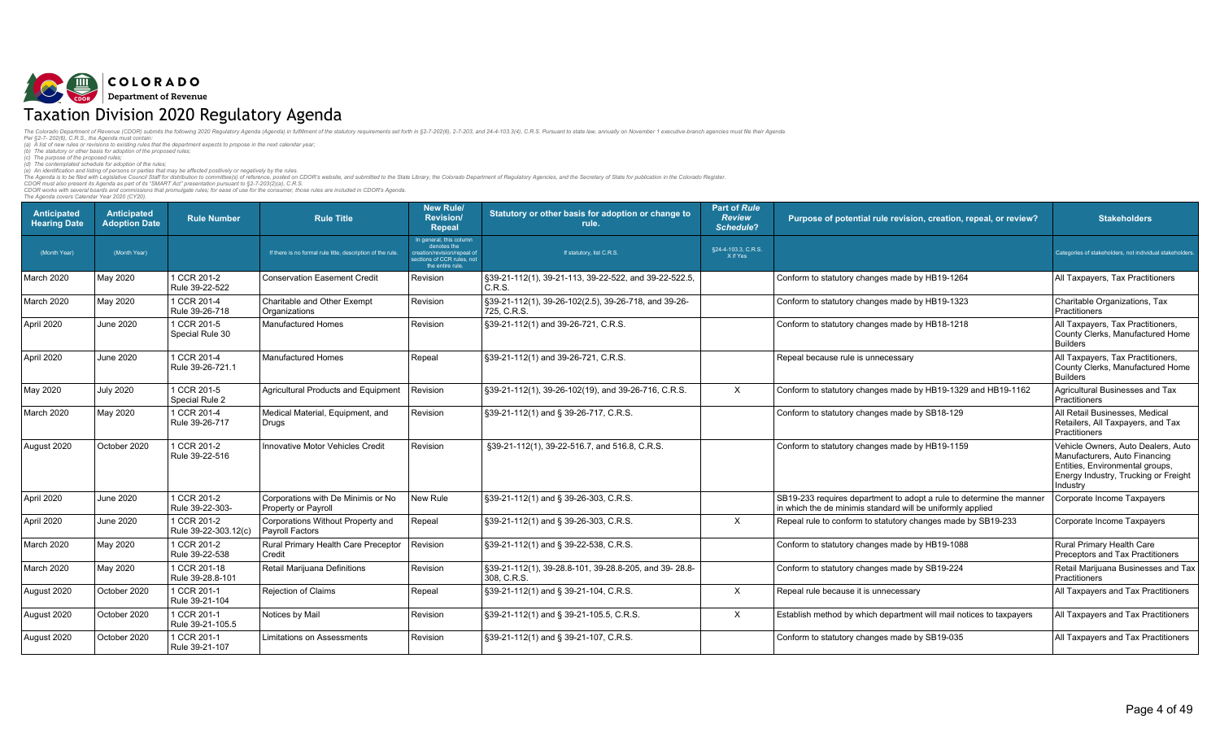COLORADO
Department of Revenue

# Taxation Division 2020 Regulatory Agenda

*The Colorado Department of Revenue (CDOR) submits the following 2020 Regulatory Agenda (Agenda) in fulfillment of the statutory requirements set forth in §2-7-202(6), 2-7-203, and 24-4-103.3(4), C.R.S. Pursuant to state law, annually on November 1 executive-branch agencies must file their Agenda.*
*Per §2-7- 202(6), C.R.S., the Agenda must contain:*
*(a) A list of new rules or revisions to existing rules that the department expects to propose in the next calendar year;*
*(b) The statutory or other basis for adoption of the proposed rules;*
*(c) The purpose of the proposed rules;*
*(d) The contemplated schedule for adoption of the rules;*
*(e) An identification and listing of persons or parties that may be affected positively or negatively by the rules.*
*The Agenda is to be filed with Legislative Council Staff for distribution to committee(s) of reference, posted on CDOR's website, and submitted to the State Library, the Colorado Department of Regulatory Agencies, and the Secretary of State for publication in the Colorado Register.*
*CDOR must also present its Agenda as part of its "SMART Act" presentation pursuant to §2-7-203(2)(a), C.R.S.*
*CDOR works with several boards and commissions that promulgate rules; for ease of use for the consumer, those rules are included in CDOR's Agenda.*
*The Agenda covers Calendar Year 2020 (CY20).*

| Anticipated Hearing Date | Anticipated Adoption Date | Rule Number | Rule Title | New Rule/ Revision/ Repeal | Statutory or other basis for adoption or change to rule. | Part of *Rule Review Schedule*? | Purpose of potential rule revision, creation, repeal, or review? | Stakeholders |
|---|---|---|---|---|---|---|---|---|
| (Month Year) | (Month Year) | | If there is no formal rule title, description of the rule. | In general, this column denotes the creation/revision/repeal of sections of CCR rules, not the entire rule. | If statutory, list C.R.S. | §24-4-103.3, C.R.S. X if Yes | | Categories of stakeholders, not individual stakeholders. |
| March 2020 | May 2020 | 1 CCR 201-2 Rule 39-22-522 | Conservation Easement Credit | Revision | §39-21-112(1), 39-21-113, 39-22-522, and 39-22-522.5, C.R.S. | | Conform to statutory changes made by HB19-1264 | All Taxpayers, Tax Practitioners |
| March 2020 | May 2020 | 1 CCR 201-4 Rule 39-26-718 | Charitable and Other Exempt Organizations | Revision | §39-21-112(1), 39-26-102(2.5), 39-26-718, and 39-26-725, C.R.S. | | Conform to statutory changes made by HB19-1323 | Charitable Organizations, Tax Practitioners |
| April 2020 | June 2020 | 1 CCR 201-5 Special Rule 30 | Manufactured Homes | Revision | §39-21-112(1) and 39-26-721, C.R.S. | | Conform to statutory changes made by HB18-1218 | All Taxpayers, Tax Practitioners, County Clerks, Manufactured Home Builders |
| April 2020 | June 2020 | 1 CCR 201-4 Rule 39-26-721.1 | Manufactured Homes | Repeal | §39-21-112(1) and 39-26-721, C.R.S. | | Repeal because rule is unnecessary | All Taxpayers, Tax Practitioners, County Clerks, Manufactured Home Builders |
| May 2020 | July 2020 | 1 CCR 201-5 Special Rule 2 | Agricultural Products and Equipment | Revision | §39-21-112(1), 39-26-102(19), and 39-26-716, C.R.S. | X | Conform to statutory changes made by HB19-1329 and HB19-1162 | Agricultural Businesses and Tax Practitioners |
| March 2020 | May 2020 | 1 CCR 201-4 Rule 39-26-717 | Medical Material, Equipment, and Drugs | Revision | §39-21-112(1) and § 39-26-717, C.R.S. | | Conform to statutory changes made by SB18-129 | All Retail Businesses, Medical Retailers, All Taxpayers, and Tax Practitioners |
| August 2020 | October 2020 | 1 CCR 201-2 Rule 39-22-516 | Innovative Motor Vehicles Credit | Revision | §39-21-112(1), 39-22-516.7, and 516.8, C.R.S. | | Conform to statutory changes made by HB19-1159 | Vehicle Owners, Auto Dealers, Auto Manufacturers, Auto Financing Entities, Environmental groups, Energy Industry, Trucking or Freight Industry |
| April 2020 | June 2020 | 1 CCR 201-2 Rule 39-22-303- | Corporations with De Minimis or No Property or Payroll | New Rule | §39-21-112(1) and § 39-26-303, C.R.S. | | SB19-233 requires department to adopt a rule to determine the manner in which the de minimis standard will be uniformly applied | Corporate Income Taxpayers |
| April 2020 | June 2020 | 1 CCR 201-2 Rule 39-22-303.12(c) | Corporations Without Property and Payroll Factors | Repeal | §39-21-112(1) and § 39-26-303, C.R.S. | X | Repeal rule to conform to statutory changes made by SB19-233 | Corporate Income Taxpayers |
| March 2020 | May 2020 | 1 CCR 201-2 Rule 39-22-538 | Rural Primary Health Care Preceptor Credit | Revision | §39-21-112(1) and § 39-22-538, C.R.S. | | Conform to statutory changes made by HB19-1088 | Rural Primary Health Care Preceptors and Tax Practitioners |
| March 2020 | May 2020 | 1 CCR 201-18 Rule 39-28.8-101 | Retail Marijuana Definitions | Revision | §39-21-112(1), 39-28.8-101, 39-28.8-205, and 39- 28.8-308, C.R.S. | | Conform to statutory changes made by SB19-224 | Retail Marijuana Businesses and Tax Practitioners |
| August 2020 | October 2020 | 1 CCR 201-1 Rule 39-21-104 | Rejection of Claims | Repeal | §39-21-112(1) and § 39-21-104, C.R.S. | X | Repeal rule because it is unnecessary | All Taxpayers and Tax Practitioners |
| August 2020 | October 2020 | 1 CCR 201-1 Rule 39-21-105.5 | Notices by Mail | Revision | §39-21-112(1) and § 39-21-105.5, C.R.S. | X | Establish method by which department will mail notices to taxpayers | All Taxpayers and Tax Practitioners |
| August 2020 | October 2020 | 1 CCR 201-1 Rule 39-21-107 | Limitations on Assessments | Revision | §39-21-112(1) and § 39-21-107, C.R.S. | | Conform to statutory changes made by SB19-035 | All Taxpayers and Tax Practitioners |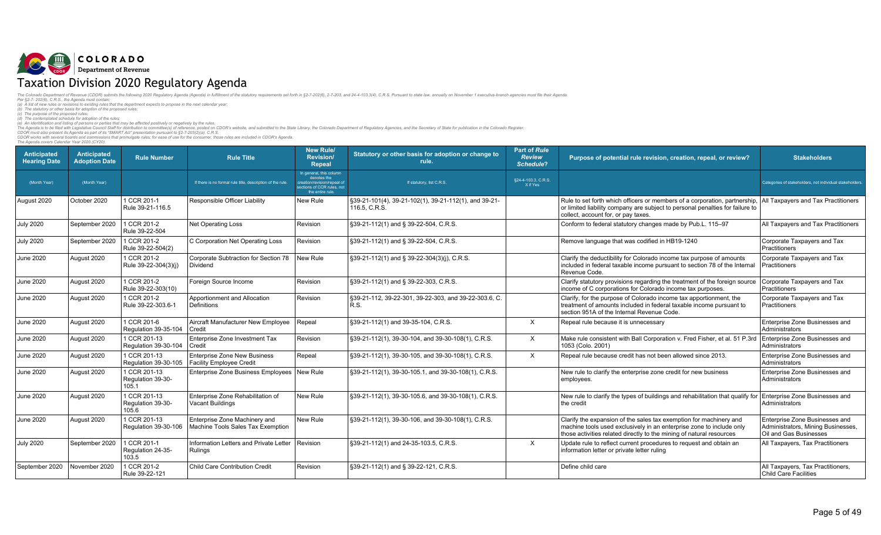# Taxation Division 2020 Regulatory Agenda

*The Colorado Department of Revenue (CDOR) submits the following 2020 Regulatory Agenda (Agenda) in fulfillment of the statutory requirements set forth in §2-7-202(6), 2-7-203, and 24-4-103.3(4), C.R.S. Pursuant to state law, annually on November 1 executive-branch agencies must file their Agenda.*
*Per §2-7- 202(6), C.R.S., the Agenda must contain:*
*(a) A list of new rules or revisions to existing rules that the department expects to propose in the next calendar year;*
*(b) The statutory or other basis for adoption of the proposed rules;*
*(c) The purpose of the proposed rules;*
*(d) The contemplated schedule for adoption of the rules;*
*(e) An identification and listing of persons or parties that may be affected positively or negatively by the rules.*
*The Agenda is to be filed with Legislative Council Staff for distribution to committee(s) of reference, posted on CDOR's website, and submitted to the State Library, the Colorado Department of Regulatory Agencies, and the Secretary of State for publication in the Colorado Register.*
*CDOR must also present its Agenda as part of its "SMART Act" presentation pursuant to §2-7-203(2)(a), C.R.S.*
*CDOR works with several boards and commissions that promulgate rules; for ease of use for the consumer, those rules are included in CDOR's Agenda.*
*The Agenda covers Calendar Year 2020 (CY20).*

| Anticipated Hearing Date | Anticipated Adoption Date | Rule Number | Rule Title | New Rule/ Revision/ Repeal | Statutory or other basis for adoption or change to rule. | Part of *Rule Review Schedule*? | Purpose of potential rule revision, creation, repeal, or review? | Stakeholders |
|---|---|---|---|---|---|---|---|---|
| (Month Year) | (Month Year) | | If there is no formal rule title, description of the rule. | In general, this column denotes the creation/revision/repeal of sections of CCR rules, not the entire rule. | If statutory, list C.R.S. | §24-4-103.3, C.R.S. X if Yes | | Categories of stakeholders, not individual stakeholders. |
| August 2020 | October 2020 | 1 CCR 201-1 Rule 39-21-116.5 | Responsible Officer Liability | New Rule | §39-21-101(4), 39-21-102(1), 39-21-112(1), and 39-21-116.5, C.R.S. | | Rule to set forth which officers or members of a corporation, partnership, or limited liability company are subject to personal penalties for failure to collect, account for, or pay taxes. | All Taxpayers and Tax Practitioners |
| July 2020 | September 2020 | 1 CCR 201-2 Rule 39-22-504 | Net Operating Loss | Revision | §39-21-112(1) and § 39-22-504, C.R.S. | | Conform to federal statutory changes made by Pub.L. 115–97 | All Taxpayers and Tax Practitioners |
| July 2020 | September 2020 | 1 CCR 201-2 Rule 39-22-504(2) | C Corporation Net Operating Loss | Revision | §39-21-112(1) and § 39-22-504, C.R.S. | | Remove language that was codified in HB19-1240 | Corporate Taxpayers and Tax Practitioners |
| June 2020 | August 2020 | 1 CCR 201-2 Rule 39-22-304(3)(j) | Corporate Subtraction for Section 78 Dividend | New Rule | §39-21-112(1) and § 39-22-304(3)(j), C.R.S. | | Clarify the deductibility for Colorado income tax purpose of amounts included in federal taxable income pursuant to section 78 of the Internal Revenue Code. | Corporate Taxpayers and Tax Practitioners |
| June 2020 | August 2020 | 1 CCR 201-2 Rule 39-22-303(10) | Foreign Source Income | Revision | §39-21-112(1) and § 39-22-303, C.R.S. | | Clarify statutory provisions regarding the treatment of the foreign source income of C corporations for Colorado income tax purposes. | Corporate Taxpayers and Tax Practitioners |
| June 2020 | August 2020 | 1 CCR 201-2 Rule 39-22-303.6-1 | Apportionment and Allocation Definitions | Revision | §39-21-112, 39-22-301, 39-22-303, and 39-22-303.6, C.R.S. | | Clarify, for the purpose of Colorado income tax apportionment, the treatment of amounts included in federal taxable income pursuant to section 951A of the Internal Revenue Code. | Corporate Taxpayers and Tax Practitioners |
| June 2020 | August 2020 | 1 CCR 201-6 Regulation 39-35-104 | Aircraft Manufacturer New Employee Credit | Repeal | §39-21-112(1) and 39-35-104, C.R.S. | X | Repeal rule because it is unnecessary | Enterprise Zone Businesses and Administrators |
| June 2020 | August 2020 | 1 CCR 201-13 Regulation 39-30-104 | Enterprise Zone Investment Tax Credit | Revision | §39-21-112(1), 39-30-104, and 39-30-108(1), C.R.S. | X | Make rule consistent with Ball Corporation v. Fred Fisher, et al. 51 P.3rd 1053 (Colo. 2001) | Enterprise Zone Businesses and Administrators |
| June 2020 | August 2020 | 1 CCR 201-13 Regulation 39-30-105 | Enterprise Zone New Business Facility Employee Credit | Repeal | §39-21-112(1), 39-30-105, and 39-30-108(1), C.R.S. | X | Repeal rule because credit has not been allowed since 2013. | Enterprise Zone Businesses and Administrators |
| June 2020 | August 2020 | 1 CCR 201-13 Regulation 39-30-105.1 | Enterprise Zone Business Employees | New Rule | §39-21-112(1), 39-30-105.1, and 39-30-108(1), C.R.S. | | New rule to clarify the enterprise zone credit for new business employees. | Enterprise Zone Businesses and Administrators |
| June 2020 | August 2020 | 1 CCR 201-13 Regulation 39-30-105.6 | Enterprise Zone Rehabilitation of Vacant Buildings | New Rule | §39-21-112(1), 39-30-105.6, and 39-30-108(1), C.R.S. | | New rule to clarify the types of buildings and rehabilitation that qualify for the credit | Enterprise Zone Businesses and Administrators |
| June 2020 | August 2020 | 1 CCR 201-13 Regulation 39-30-106 | Enterprise Zone Machinery and Machine Tools Sales Tax Exemption | New Rule | §39-21-112(1), 39-30-106, and 39-30-108(1), C.R.S. | | Clarify the expansion of the sales tax exemption for machinery and machine tools used exclusively in an enterprise zone to include only those activities related directly to the mining of natural resources | Enterprise Zone Businesses and Administrators, Mining Businesses, Oil and Gas Businesses |
| July 2020 | September 2020 | 1 CCR 201-1 Regulation 24-35-103.5 | Information Letters and Private Letter Rulings | Revision | §39-21-112(1) and 24-35-103.5, C.R.S. | X | Update rule to reflect current procedures to request and obtain an information letter or private letter ruling | All Taxpayers, Tax Practitioners |
| September 2020 | November 2020 | 1 CCR 201-2 Rule 39-22-121 | Child Care Contribution Credit | Revision | §39-21-112(1) and § 39-22-121, C.R.S. | | Define child care | All Taxpayers, Tax Practitioners, Child Care Facilities |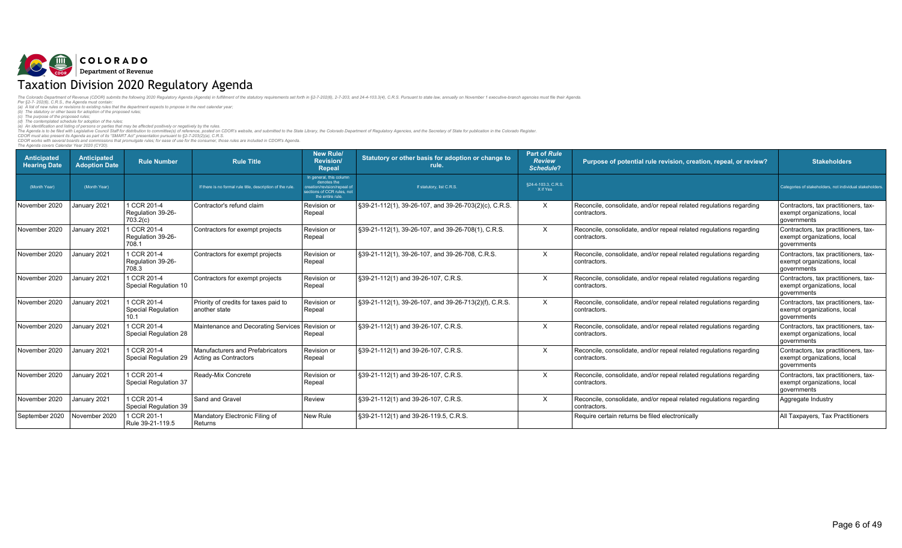COLORADO
Department of Revenue

# Taxation Division 2020 Regulatory Agenda

*The Colorado Department of Revenue (CDOR) submits the following 2020 Regulatory Agenda (Agenda) in fulfillment of the statutory requirements set forth in §2-7-202(6), 2-7-203, and 24-4-103.3(4), C.R.S. Pursuant to state law, annually on November 1 executive-branch agencies must file their Agenda.*
*Per §2-7- 202(6), C.R.S., the Agenda must contain:*
*(a) A list of new rules or revisions to existing rules that the department expects to propose in the next calendar year;*
*(b) The statutory or other basis for adoption of the proposed rules;*
*(c) The purpose of the proposed rules;*
*(d) The contemplated schedule for adoption of the rules;*
*(e) An identification and listing of persons or parties that may be affected positively or negatively by the rules.*
*The Agenda is to be filed with Legislative Council Staff for distribution to committee(s) of reference, posted on CDOR's website, and submitted to the State Library, the Colorado Department of Regulatory Agencies, and the Secretary of State for publication in the Colorado Register.*
*CDOR must also present its Agenda as part of its "SMART Act" presentation pursuant to §2-7-203(2)(a), C.R.S.*
*CDOR works with several boards and commissions that promulgate rules; for ease of use for the consumer, those rules are included in CDOR's Agenda.*
*The Agenda covers Calendar Year 2020 (CY20).*

| Anticipated Hearing Date | Anticipated Adoption Date | Rule Number | Rule Title | New Rule/ Revision/ Repeal | Statutory or other basis for adoption or change to rule. | Part of *Rule Review Schedule*? | Purpose of potential rule revision, creation, repeal, or review? | Stakeholders |
|---|---|---|---|---|---|---|---|---|
| (Month Year) | (Month Year) | | If there is no formal rule title, description of the rule. | In general, this column denotes the creation/revision/repeal of sections of CCR rules, not the entire rule. | If statutory, list C.R.S. | §24-4-103.3, C.R.S. X if Yes | | Categories of stakeholders, not individual stakeholders. |
| November 2020 | January 2021 | 1 CCR 201-4 Regulation 39-26-703.2(c) | Contractor's refund claim | Revision or Repeal | §39-21-112(1), 39-26-107, and 39-26-703(2)(c), C.R.S. | X | Reconcile, consolidate, and/or repeal related regulations regarding contractors. | Contractors, tax practitioners, tax-exempt organizations, local governments |
| November 2020 | January 2021 | 1 CCR 201-4 Regulation 39-26-708.1 | Contractors for exempt projects | Revision or Repeal | §39-21-112(1), 39-26-107, and 39-26-708(1), C.R.S. | X | Reconcile, consolidate, and/or repeal related regulations regarding contractors. | Contractors, tax practitioners, tax-exempt organizations, local governments |
| November 2020 | January 2021 | 1 CCR 201-4 Regulation 39-26-708.3 | Contractors for exempt projects | Revision or Repeal | §39-21-112(1), 39-26-107, and 39-26-708, C.R.S. | X | Reconcile, consolidate, and/or repeal related regulations regarding contractors. | Contractors, tax practitioners, tax-exempt organizations, local governments |
| November 2020 | January 2021 | 1 CCR 201-4 Special Regulation 10 | Contractors for exempt projects | Revision or Repeal | §39-21-112(1) and 39-26-107, C.R.S. | X | Reconcile, consolidate, and/or repeal related regulations regarding contractors. | Contractors, tax practitioners, tax-exempt organizations, local governments |
| November 2020 | January 2021 | 1 CCR 201-4 Special Regulation 10.1 | Priority of credits for taxes paid to another state | Revision or Repeal | §39-21-112(1), 39-26-107, and 39-26-713(2)(f), C.R.S. | X | Reconcile, consolidate, and/or repeal related regulations regarding contractors. | Contractors, tax practitioners, tax-exempt organizations, local governments |
| November 2020 | January 2021 | 1 CCR 201-4 Special Regulation 28 | Maintenance and Decorating Services | Revision or Repeal | §39-21-112(1) and 39-26-107, C.R.S. | X | Reconcile, consolidate, and/or repeal related regulations regarding contractors. | Contractors, tax practitioners, tax-exempt organizations, local governments |
| November 2020 | January 2021 | 1 CCR 201-4 Special Regulation 29 | Manufacturers and Prefabricators Acting as Contractors | Revision or Repeal | §39-21-112(1) and 39-26-107, C.R.S. | X | Reconcile, consolidate, and/or repeal related regulations regarding contractors. | Contractors, tax practitioners, tax-exempt organizations, local governments |
| November 2020 | January 2021 | 1 CCR 201-4 Special Regulation 37 | Ready-Mix Concrete | Revision or Repeal | §39-21-112(1) and 39-26-107, C.R.S. | X | Reconcile, consolidate, and/or repeal related regulations regarding contractors. | Contractors, tax practitioners, tax-exempt organizations, local governments |
| November 2020 | January 2021 | 1 CCR 201-4 Special Regulation 39 | Sand and Gravel | Review | §39-21-112(1) and 39-26-107, C.R.S. | X | Reconcile, consolidate, and/or repeal related regulations regarding contractors. | Aggregate Industry |
| September 2020 | November 2020 | 1 CCR 201-1 Rule 39-21-119.5 | Mandatory Electronic Filing of Returns | New Rule | §39-21-112(1) and 39-26-119.5, C.R.S. | | Require certain returns be filed electronically | All Taxpayers, Tax Practitioners |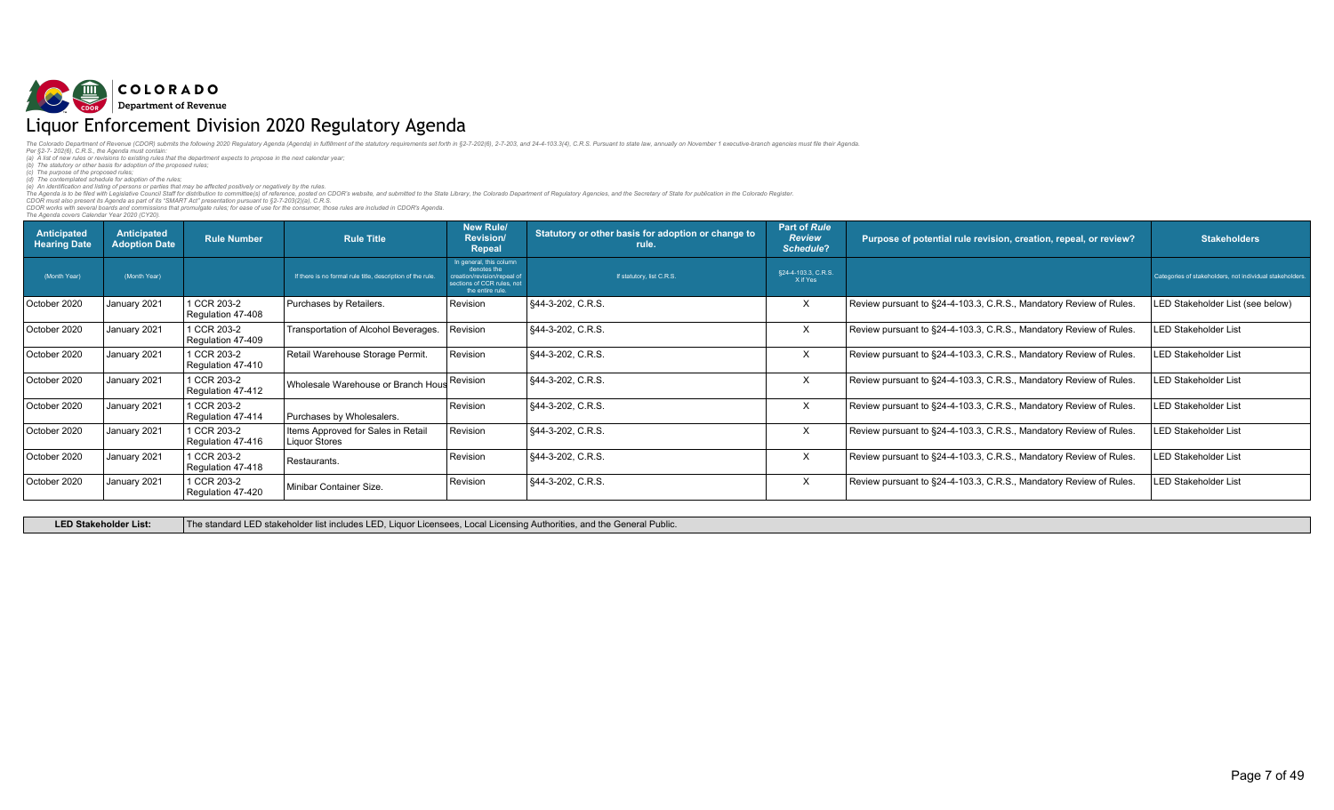COLORADO
Department of Revenue

# Liquor Enforcement Division 2020 Regulatory Agenda

*The Colorado Department of Revenue (CDOR) submits the following 2020 Regulatory Agenda (Agenda) in fulfillment of the statutory requirements set forth in §2-7-202(6), 2-7-203, and 24-4-103.3(4), C.R.S. Pursuant to state law, annually on November 1 executive-branch agencies must file their Agenda.*
*Per §2-7- 202(6), C.R.S., the Agenda must contain:*
*(a) A list of new rules or revisions to existing rules that the department expects to propose in the next calendar year;*
*(b) The statutory or other basis for adoption of the proposed rules;*
*(c) The purpose of the proposed rules;*
*(d) The contemplated schedule for adoption of the rules;*
*(e) An identification and listing of persons or parties that may be affected positively or negatively by the rules.*
*The Agenda is to be filed with Legislative Council Staff for distribution to committee(s) of reference, posted on CDOR's website, and submitted to the State Library, the Colorado Department of Regulatory Agencies, and the Secretary of State for publication in the Colorado Register.*
*CDOR must also present its Agenda as part of its "SMART Act" presentation pursuant to §2-7-203(2)(a), C.R.S.*
*CDOR works with several boards and commissions that promulgate rules; for ease of use for the consumer, those rules are included in CDOR's Agenda.*
*The Agenda covers Calendar Year 2020 (CY20).*

| Anticipated Hearing Date | Anticipated Adoption Date | Rule Number | Rule Title | New Rule/ Revision/ Repeal | Statutory or other basis for adoption or change to rule. | Part of *Rule Review Schedule*? | Purpose of potential rule revision, creation, repeal, or review? | Stakeholders |
|---|---|---|---|---|---|---|---|---|
| (Month Year) | (Month Year) | | If there is no formal rule title, description of the rule. | In general, this column denotes the creation/revision/repeal of sections of CCR rules, not the entire rule. | If statutory, list C.R.S. | §24-4-103.3, C.R.S. X if Yes | | Categories of stakeholders, not individual stakeholders. |
| October 2020 | January 2021 | 1 CCR 203-2 Regulation 47-408 | Purchases by Retailers. | Revision | §44-3-202, C.R.S. | X | Review pursuant to §24-4-103.3, C.R.S., Mandatory Review of Rules. | LED Stakeholder List (see below) |
| October 2020 | January 2021 | 1 CCR 203-2 Regulation 47-409 | Transportation of Alcohol Beverages. | Revision | §44-3-202, C.R.S. | X | Review pursuant to §24-4-103.3, C.R.S., Mandatory Review of Rules. | LED Stakeholder List |
| October 2020 | January 2021 | 1 CCR 203-2 Regulation 47-410 | Retail Warehouse Storage Permit. | Revision | §44-3-202, C.R.S. | X | Review pursuant to §24-4-103.3, C.R.S., Mandatory Review of Rules. | LED Stakeholder List |
| October 2020 | January 2021 | 1 CCR 203-2 Regulation 47-412 | Wholesale Warehouse or Branch Hous | Revision | §44-3-202, C.R.S. | X | Review pursuant to §24-4-103.3, C.R.S., Mandatory Review of Rules. | LED Stakeholder List |
| October 2020 | January 2021 | 1 CCR 203-2 Regulation 47-414 | Purchases by Wholesalers. | Revision | §44-3-202, C.R.S. | X | Review pursuant to §24-4-103.3, C.R.S., Mandatory Review of Rules. | LED Stakeholder List |
| October 2020 | January 2021 | 1 CCR 203-2 Regulation 47-416 | Items Approved for Sales in Retail Liquor Stores | Revision | §44-3-202, C.R.S. | X | Review pursuant to §24-4-103.3, C.R.S., Mandatory Review of Rules. | LED Stakeholder List |
| October 2020 | January 2021 | 1 CCR 203-2 Regulation 47-418 | Restaurants. | Revision | §44-3-202, C.R.S. | X | Review pursuant to §24-4-103.3, C.R.S., Mandatory Review of Rules. | LED Stakeholder List |
| October 2020 | January 2021 | 1 CCR 203-2 Regulation 47-420 | Minibar Container Size. | Revision | §44-3-202, C.R.S. | X | Review pursuant to §24-4-103.3, C.R.S., Mandatory Review of Rules. | LED Stakeholder List |

| LED Stakeholder List: | The standard LED stakeholder list includes LED, Liquor Licensees, Local Licensing Authorities, and the General Public. |
|---|---|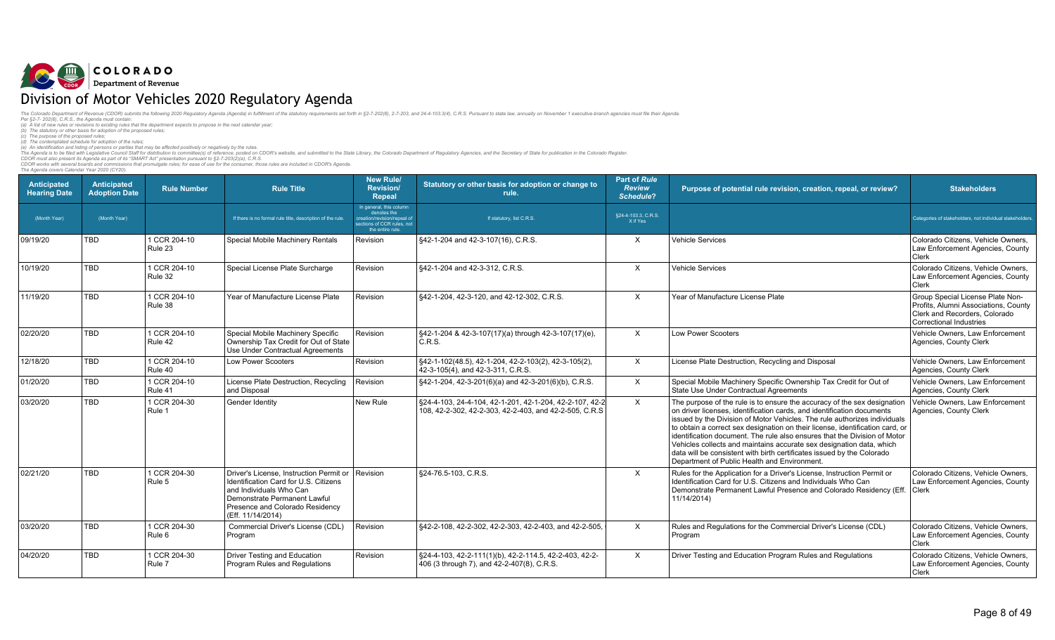COLORADO
Department of Revenue

# Division of Motor Vehicles 2020 Regulatory Agenda

*The Colorado Department of Revenue (CDOR) submits the following 2020 Regulatory Agenda (Agenda) in fulfillment of the statutory requirements set forth in §2-7-202(6), 2-7-203, and 24-4-103.3(4), C.R.S. Pursuant to state law, annually on November 1 executive-branch agencies must file their Agenda.*
*Per §2-7- 202(6), C.R.S., the Agenda must contain:*
*(a) A list of new rules or revisions to existing rules that the department expects to propose in the next calendar year;*
*(b) The statutory or other basis for adoption of the proposed rules;*
*(c) The purpose of the proposed rules;*
*(d) The contemplated schedule for adoption of the rules;*
*(e) An identification and listing of persons or parties that may be affected positively or negatively by the rules.*
*The Agenda is to be filed with Legislative Council Staff for distribution to committee(s) of reference, posted on CDOR's website, and submitted to the State Library, the Colorado Department of Regulatory Agencies, and the Secretary of State for publication in the Colorado Register.*
*CDOR must also present its Agenda as part of its "SMART Act" presentation pursuant to §2-7-203(2)(a), C.R.S.*
*CDOR works with several boards and commissions that promulgate rules; for ease of use for the consumer, those rules are included in CDOR's Agenda.*
*The Agenda covers Calendar Year 2020 (CY20).*

| Anticipated Hearing Date | Anticipated Adoption Date | Rule Number | Rule Title | New Rule/ Revision/ Repeal | Statutory or other basis for adoption or change to rule. | Part of *Rule Review Schedule*? | Purpose of potential rule revision, creation, repeal, or review? | Stakeholders |
|---|---|---|---|---|---|---|---|---|
| (Month Year) | (Month Year) | | If there is no formal rule title, description of the rule. | In general, this column denotes the creation/revision/repeal of sections of CCR rules, not the entire rule. | If statutory, list C.R.S. | §24-4-103.3, C.R.S. X if Yes | | Categories of stakeholders, not individual stakeholders. |
| 09/19/20 | TBD | 1 CCR 204-10 Rule 23 | Special Mobile Machinery Rentals | Revision | §42-1-204 and 42-3-107(16), C.R.S. | X | Vehicle Services | Colorado Citizens, Vehicle Owners, Law Enforcement Agencies, County Clerk |
| 10/19/20 | TBD | 1 CCR 204-10 Rule 32 | Special License Plate Surcharge | Revision | §42-1-204 and 42-3-312, C.R.S. | X | Vehicle Services | Colorado Citizens, Vehicle Owners, Law Enforcement Agencies, County Clerk |
| 11/19/20 | TBD | 1 CCR 204-10 Rule 38 | Year of Manufacture License Plate | Revision | §42-1-204, 42-3-120, and 42-12-302, C.R.S. | X | Year of Manufacture License Plate | Group Special License Plate Non-Profits, Alumni Associations, County Clerk and Recorders, Colorado Correctional Industries |
| 02/20/20 | TBD | 1 CCR 204-10 Rule 42 | Special Mobile Machinery Specific Ownership Tax Credit for Out of State Use Under Contractual Agreements | Revision | §42-1-204 & 42-3-107(17)(a) through 42-3-107(17)(e), C.R.S. | X | Low Power Scooters | Vehicle Owners, Law Enforcement Agencies, County Clerk |
| 12/18/20 | TBD | 1 CCR 204-10 Rule 40 | Low Power Scooters | Revision | §42-1-102(48.5), 42-1-204, 42-2-103(2), 42-3-105(2), 42-3-105(4), and 42-3-311, C.R.S. | X | License Plate Destruction, Recycling and Disposal | Vehicle Owners, Law Enforcement Agencies, County Clerk |
| 01/20/20 | TBD | 1 CCR 204-10 Rule 41 | License Plate Destruction, Recycling and Disposal | Revision | §42-1-204, 42-3-201(6)(a) and 42-3-201(6)(b), C.R.S. | X | Special Mobile Machinery Specific Ownership Tax Credit for Out of State Use Under Contractual Agreements | Vehicle Owners, Law Enforcement Agencies, County Clerk |
| 03/20/20 | TBD | 1 CCR 204-30 Rule 1 | Gender Identity | New Rule | §24-4-103, 24-4-104, 42-1-201, 42-1-204, 42-2-107, 42-2-108, 42-2-302, 42-2-303, 42-2-403, and 42-2-505, C.R.S | X | The purpose of the rule is to ensure the accuracy of the sex designation on driver licenses, identification cards, and identification documents issued by the Division of Motor Vehicles. The rule authorizes individuals to obtain a correct sex designation on their license, identification card, or identification document. The rule also ensures that the Division of Motor Vehicles collects and maintains accurate sex designation data, which data will be consistent with birth certificates issued by the Colorado Department of Public Health and Environment. | Vehicle Owners, Law Enforcement Agencies, County Clerk |
| 02/21/20 | TBD | 1 CCR 204-30 Rule 5 | Driver's License, Instruction Permit or Identification Card for U.S. Citizens and Individuals Who Can Demonstrate Permanent Lawful Presence and Colorado Residency (Eff. 11/14/2014) | Revision | §24-76.5-103, C.R.S. | X | Rules for the Application for a Driver's License, Instruction Permit or Identification Card for U.S. Citizens and Individuals Who Can Demonstrate Permanent Lawful Presence and Colorado Residency (Eff. 11/14/2014) | Colorado Citizens, Vehicle Owners, Law Enforcement Agencies, County Clerk |
| 03/20/20 | TBD | 1 CCR 204-30 Rule 6 | Commercial Driver's License (CDL) Program | Revision | §42-2-108, 42-2-302, 42-2-303, 42-2-403, and 42-2-505, | X | Rules and Regulations for the Commercial Driver's License (CDL) Program | Colorado Citizens, Vehicle Owners, Law Enforcement Agencies, County Clerk |
| 04/20/20 | TBD | 1 CCR 204-30 Rule 7 | Driver Testing and Education Program Rules and Regulations | Revision | §24-4-103, 42-2-111(1)(b), 42-2-114.5, 42-2-403, 42-2-406 (3 through 7), and 42-2-407(8), C.R.S. | X | Driver Testing and Education Program Rules and Regulations | Colorado Citizens, Vehicle Owners, Law Enforcement Agencies, County Clerk |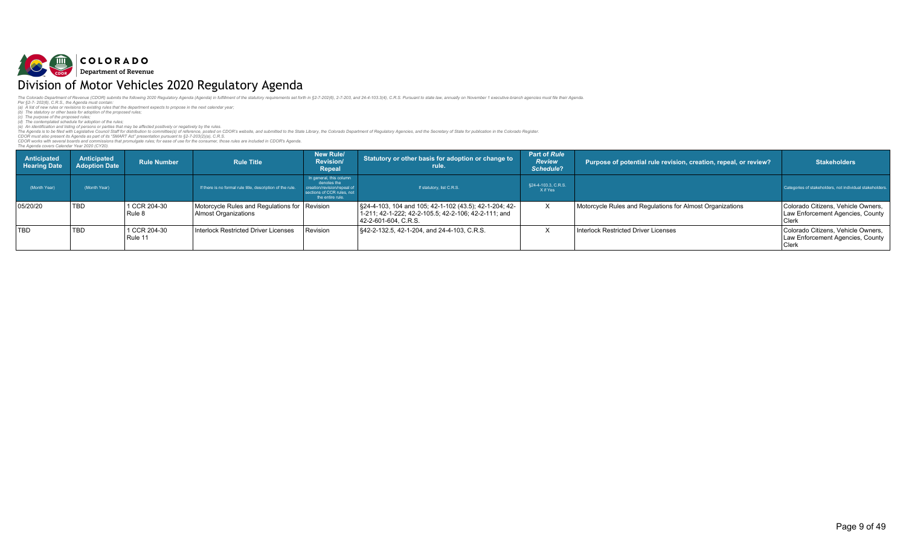COLORADO
Department of Revenue

# Division of Motor Vehicles 2020 Regulatory Agenda

*The Colorado Department of Revenue (CDOR) submits the following 2020 Regulatory Agenda (Agenda) in fulfillment of the statutory requirements set forth in §2-7-202(6), 2-7-203, and 24-4-103.3(4), C.R.S. Pursuant to state law, annually on November 1 executive-branch agencies must file their Agenda.*
*Per §2-7- 202(6), C.R.S., the Agenda must contain:*
*(a) A list of new rules or revisions to existing rules that the department expects to propose in the next calendar year;*
*(b) The statutory or other basis for adoption of the proposed rules;*
*(c) The purpose of the proposed rules;*
*(d) The contemplated schedule for adoption of the rules;*
*(e) An identification and listing of persons or parties that may be affected positively or negatively by the rules.*
*The Agenda is to be filed with Legislative Council Staff for distribution to committee(s) of reference, posted on CDOR's website, and submitted to the State Library, the Colorado Department of Regulatory Agencies, and the Secretary of State for publication in the Colorado Register.*
*CDOR must also present its Agenda as part of its "SMART Act" presentation pursuant to §2-7-203(2)(a), C.R.S.*
*CDOR works with several boards and commissions that promulgate rules; for ease of use for the consumer, those rules are included in CDOR's Agenda.*
*The Agenda covers Calendar Year 2020 (CY20).*

| Anticipated Hearing Date | Anticipated Adoption Date | Rule Number | Rule Title | New Rule/ Revision/ Repeal | Statutory or other basis for adoption or change to rule. | Part of *Rule Review Schedule*? | Purpose of potential rule revision, creation, repeal, or review? | Stakeholders |
|---|---|---|---|---|---|---|---|---|
| (Month Year) | (Month Year) | | If there is no formal rule title, description of the rule. | In general, this column denotes the creation/revision/repeal of sections of CCR rules, not the entire rule. | If statutory, list C.R.S. | §24-4-103.3, C.R.S. X if Yes | | Categories of stakeholders, not individual stakeholders. |
| 05/20/20 | TBD | 1 CCR 204-30 Rule 8 | Motorcycle Rules and Regulations for Almost Organizations | Revision | §24-4-103, 104 and 105; 42-1-102 (43.5); 42-1-204; 42-1-211; 42-1-222; 42-2-105.5; 42-2-106; 42-2-111; and 42-2-601-604, C.R.S. | X | Motorcycle Rules and Regulations for Almost Organizations | Colorado Citizens, Vehicle Owners, Law Enforcement Agencies, County Clerk |
| TBD | TBD | 1 CCR 204-30 Rule 11 | Interlock Restricted Driver Licenses | Revision | §42-2-132.5, 42-1-204, and 24-4-103, C.R.S. | X | Interlock Restricted Driver Licenses | Colorado Citizens, Vehicle Owners, Law Enforcement Agencies, County Clerk |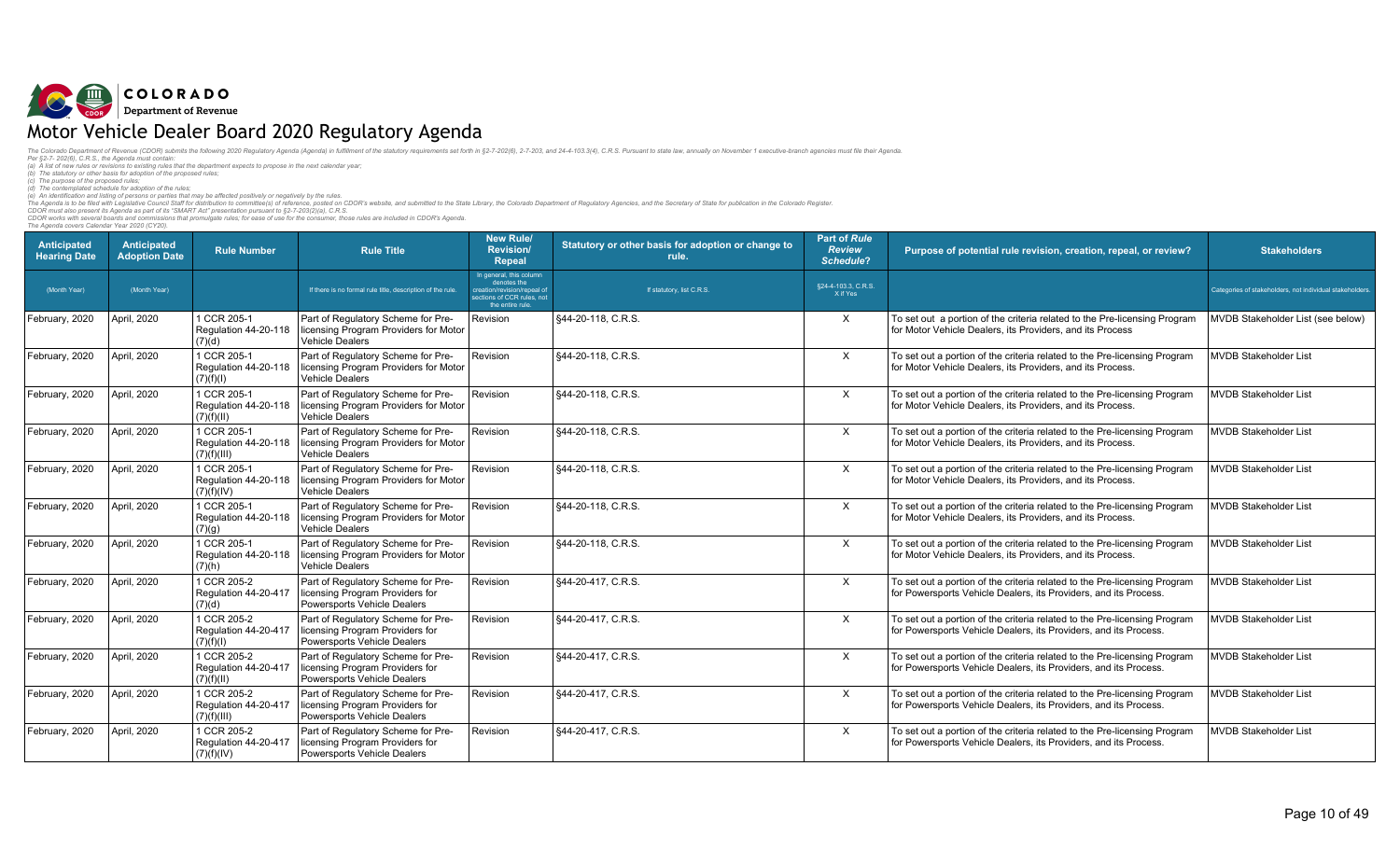# Motor Vehicle Dealer Board 2020 Regulatory Agenda

*The Colorado Department of Revenue (CDOR) submits the following 2020 Regulatory Agenda (Agenda) in fulfillment of the statutory requirements set forth in §2-7-202(6), 2-7-203, and 24-4-103.3(4), C.R.S. Pursuant to state law, annually on November 1 executive-branch agencies must file their Agenda.*
*Per §2-7- 202(6), C.R.S., the Agenda must contain:*
*(a) A list of new rules or revisions to existing rules that the department expects to propose in the next calendar year;*
*(b) The statutory or other basis for adoption of the proposed rules;*
*(c) The purpose of the proposed rules;*
*(d) The contemplated schedule for adoption of the rules;*
*(e) An identification and listing of persons or parties that may be affected positively or negatively by the rules.*
*The Agenda is to be filed with Legislative Council Staff for distribution to committee(s) of reference, posted on CDOR's website, and submitted to the State Library, the Colorado Department of Regulatory Agencies, and the Secretary of State for publication in the Colorado Register.*
*CDOR must also present its Agenda as part of its "SMART Act" presentation pursuant to §2-7-203(2)(a), C.R.S.*
*CDOR works with several boards and commissions that promulgate rules; for ease of use for the consumer, those rules are included in CDOR's Agenda.*
*The Agenda covers Calendar Year 2020 (CY20).*

| Anticipated Hearing Date | Anticipated Adoption Date | Rule Number | Rule Title | New Rule/ Revision/ Repeal | Statutory or other basis for adoption or change to rule. | Part of *Rule Review Schedule*? | Purpose of potential rule revision, creation, repeal, or review? | Stakeholders |
|---|---|---|---|---|---|---|---|---|
| (Month Year) | (Month Year) | | If there is no formal rule title, description of the rule. | In general, this column denotes the creation/revision/repeal of sections of CCR rules, not the entire rule. | If statutory, list C.R.S. | §24-4-103.3, C.R.S. X if Yes | | Categories of stakeholders, not individual stakeholders. |
| February, 2020 | April, 2020 | 1 CCR 205-1 Regulation 44-20-118 (7)(d) | Part of Regulatory Scheme for Pre-licensing Program Providers for Motor Vehicle Dealers | Revision | §44-20-118, C.R.S. | X | To set out a portion of the criteria related to the Pre-licensing Program for Motor Vehicle Dealers, its Providers, and its Process | MVDB Stakeholder List (see below) |
| February, 2020 | April, 2020 | 1 CCR 205-1 Regulation 44-20-118 (7)(f)(I) | Part of Regulatory Scheme for Pre-licensing Program Providers for Motor Vehicle Dealers | Revision | §44-20-118, C.R.S. | X | To set out a portion of the criteria related to the Pre-licensing Program for Motor Vehicle Dealers, its Providers, and its Process. | MVDB Stakeholder List |
| February, 2020 | April, 2020 | 1 CCR 205-1 Regulation 44-20-118 (7)(f)(II) | Part of Regulatory Scheme for Pre-licensing Program Providers for Motor Vehicle Dealers | Revision | §44-20-118, C.R.S. | X | To set out a portion of the criteria related to the Pre-licensing Program for Motor Vehicle Dealers, its Providers, and its Process. | MVDB Stakeholder List |
| February, 2020 | April, 2020 | 1 CCR 205-1 Regulation 44-20-118 (7)(f)(III) | Part of Regulatory Scheme for Pre-licensing Program Providers for Motor Vehicle Dealers | Revision | §44-20-118, C.R.S. | X | To set out a portion of the criteria related to the Pre-licensing Program for Motor Vehicle Dealers, its Providers, and its Process. | MVDB Stakeholder List |
| February, 2020 | April, 2020 | 1 CCR 205-1 Regulation 44-20-118 (7)(f)(IV) | Part of Regulatory Scheme for Pre-licensing Program Providers for Motor Vehicle Dealers | Revision | §44-20-118, C.R.S. | X | To set out a portion of the criteria related to the Pre-licensing Program for Motor Vehicle Dealers, its Providers, and its Process. | MVDB Stakeholder List |
| February, 2020 | April, 2020 | 1 CCR 205-1 Regulation 44-20-118 (7)(g) | Part of Regulatory Scheme for Pre-licensing Program Providers for Motor Vehicle Dealers | Revision | §44-20-118, C.R.S. | X | To set out a portion of the criteria related to the Pre-licensing Program for Motor Vehicle Dealers, its Providers, and its Process. | MVDB Stakeholder List |
| February, 2020 | April, 2020 | 1 CCR 205-1 Regulation 44-20-118 (7)(h) | Part of Regulatory Scheme for Pre-licensing Program Providers for Motor Vehicle Dealers | Revision | §44-20-118, C.R.S. | X | To set out a portion of the criteria related to the Pre-licensing Program for Motor Vehicle Dealers, its Providers, and its Process. | MVDB Stakeholder List |
| February, 2020 | April, 2020 | 1 CCR 205-2 Regulation 44-20-417 (7)(d) | Part of Regulatory Scheme for Pre-licensing Program Providers for Powersports Vehicle Dealers | Revision | §44-20-417, C.R.S. | X | To set out a portion of the criteria related to the Pre-licensing Program for Powersports Vehicle Dealers, its Providers, and its Process. | MVDB Stakeholder List |
| February, 2020 | April, 2020 | 1 CCR 205-2 Regulation 44-20-417 (7)(f)(I) | Part of Regulatory Scheme for Pre-licensing Program Providers for Powersports Vehicle Dealers | Revision | §44-20-417, C.R.S. | X | To set out a portion of the criteria related to the Pre-licensing Program for Powersports Vehicle Dealers, its Providers, and its Process. | MVDB Stakeholder List |
| February, 2020 | April, 2020 | 1 CCR 205-2 Regulation 44-20-417 (7)(f)(II) | Part of Regulatory Scheme for Pre-licensing Program Providers for Powersports Vehicle Dealers | Revision | §44-20-417, C.R.S. | X | To set out a portion of the criteria related to the Pre-licensing Program for Powersports Vehicle Dealers, its Providers, and its Process. | MVDB Stakeholder List |
| February, 2020 | April, 2020 | 1 CCR 205-2 Regulation 44-20-417 (7)(f)(III) | Part of Regulatory Scheme for Pre-licensing Program Providers for Powersports Vehicle Dealers | Revision | §44-20-417, C.R.S. | X | To set out a portion of the criteria related to the Pre-licensing Program for Powersports Vehicle Dealers, its Providers, and its Process. | MVDB Stakeholder List |
| February, 2020 | April, 2020 | 1 CCR 205-2 Regulation 44-20-417 (7)(f)(IV) | Part of Regulatory Scheme for Pre-licensing Program Providers for Powersports Vehicle Dealers | Revision | §44-20-417, C.R.S. | X | To set out a portion of the criteria related to the Pre-licensing Program for Powersports Vehicle Dealers, its Providers, and its Process. | MVDB Stakeholder List |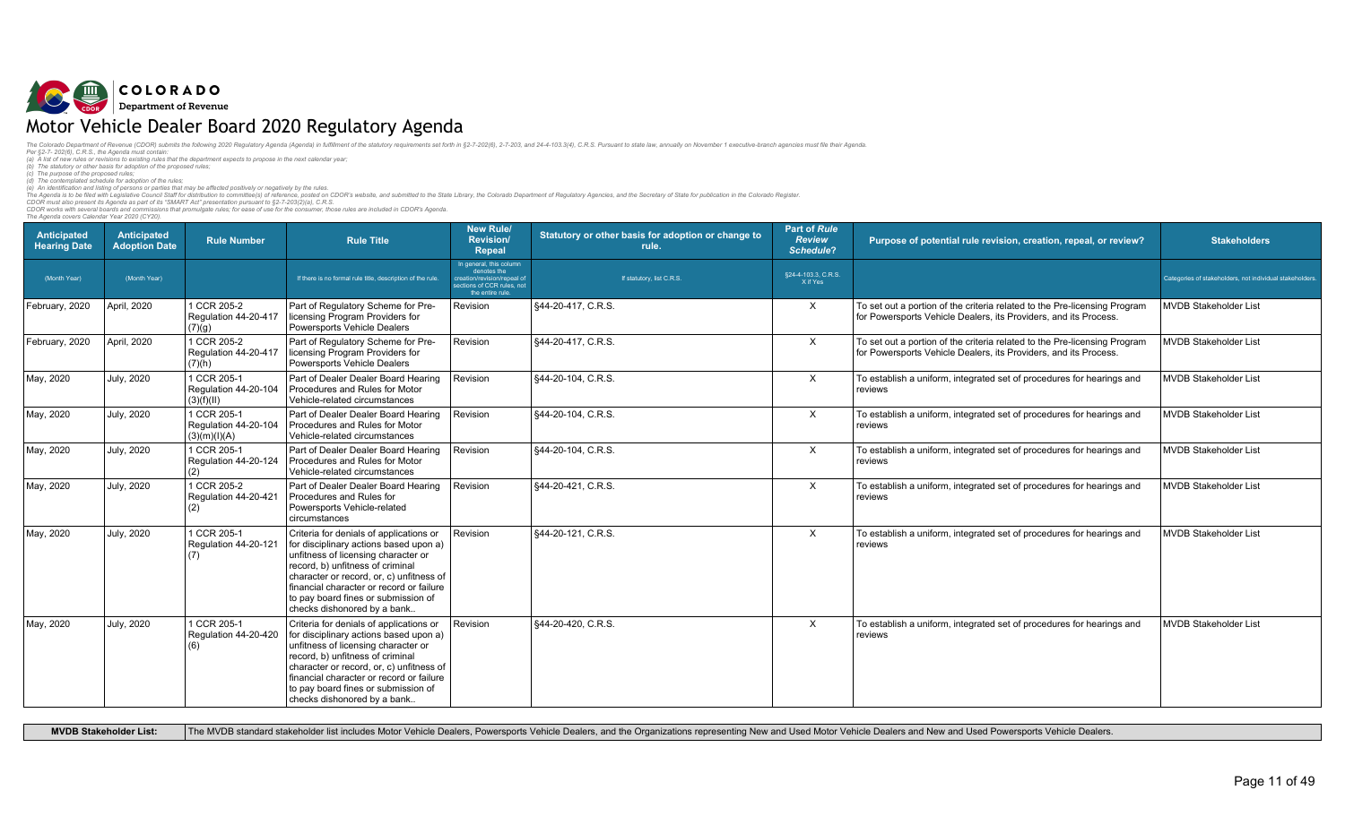# Motor Vehicle Dealer Board 2020 Regulatory Agenda

*The Colorado Department of Revenue (CDOR) submits the following 2020 Regulatory Agenda (Agenda) in fulfillment of the statutory requirements set forth in §2-7-202(6), 2-7-203, and 24-4-103.3(4), C.R.S. Pursuant to state law, annually on November 1 executive-branch agencies must file their Agenda.*
*Per §2-7- 202(6), C.R.S., the Agenda must contain:*
*(a) A list of new rules or revisions to existing rules that the department expects to propose in the next calendar year;*
*(b) The statutory or other basis for adoption of the proposed rules;*
*(c) The purpose of the proposed rules;*
*(d) The contemplated schedule for adoption of the rules;*
*(e) An identification and listing of persons or parties that may be affected positively or negatively by the rules.*
*The Agenda is to be filed with Legislative Council Staff for distribution to committee(s) of reference, posted on CDOR's website, and submitted to the State Library, the Colorado Department of Regulatory Agencies, and the Secretary of State for publication in the Colorado Register.*
*CDOR must also present its Agenda as part of its "SMART Act" presentation pursuant to §2-7-203(2)(a), C.R.S.*
*CDOR works with several boards and commissions that promulgate rules; for ease of use for the consumer, those rules are included in CDOR's Agenda.*
*The Agenda covers Calendar Year 2020 (CY20).*

| Anticipated Hearing Date | Anticipated Adoption Date | Rule Number | Rule Title | New Rule/ Revision/ Repeal | Statutory or other basis for adoption or change to rule. | Part of *Rule Review Schedule*? | Purpose of potential rule revision, creation, repeal, or review? | Stakeholders |
|---|---|---|---|---|---|---|---|---|
| (Month Year) | (Month Year) | | If there is no formal rule title, description of the rule. | In general, this column denotes the creation/revision/repeal of sections of CCR rules, not the entire rule. | If statutory, list C.R.S. | §24-4-103.3, C.R.S. X if Yes | | Categories of stakeholders, not individual stakeholders. |
| February, 2020 | April, 2020 | 1 CCR 205-2 Regulation 44-20-417 (7)(g) | Part of Regulatory Scheme for Pre-licensing Program Providers for Powersports Vehicle Dealers | Revision | §44-20-417, C.R.S. | X | To set out a portion of the criteria related to the Pre-licensing Program for Powersports Vehicle Dealers, its Providers, and its Process. | MVDB Stakeholder List |
| February, 2020 | April, 2020 | 1 CCR 205-2 Regulation 44-20-417 (7)(h) | Part of Regulatory Scheme for Pre-licensing Program Providers for Powersports Vehicle Dealers | Revision | §44-20-417, C.R.S. | X | To set out a portion of the criteria related to the Pre-licensing Program for Powersports Vehicle Dealers, its Providers, and its Process. | MVDB Stakeholder List |
| May, 2020 | July, 2020 | 1 CCR 205-1 Regulation 44-20-104 (3)(f)(II) | Part of Dealer Dealer Board Hearing Procedures and Rules for Motor Vehicle-related circumstances | Revision | §44-20-104, C.R.S. | X | To establish a uniform, integrated set of procedures for hearings and reviews | MVDB Stakeholder List |
| May, 2020 | July, 2020 | 1 CCR 205-1 Regulation 44-20-104 (3)(m)(I)(A) | Part of Dealer Dealer Board Hearing Procedures and Rules for Motor Vehicle-related circumstances | Revision | §44-20-104, C.R.S. | X | To establish a uniform, integrated set of procedures for hearings and reviews | MVDB Stakeholder List |
| May, 2020 | July, 2020 | 1 CCR 205-1 Regulation 44-20-124 (2) | Part of Dealer Dealer Board Hearing Procedures and Rules for Motor Vehicle-related circumstances | Revision | §44-20-104, C.R.S. | X | To establish a uniform, integrated set of procedures for hearings and reviews | MVDB Stakeholder List |
| May, 2020 | July, 2020 | 1 CCR 205-2 Regulation 44-20-421 (2) | Part of Dealer Dealer Board Hearing Procedures and Rules for Powersports Vehicle-related circumstances | Revision | §44-20-421, C.R.S. | X | To establish a uniform, integrated set of procedures for hearings and reviews | MVDB Stakeholder List |
| May, 2020 | July, 2020 | 1 CCR 205-1 Regulation 44-20-121 (7) | Criteria for denials of applications or for disciplinary actions based upon a) unfitness of licensing character or record, b) unfitness of criminal character or record, or, c) unfitness of financial character or record or failure to pay board fines or submission of checks dishonored by a bank.. | Revision | §44-20-121, C.R.S. | X | To establish a uniform, integrated set of procedures for hearings and reviews | MVDB Stakeholder List |
| May, 2020 | July, 2020 | 1 CCR 205-1 Regulation 44-20-420 (6) | Criteria for denials of applications or for disciplinary actions based upon a) unfitness of licensing character or record, b) unfitness of criminal character or record, or, c) unfitness of financial character or record or failure to pay board fines or submission of checks dishonored by a bank.. | Revision | §44-20-420, C.R.S. | X | To establish a uniform, integrated set of procedures for hearings and reviews | MVDB Stakeholder List |

| MVDB Stakeholder List: | The MVDB standard stakeholder list includes Motor Vehicle Dealers, Powersports Vehicle Dealers, and the Organizations representing New and Used Motor Vehicle Dealers and New and Used Powersports Vehicle Dealers. |
|---|---|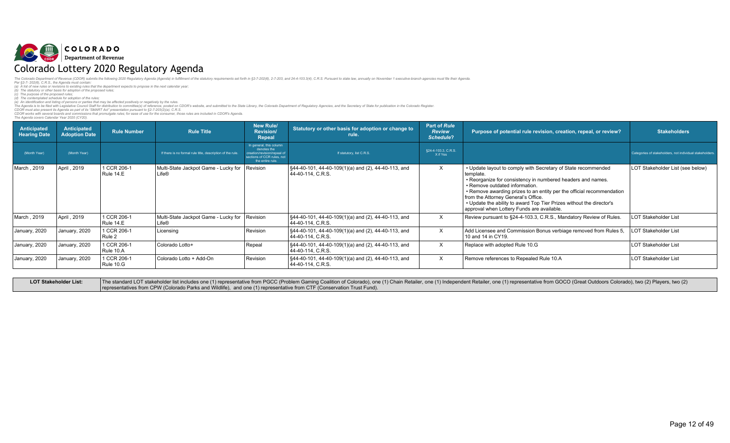COLORADO
Department of Revenue

# Colorado Lottery 2020 Regulatory Agenda

*The Colorado Department of Revenue (CDOR) submits the following 2020 Regulatory Agenda (Agenda) in fulfillment of the statutory requirements set forth in §2-7-202(6), 2-7-203, and 24-4-103.3(4), C.R.S. Pursuant to state law, annually on November 1 executive-branch agencies must file their Agenda.*
*Per §2-7- 202(6), C.R.S., the Agenda must contain:*
*(a) A list of new rules or revisions to existing rules that the department expects to propose in the next calendar year;*
*(b) The statutory or other basis for adoption of the proposed rules;*
*(c) The purpose of the proposed rules;*
*(d) The contemplated schedule for adoption of the rules;*
*(e) An identification and listing of persons or parties that may be affected positively or negatively by the rules.*
*The Agenda is to be filed with Legislative Council Staff for distribution to committee(s) of reference, posted on CDOR's website, and submitted to the State Library, the Colorado Department of Regulatory Agencies, and the Secretary of State for publication in the Colorado Register.*
*CDOR must also present its Agenda as part of its "SMART Act" presentation pursuant to §2-7-203(2)(a), C.R.S.*
*CDOR works with several boards and commissions that promulgate rules; for ease of use for the consumer, those rules are included in CDOR's Agenda.*
*The Agenda covers Calendar Year 2020 (CY20).*

| Anticipated Hearing Date | Anticipated Adoption Date | Rule Number | Rule Title | New Rule/ Revision/ Repeal | Statutory or other basis for adoption or change to rule. | Part of *Rule Review Schedule*? | Purpose of potential rule revision, creation, repeal, or review? | Stakeholders |
|---|---|---|---|---|---|---|---|---|
| (Month Year) | (Month Year) | | If there is no formal rule title, description of the rule. | In general, this column denotes the creation/revision/repeal of sections of CCR rules, not the entire rule. | If statutory, list C.R.S. | §24-4-103.3, C.R.S. X if Yes | | Categories of stakeholders, not individual stakeholders. |
| March , 2019 | April , 2019 | 1 CCR 206-1 Rule 14.E | Multi-State Jackpot Game - Lucky for Life® | Revision | §44-40-101, 44-40-109(1)(a) and (2), 44-40-113, and 44-40-114, C.R.S. | X | • Update layout to comply with Secretary of State recommended template.<br>• Reorganize for consistency in numbered headers and names.<br>• Remove outdated information.<br>• Remove awarding prizes to an entity per the official recommendation from the Attorney General's Office.<br>• Update the ability to award Top Tier Prizes without the director's approval when Lottery Funds are available. | LOT Stakeholder List (see below) |
| March , 2019 | April , 2019 | 1 CCR 206-1 Rule 14.E | Multi-State Jackpot Game - Lucky for Life® | Revision | §44-40-101, 44-40-109(1)(a) and (2), 44-40-113, and 44-40-114, C.R.S. | X | Review pursuant to §24-4-103.3, C.R.S., Mandatory Review of Rules. | LOT Stakeholder List |
| January, 2020 | January, 2020 | 1 CCR 206-1 Rule 2 | Licensing | Revision | §44-40-101, 44-40-109(1)(a) and (2), 44-40-113, and 44-40-114, C.R.S. | X | Add Licensee and Commission Bonus verbiage removed from Rules 5, 10 and 14 in CY19. | LOT Stakeholder List |
| January, 2020 | January, 2020 | 1 CCR 206-1 Rule 10.A | Colorado Lotto+ | Repeal | §44-40-101, 44-40-109(1)(a) and (2), 44-40-113, and 44-40-114, C.R.S. | X | Replace with adopted Rule 10.G | LOT Stakeholder List |
| January, 2020 | January, 2020 | 1 CCR 206-1 Rule 10.G | Colorado Lotto + Add-On | Revision | §44-40-101, 44-40-109(1)(a) and (2), 44-40-113, and 44-40-114, C.R.S. | X | Remove references to Repealed Rule 10.A | LOT Stakeholder List |

| LOT Stakeholder List: | The standard LOT stakeholder list includes one (1) representative from PGCC (Problem Gaming Coalition of Colorado), one (1) Chain Retailer, one (1) Independent Retailer, one (1) representative from GOCO (Great Outdoors Colorado), two (2) Players, two (2) representatives from CPW (Colorado Parks and Wildlife), and one (1) representative from CTF (Conservation Trust Fund). |
|---|---|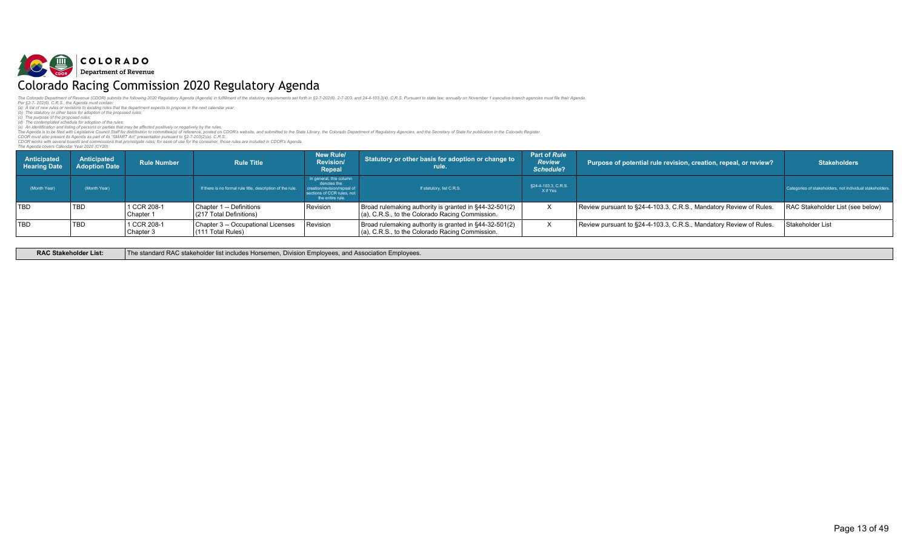COLORADO
Department of Revenue

# Colorado Racing Commission 2020 Regulatory Agenda

*The Colorado Department of Revenue (CDOR) submits the following 2020 Regulatory Agenda (Agenda) in fulfillment of the statutory requirements set forth in §2-7-202(6), 2-7-203, and 24-4-103.3(4), C.R.S. Pursuant to state law, annually on November 1 executive-branch agencies must file their Agenda.*
*Per §2-7- 202(6), C.R.S., the Agenda must contain:*
*(a) A list of new rules or revisions to existing rules that the department expects to propose in the next calendar year;*
*(b) The statutory or other basis for adoption of the proposed rules;*
*(c) The purpose of the proposed rules;*
*(d) The contemplated schedule for adoption of the rules;*
*(e) An identification and listing of persons or parties that may be affected positively or negatively by the rules.*
*The Agenda is to be filed with Legislative Council Staff for distribution to committee(s) of reference, posted on CDOR's website, and submitted to the State Library, the Colorado Department of Regulatory Agencies, and the Secretary of State for publication in the Colorado Register.*
*CDOR must also present its Agenda as part of its "SMART Act" presentation pursuant to §2-7-203(2)(a), C.R.S.*
*CDOR works with several boards and commissions that promulgate rules; for ease of use for the consumer, those rules are included in CDOR's Agenda.*
*The Agenda covers Calendar Year 2020 (CY20).*

| Anticipated Hearing Date | Anticipated Adoption Date | Rule Number | Rule Title | New Rule/ Revision/ Repeal | Statutory or other basis for adoption or change to rule. | Part of *Rule Review Schedule*? | Purpose of potential rule revision, creation, repeal, or review? | Stakeholders |
|---|---|---|---|---|---|---|---|---|
| (Month Year) | (Month Year) | | If there is no formal rule title, description of the rule. | In general, this column denotes the creation/revision/repeal of sections of CCR rules, not the entire rule. | If statutory, list C.R.S. | §24-4-103.3, C.R.S. X if Yes | | Categories of stakeholders, not individual stakeholders. |
| TBD | TBD | 1 CCR 208-1 Chapter 1 | Chapter 1 -- Definitions (217 Total Definitions) | Revision | Broad rulemaking authority is granted in §44-32-501(2)(a), C.R.S., to the Colorado Racing Commission. | X | Review pursuant to §24-4-103.3, C.R.S., Mandatory Review of Rules. | RAC Stakeholder List (see below) |
| TBD | TBD | 1 CCR 208-1 Chapter 3 | Chapter 3 -- Occupational Licenses (111 Total Rules) | Revision | Broad rulemaking authority is granted in §44-32-501(2)(a), C.R.S., to the Colorado Racing Commission. | X | Review pursuant to §24-4-103.3, C.R.S., Mandatory Review of Rules. | Stakeholder List |

| RAC Stakeholder List: | The standard RAC stakeholder list includes Horsemen, Division Employees, and Association Employees. |
|---|---|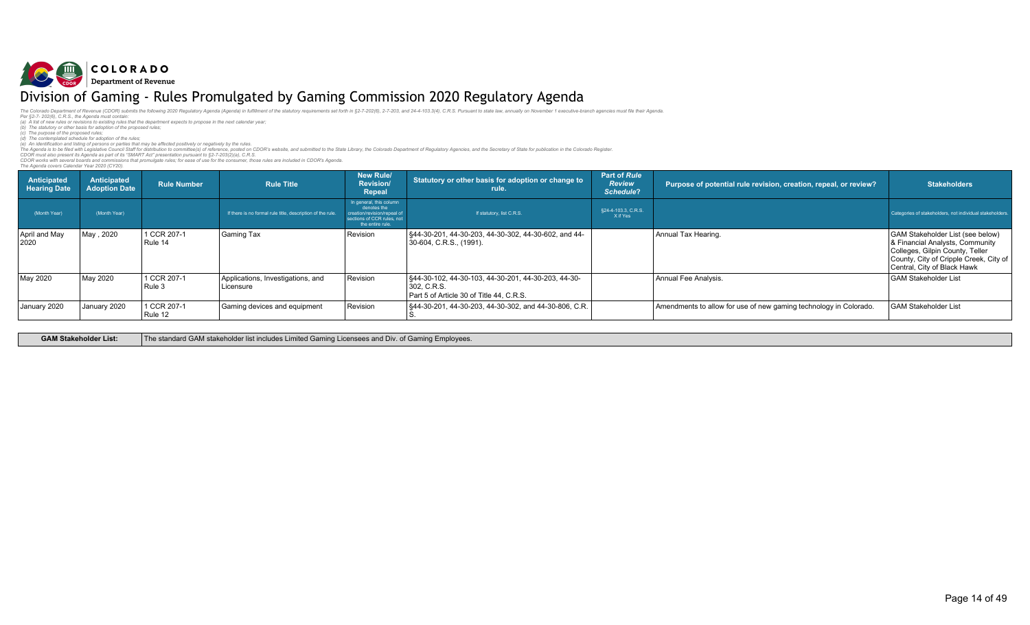COLORADO
Department of Revenue

# Division of Gaming - Rules Promulgated by Gaming Commission 2020 Regulatory Agenda

*The Colorado Department of Revenue (CDOR) submits the following 2020 Regulatory Agenda (Agenda) in fulfillment of the statutory requirements set forth in §2-7-202(6), 2-7-203, and 24-4-103.3(4), C.R.S. Pursuant to state law, annually on November 1 executive-branch agencies must file their Agenda.*
*Per §2-7- 202(6), C.R.S., the Agenda must contain:*
*(a) A list of new rules or revisions to existing rules that the department expects to propose in the next calendar year;*
*(b) The statutory or other basis for adoption of the proposed rules;*
*(c) The purpose of the proposed rules;*
*(d) The contemplated schedule for adoption of the rules;*
*(e) An identification and listing of persons or parties that may be affected positively or negatively by the rules.*
*The Agenda is to be filed with Legislative Council Staff for distribution to committee(s) of reference, posted on CDOR's website, and submitted to the State Library, the Colorado Department of Regulatory Agencies, and the Secretary of State for publication in the Colorado Register.*
*CDOR must also present its Agenda as part of its "SMART Act" presentation pursuant to §2-7-203(2)(a), C.R.S.*
*CDOR works with several boards and commissions that promulgate rules; for ease of use for the consumer, those rules are included in CDOR's Agenda.*
*The Agenda covers Calendar Year 2020 (CY20).*

| Anticipated Hearing Date | Anticipated Adoption Date | Rule Number | Rule Title | New Rule/ Revision/ Repeal | Statutory or other basis for adoption or change to rule. | Part of *Rule Review Schedule*? | Purpose of potential rule revision, creation, repeal, or review? | Stakeholders |
|---|---|---|---|---|---|---|---|---|
| (Month Year) | (Month Year) | | If there is no formal rule title, description of the rule. | In general, this column denotes the creation/revision/repeal of sections of CCR rules, not the entire rule. | If statutory, list C.R.S. | §24-4-103.3, C.R.S. X if Yes | | Categories of stakeholders, not individual stakeholders. |
| April and May 2020 | May , 2020 | 1 CCR 207-1 Rule 14 | Gaming Tax | Revision | §44-30-201, 44-30-203, 44-30-302, 44-30-602, and 44-30-604, C.R.S., (1991). | | Annual Tax Hearing. | GAM Stakeholder List (see below) & Financial Analysts, Community Colleges, Gilpin County, Teller County, City of Cripple Creek, City of Central, City of Black Hawk |
| May 2020 | May 2020 | 1 CCR 207-1 Rule 3 | Applications, Investigations, and Licensure | Revision | §44-30-102, 44-30-103, 44-30-201, 44-30-203, 44-30-302, C.R.S. Part 5 of Article 30 of Title 44, C.R.S. | | Annual Fee Analysis. | GAM Stakeholder List |
| January 2020 | January 2020 | 1 CCR 207-1 Rule 12 | Gaming devices and equipment | Revision | §44-30-201, 44-30-203, 44-30-302, and 44-30-806, C.R.S. | | Amendments to allow for use of new gaming technology in Colorado. | GAM Stakeholder List |

| GAM Stakeholder List: | The standard GAM stakeholder list includes Limited Gaming Licensees and Div. of Gaming Employees. |
|---|---|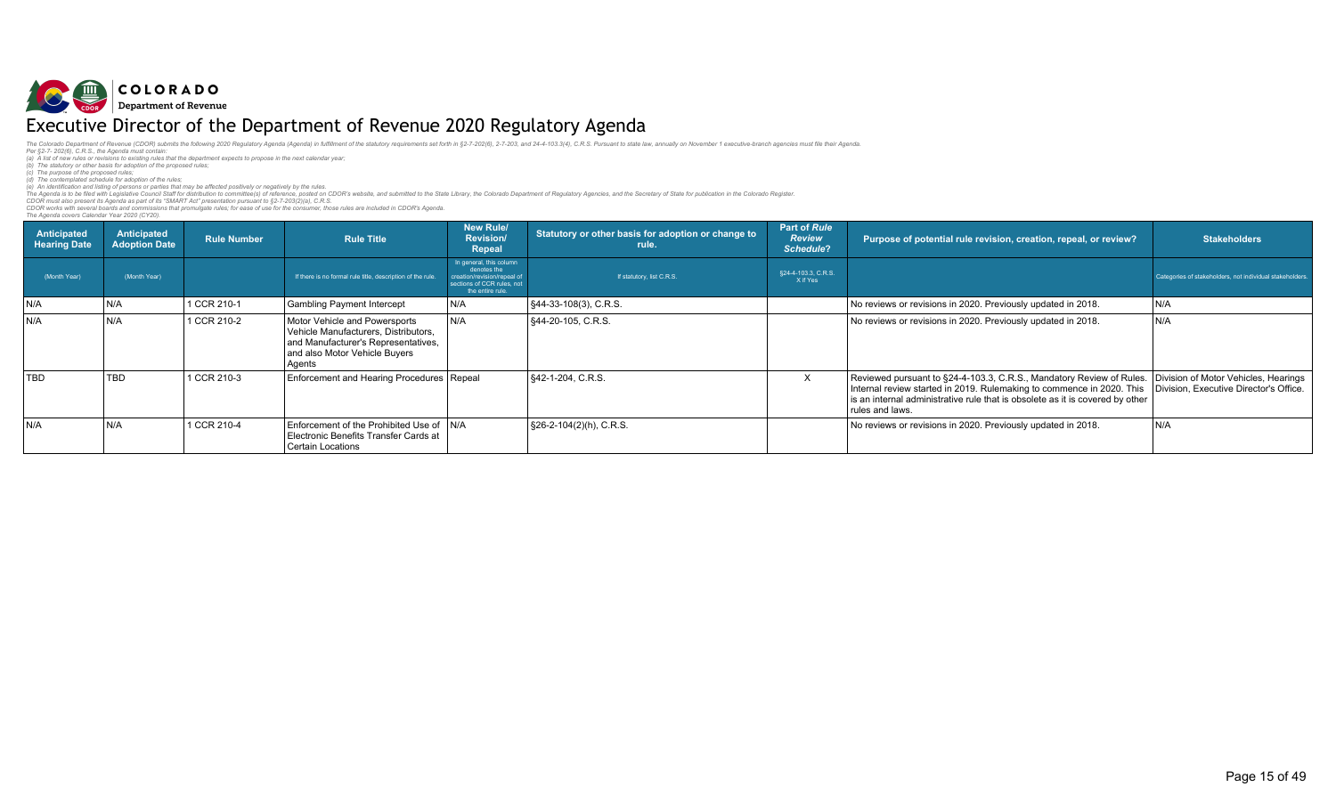COLORADO
Department of Revenue

# Executive Director of the Department of Revenue 2020 Regulatory Agenda

*The Colorado Department of Revenue (CDOR) submits the following 2020 Regulatory Agenda (Agenda) in fulfillment of the statutory requirements set forth in §2-7-202(6), 2-7-203, and 24-4-103.3(4), C.R.S. Pursuant to state law, annually on November 1 executive-branch agencies must file their Agenda.*
*Per §2-7- 202(6), C.R.S., the Agenda must contain:*
*(a) A list of new rules or revisions to existing rules that the department expects to propose in the next calendar year;*
*(b) The statutory or other basis for adoption of the proposed rules;*
*(c) The purpose of the proposed rules;*
*(d) The contemplated schedule for adoption of the rules;*
*(e) An identification and listing of persons or parties that may be affected positively or negatively by the rules.*
*The Agenda is to be filed with Legislative Council Staff for distribution to committee(s) of reference, posted on CDOR's website, and submitted to the State Library, the Colorado Department of Regulatory Agencies, and the Secretary of State for publication in the Colorado Register.*
*CDOR must also present its Agenda as part of its "SMART Act" presentation pursuant to §2-7-203(2)(a), C.R.S.*
*CDOR works with several boards and commissions that promulgate rules; for ease of use for the consumer, those rules are included in CDOR's Agenda.*
*The Agenda covers Calendar Year 2020 (CY20).*

| Anticipated Hearing Date | Anticipated Adoption Date | Rule Number | Rule Title | New Rule/ Revision/ Repeal | Statutory or other basis for adoption or change to rule. | Part of *Rule Review Schedule*? | Purpose of potential rule revision, creation, repeal, or review? | Stakeholders |
|---|---|---|---|---|---|---|---|---|
| (Month Year) | (Month Year) | | If there is no formal rule title, description of the rule. | In general, this column denotes the creation/revision/repeal of sections of CCR rules, not the entire rule. | If statutory, list C.R.S. | §24-4-103.3, C.R.S. X if Yes | | Categories of stakeholders, not individual stakeholders. |
| N/A | N/A | 1 CCR 210-1 | Gambling Payment Intercept | N/A | §44-33-108(3), C.R.S. | | No reviews or revisions in 2020. Previously updated in 2018. | N/A |
| N/A | N/A | 1 CCR 210-2 | Motor Vehicle and Powersports Vehicle Manufacturers, Distributors, and Manufacturer's Representatives, and also Motor Vehicle Buyers Agents | N/A | §44-20-105, C.R.S. | | No reviews or revisions in 2020. Previously updated in 2018. | N/A |
| TBD | TBD | 1 CCR 210-3 | Enforcement and Hearing Procedures | Repeal | §42-1-204, C.R.S. | X | Reviewed pursuant to §24-4-103.3, C.R.S., Mandatory Review of Rules. Internal review started in 2019. Rulemaking to commence in 2020. This is an internal administrative rule that is obsolete as it is covered by other rules and laws. | Division of Motor Vehicles, Hearings Division, Executive Director's Office. |
| N/A | N/A | 1 CCR 210-4 | Enforcement of the Prohibited Use of Electronic Benefits Transfer Cards at Certain Locations | N/A | §26-2-104(2)(h), C.R.S. | | No reviews or revisions in 2020. Previously updated in 2018. | N/A |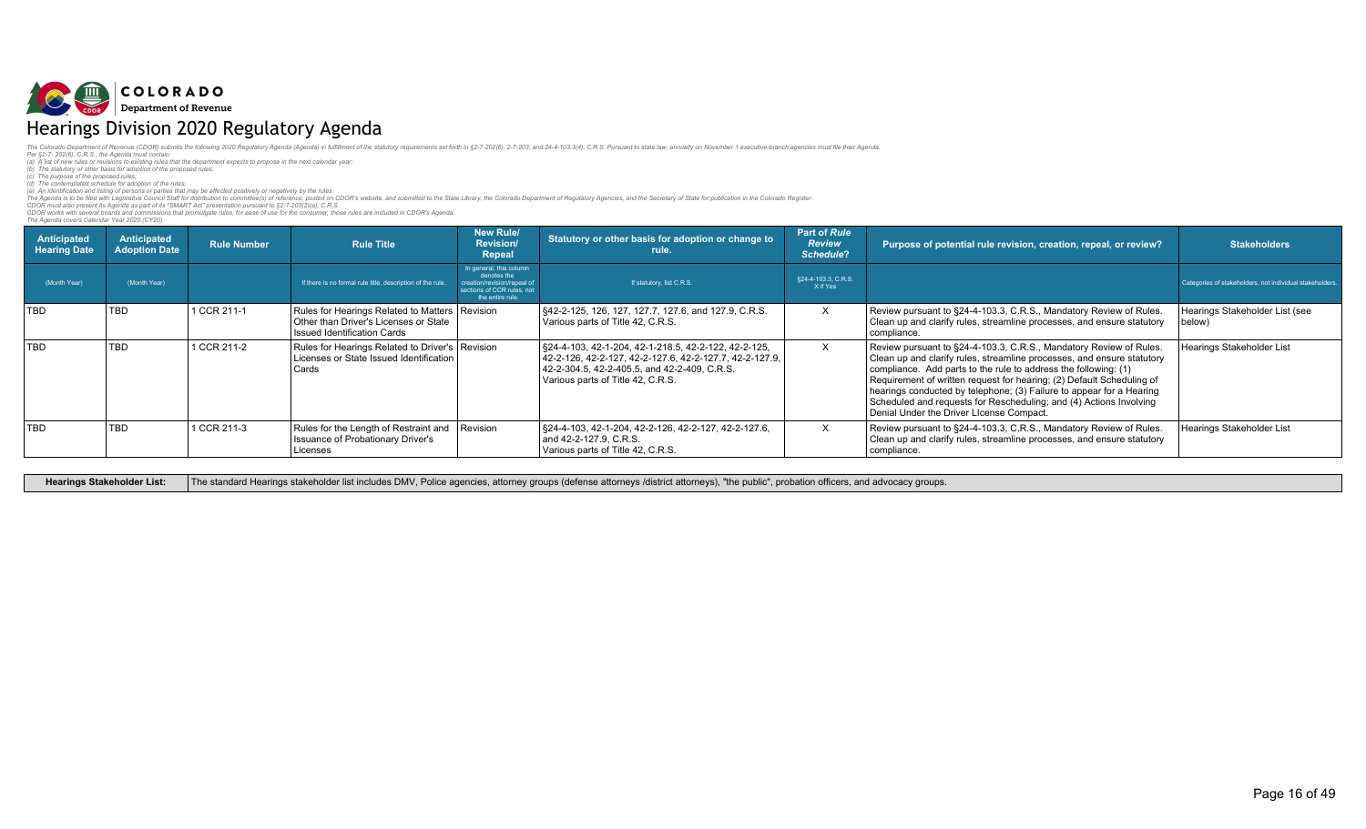COLORADO
Department of Revenue

# Hearings Division 2020 Regulatory Agenda

*The Colorado Department of Revenue (CDOR) submits the following 2020 Regulatory Agenda (Agenda) in fulfillment of the statutory requirements set forth in §2-7-202(6), 2-7-203, and 24-4-103.3(4), C.R.S. Pursuant to state law, annually on November 1 executive-branch agencies must file their Agenda.*
*Per §2-7- 202(6), C.R.S., the Agenda must contain:*
*(a) A list of new rules or revisions to existing rules that the department expects to propose in the next calendar year;*
*(b) The statutory or other basis for adoption of the proposed rules;*
*(c) The purpose of the proposed rules;*
*(d) The contemplated schedule for adoption of the rules;*
*(e) An identification and listing of persons or parties that may be affected positively or negatively by the rules.*
*The Agenda is to be filed with Legislative Council Staff for distribution to committee(s) of reference, posted on CDOR's website, and submitted to the State Library, the Colorado Department of Regulatory Agencies, and the Secretary of State for publication in the Colorado Register.*
*CDOR must also present its Agenda as part of its "SMART Act" presentation pursuant to §2-7-203(2)(a), C.R.S.*
*CDOR works with several boards and commissions that promulgate rules; for ease of use for the consumer, those rules are included in CDOR's Agenda.*
*The Agenda covers Calendar Year 2020 (CY20).*

| Anticipated Hearing Date | Anticipated Adoption Date | Rule Number | Rule Title | New Rule/ Revision/ Repeal | Statutory or other basis for adoption or change to rule. | Part of *Rule Review Schedule*? | Purpose of potential rule revision, creation, repeal, or review? | Stakeholders |
|---|---|---|---|---|---|---|---|---|
| (Month Year) | (Month Year) | | If there is no formal rule title, description of the rule. | In general, this column denotes the creation/revision/repeal of sections of CCR rules, not the entire rule. | If statutory, list C.R.S. | §24-4-103.3, C.R.S. X if Yes | | Categories of stakeholders, not individual stakeholders. |
| TBD | TBD | 1 CCR 211-1 | Rules for Hearings Related to Matters Other than Driver's Licenses or State Issued Identification Cards | Revision | §42-2-125, 126, 127, 127.7, 127.6, and 127.9, C.R.S. Various parts of Title 42, C.R.S. | X | Review pursuant to §24-4-103.3, C.R.S., Mandatory Review of Rules. Clean up and clarify rules, streamline processes, and ensure statutory compliance. | Hearings Stakeholder List (see below) |
| TBD | TBD | 1 CCR 211-2 | Rules for Hearings Related to Driver's Licenses or State Issued Identification Cards | Revision | §24-4-103, 42-1-204, 42-1-218.5, 42-2-122, 42-2-125, 42-2-126, 42-2-127, 42-2-127.6, 42-2-127.7, 42-2-127.9, 42-2-304.5, 42-2-405.5, and 42-2-409, C.R.S. Various parts of Title 42, C.R.S. | X | Review pursuant to §24-4-103.3, C.R.S., Mandatory Review of Rules. Clean up and clarify rules, streamline processes, and ensure statutory compliance. Add parts to the rule to address the following: (1) Requirement of written request for hearing; (2) Default Scheduling of hearings conducted by telephone; (3) Failure to appear for a Hearing Scheduled and requests for Rescheduling; and (4) Actions Involving Denial Under the Driver LIcense Compact. | Hearings Stakeholder List |
| TBD | TBD | 1 CCR 211-3 | Rules for the Length of Restraint and Issuance of Probationary Driver's Licenses | Revision | §24-4-103, 42-1-204, 42-2-126, 42-2-127, 42-2-127.6, and 42-2-127.9, C.R.S. Various parts of Title 42, C.R.S. | X | Review pursuant to §24-4-103.3, C.R.S., Mandatory Review of Rules. Clean up and clarify rules, streamline processes, and ensure statutory compliance. | Hearings Stakeholder List |

| Hearings Stakeholder List: | The standard Hearings stakeholder list includes DMV, Police agencies, attorney groups (defense attorneys /district attorneys), "the public", probation officers, and advocacy groups. |
|---|---|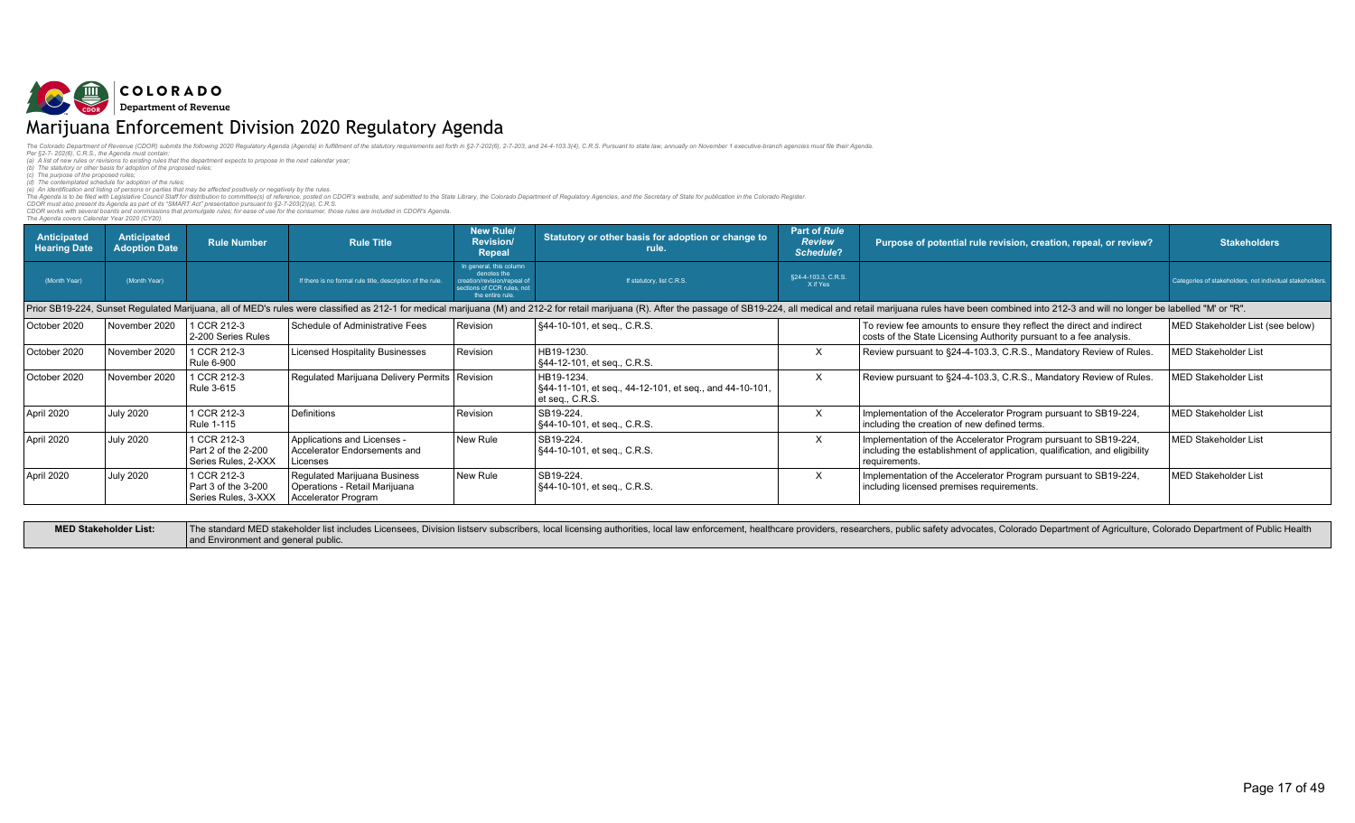COLORADO
Department of Revenue

# Marijuana Enforcement Division 2020 Regulatory Agenda

*The Colorado Department of Revenue (CDOR) submits the following 2020 Regulatory Agenda (Agenda) in fulfillment of the statutory requirements set forth in §2-7-202(6), 2-7-203, and 24-4-103.3(4), C.R.S. Pursuant to state law, annually on November 1 executive-branch agencies must file their Agenda.*
*Per §2-7- 202(6), C.R.S., the Agenda must contain:*
*(a) A list of new rules or revisions to existing rules that the department expects to propose in the next calendar year;*
*(b) The statutory or other basis for adoption of the proposed rules;*
*(c) The purpose of the proposed rules;*
*(d) The contemplated schedule for adoption of the rules;*
*(e) An identification and listing of persons or parties that may be affected positively or negatively by the rules.*
*The Agenda is to be filed with Legislative Council Staff for distribution to committee(s) of reference, posted on CDOR's website, and submitted to the State Library, the Colorado Department of Regulatory Agencies, and the Secretary of State for publication in the Colorado Register.*
*CDOR must also present its Agenda as part of its "SMART Act" presentation pursuant to §2-7-203(2)(a), C.R.S.*
*CDOR works with several boards and commissions that promulgate rules; for ease of use for the consumer, those rules are included in CDOR's Agenda.*
*The Agenda covers Calendar Year 2020 (CY20).*

| Anticipated Hearing Date | Anticipated Adoption Date | Rule Number | Rule Title | New Rule/ Revision/ Repeal | Statutory or other basis for adoption or change to rule. | Part of *Rule Review Schedule*? | Purpose of potential rule revision, creation, repeal, or review? | Stakeholders |
|---|---|---|---|---|---|---|---|---|
| (Month Year) | (Month Year) | | If there is no formal rule title, description of the rule. | In general, this column denotes the creation/revision/repeal of sections of CCR rules, not the entire rule. | If statutory, list C.R.S. | §24-4-103.3, C.R.S. X if Yes | | Categories of stakeholders, not individual stakeholders. |
| Prior SB19-224, Sunset Regulated Marijuana, all of MED's rules were classified as 212-1 for medical marijuana (M) and 212-2 for retail marijuana (R). After the passage of SB19-224, all medical and retail marijuana rules have been combined into 212-3 and will no longer be labelled "M" or "R". | | | | | | | | |
| October 2020 | November 2020 | 1 CCR 212-3 2-200 Series Rules | Schedule of Administrative Fees | Revision | §44-10-101, et seq., C.R.S. | | To review fee amounts to ensure they reflect the direct and indirect costs of the State Licensing Authority pursuant to a fee analysis. | MED Stakeholder List (see below) |
| October 2020 | November 2020 | 1 CCR 212-3 Rule 6-900 | Licensed Hospitality Businesses | Revision | HB19-1230. §44-12-101, et seq., C.R.S. | X | Review pursuant to §24-4-103.3, C.R.S., Mandatory Review of Rules. | MED Stakeholder List |
| October 2020 | November 2020 | 1 CCR 212-3 Rule 3-615 | Regulated Marijuana Delivery Permits | Revision | HB19-1234. §44-11-101, et seq., 44-12-101, et seq., and 44-10-101, et seq., C.R.S. | X | Review pursuant to §24-4-103.3, C.R.S., Mandatory Review of Rules. | MED Stakeholder List |
| April 2020 | July 2020 | 1 CCR 212-3 Rule 1-115 | Definitions | Revision | SB19-224. §44-10-101, et seq., C.R.S. | X | Implementation of the Accelerator Program pursuant to SB19-224, including the creation of new defined terms. | MED Stakeholder List |
| April 2020 | July 2020 | 1 CCR 212-3 Part 2 of the 2-200 Series Rules, 2-XXX | Applications and Licenses - Accelerator Endorsements and Licenses | New Rule | SB19-224. §44-10-101, et seq., C.R.S. | X | Implementation of the Accelerator Program pursuant to SB19-224, including the establishment of application, qualification, and eligibility requirements. | MED Stakeholder List |
| April 2020 | July 2020 | 1 CCR 212-3 Part 3 of the 3-200 Series Rules, 3-XXX | Regulated Marijuana Business Operations - Retail Marijuana Accelerator Program | New Rule | SB19-224. §44-10-101, et seq., C.R.S. | X | Implementation of the Accelerator Program pursuant to SB19-224, including licensed premises requirements. | MED Stakeholder List |

| MED Stakeholder List: | The standard MED stakeholder list includes Licensees, Division listserv subscribers, local licensing authorities, local law enforcement, healthcare providers, researchers, public safety advocates, Colorado Department of Agriculture, Colorado Department of Public Health and Environment and general public. |
|---|---|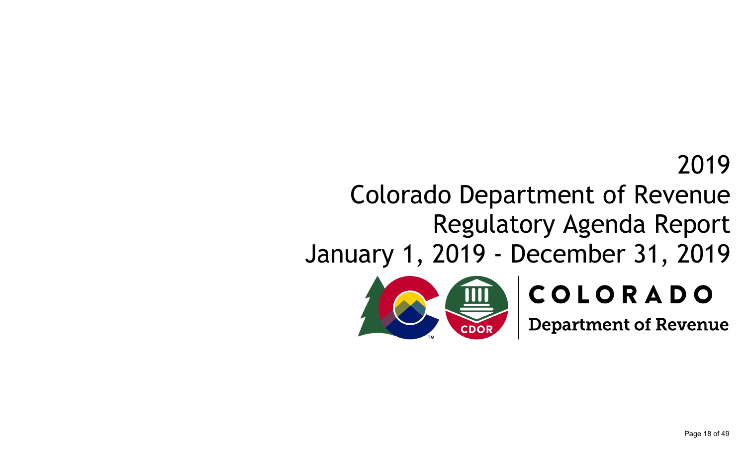# 2019
# Colorado Department of Revenue
# Regulatory Agenda Report
# January 1, 2019 - December 31, 2019

COLORADO

Department of Revenue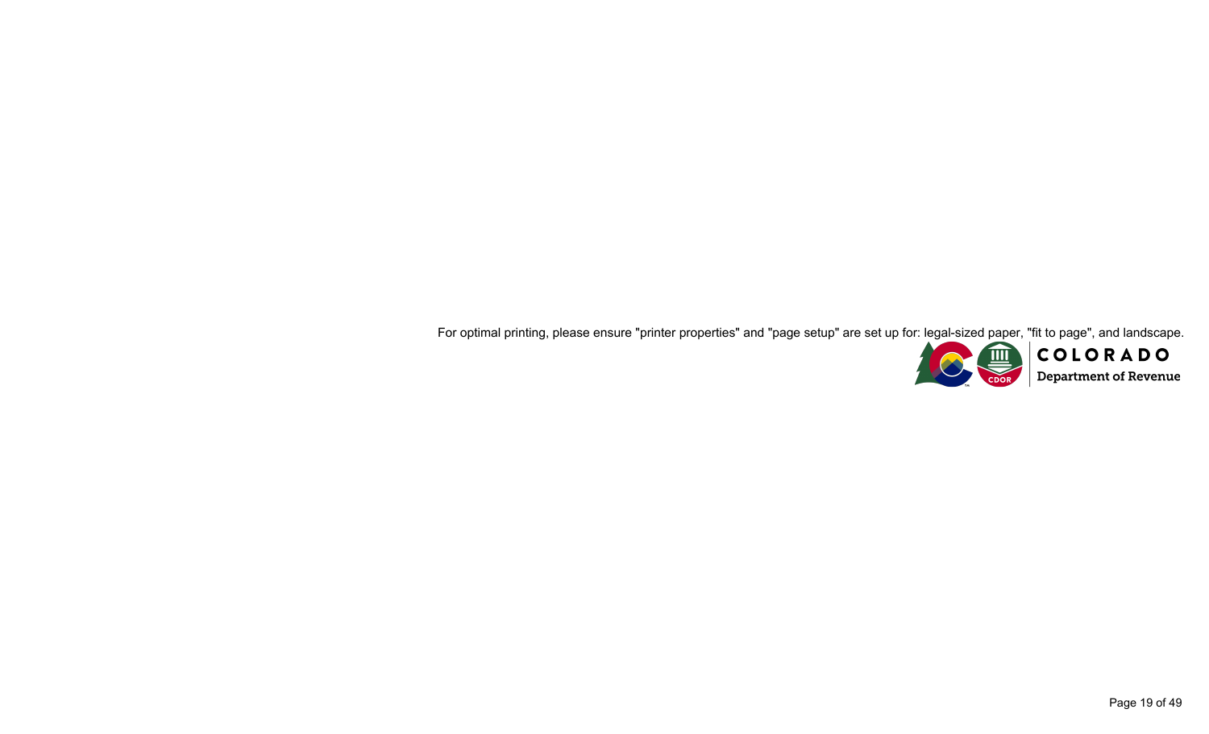For optimal printing, please ensure "printer properties" and "page setup" are set up for: legal-sized paper, "fit to page", and landscape.

COLORADO

Department of Revenue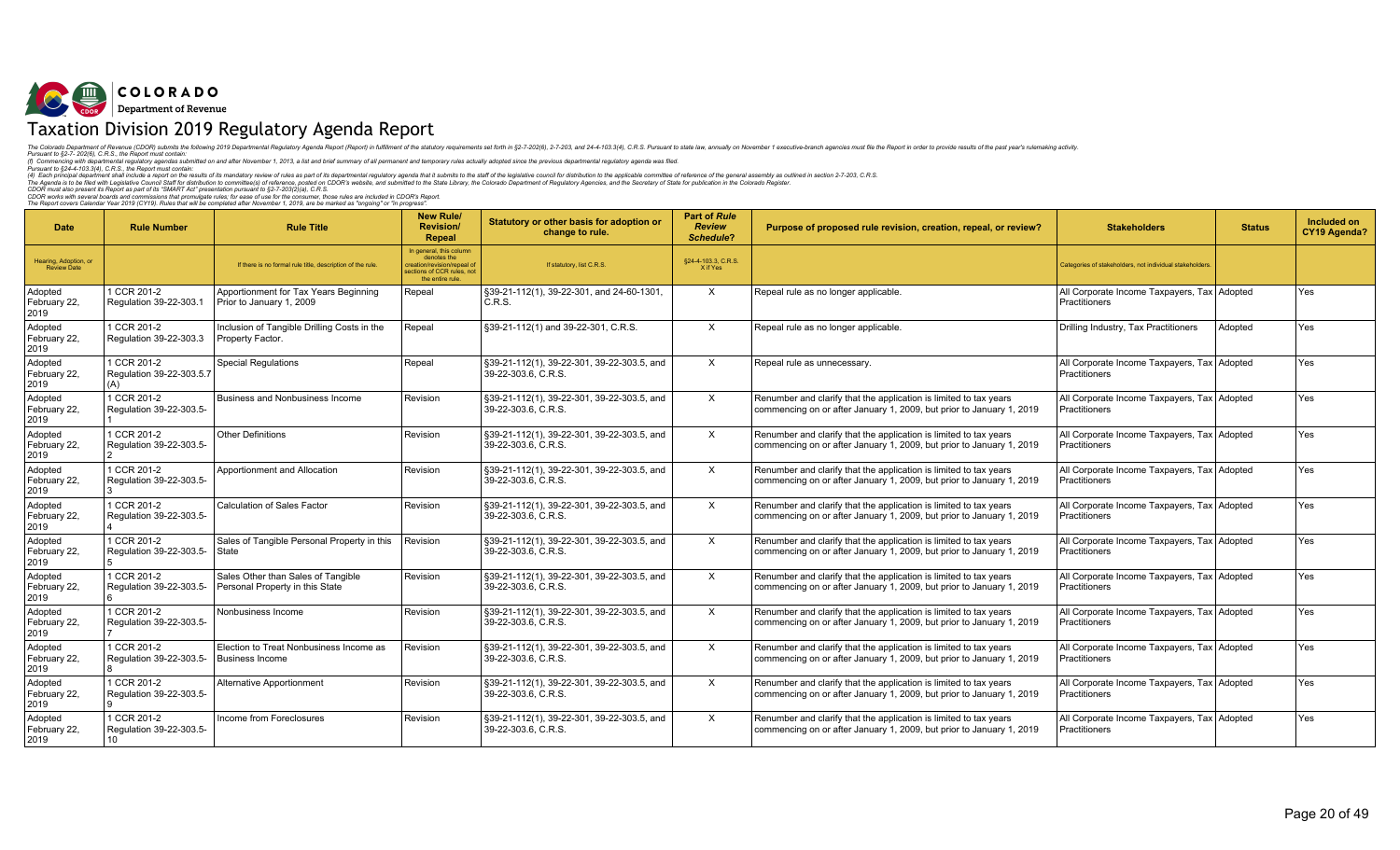**COLORADO**
**Department of Revenue**

# Taxation Division 2019 Regulatory Agenda Report

*The Colorado Department of Revenue (CDOR) submits the following 2019 Departmental Regulatory Agenda Report (Report) in fulfillment of the statutory requirements set forth in §2-7-202(6), 2-7-203, and 24-4-103.3(4), C.R.S. Pursuant to state law, annually on November 1 executive-branch agencies must file the Report in order to provide results of the past year's rulemaking activity.*
*Pursuant to §2-7- 202(6), C.R.S., the Report must contain:*
*(I) Commencing with departmental regulatory agendas submitted on and after November 1, 2013, a list and brief summary of all permanent and temporary rules actually adopted since the previous departmental regulatory agenda was filed.*
*Pursuant to §24-4-103.3(4), C.R.S., the Report must contain:*
*(4) Each principal department shall include a report on the results of its mandatory review of rules as part of its departmental regulatory agenda that it submits to the staff of the legislative council for distribution to the applicable committee of reference of the general assembly as outlined in section 2-7-203, C.R.S.*
*The Agenda is to be filed with Legislative Council Staff for distribution to committee(s) of reference, posted on CDOR's website, and submitted to the State Library, the Colorado Department of Regulatory Agencies, and the Secretary of State for publication in the Colorado Register.*
*CDOR must also present its Report as part of its "SMART Act" presentation pursuant to §2-7-203(2)(a), C.R.S.*
*CDOR works with several boards and commissions that promulgate rules; for ease of use for the consumer, those rules are included in CDOR's Report.*
*The Report covers Calendar Year 2019 (CY19). Rules that will be completed after November 1, 2019, are be marked as "ongoing" or "in progress".*

| Date | Rule Number | Rule Title | New Rule/ Revision/ Repeal | Statutory or other basis for adoption or change to rule. | Part of *Rule Review Schedule*? | Purpose of proposed rule revision, creation, repeal, or review? | Stakeholders | Status | Included on CY19 Agenda? |
|---|---|---|---|---|---|---|---|---|---|
| Hearing, Adoption, or Review Date | | If there is no formal rule title, description of the rule. | In general, this column denotes the creation/revision/repeal of sections of CCR rules, not the entire rule. | If statutory, list C.R.S. | §24-4-103.3, C.R.S. X if Yes | | Categories of stakeholders, not individual stakeholders. | | |
| Adopted February 22, 2019 | 1 CCR 201-2 Regulation 39-22-303.1 | Apportionment for Tax Years Beginning Prior to January 1, 2009 | Repeal | §39-21-112(1), 39-22-301, and 24-60-1301, C.R.S. | X | Repeal rule as no longer applicable. | All Corporate Income Taxpayers, Tax Practitioners | Adopted | Yes |
| Adopted February 22, 2019 | 1 CCR 201-2 Regulation 39-22-303.3 | Inclusion of Tangible Drilling Costs in the Property Factor. | Repeal | §39-21-112(1) and 39-22-301, C.R.S. | X | Repeal rule as no longer applicable. | Drilling Industry, Tax Practitioners | Adopted | Yes |
| Adopted February 22, 2019 | 1 CCR 201-2 Regulation 39-22-303.5.7 (A) | Special Regulations | Repeal | §39-21-112(1), 39-22-301, 39-22-303.5, and 39-22-303.6, C.R.S. | X | Repeal rule as unnecessary. | All Corporate Income Taxpayers, Tax Practitioners | Adopted | Yes |
| Adopted February 22, 2019 | 1 CCR 201-2 Regulation 39-22-303.5-1 | Business and Nonbusiness Income | Revision | §39-21-112(1), 39-22-301, 39-22-303.5, and 39-22-303.6, C.R.S. | X | Renumber and clarify that the application is limited to tax years commencing on or after January 1, 2009, but prior to January 1, 2019 | All Corporate Income Taxpayers, Tax Practitioners | Adopted | Yes |
| Adopted February 22, 2019 | 1 CCR 201-2 Regulation 39-22-303.5-2 | Other Definitions | Revision | §39-21-112(1), 39-22-301, 39-22-303.5, and 39-22-303.6, C.R.S. | X | Renumber and clarify that the application is limited to tax years commencing on or after January 1, 2009, but prior to January 1, 2019 | All Corporate Income Taxpayers, Tax Practitioners | Adopted | Yes |
| Adopted February 22, 2019 | 1 CCR 201-2 Regulation 39-22-303.5-3 | Apportionment and Allocation | Revision | §39-21-112(1), 39-22-301, 39-22-303.5, and 39-22-303.6, C.R.S. | X | Renumber and clarify that the application is limited to tax years commencing on or after January 1, 2009, but prior to January 1, 2019 | All Corporate Income Taxpayers, Tax Practitioners | Adopted | Yes |
| Adopted February 22, 2019 | 1 CCR 201-2 Regulation 39-22-303.5-4 | Calculation of Sales Factor | Revision | §39-21-112(1), 39-22-301, 39-22-303.5, and 39-22-303.6, C.R.S. | X | Renumber and clarify that the application is limited to tax years commencing on or after January 1, 2009, but prior to January 1, 2019 | All Corporate Income Taxpayers, Tax Practitioners | Adopted | Yes |
| Adopted February 22, 2019 | 1 CCR 201-2 Regulation 39-22-303.5-5 | Sales of Tangible Personal Property in this State | Revision | §39-21-112(1), 39-22-301, 39-22-303.5, and 39-22-303.6, C.R.S. | X | Renumber and clarify that the application is limited to tax years commencing on or after January 1, 2009, but prior to January 1, 2019 | All Corporate Income Taxpayers, Tax Practitioners | Adopted | Yes |
| Adopted February 22, 2019 | 1 CCR 201-2 Regulation 39-22-303.5-6 | Sales Other than Sales of Tangible Personal Property in this State | Revision | §39-21-112(1), 39-22-301, 39-22-303.5, and 39-22-303.6, C.R.S. | X | Renumber and clarify that the application is limited to tax years commencing on or after January 1, 2009, but prior to January 1, 2019 | All Corporate Income Taxpayers, Tax Practitioners | Adopted | Yes |
| Adopted February 22, 2019 | 1 CCR 201-2 Regulation 39-22-303.5-7 | Nonbusiness Income | Revision | §39-21-112(1), 39-22-301, 39-22-303.5, and 39-22-303.6, C.R.S. | X | Renumber and clarify that the application is limited to tax years commencing on or after January 1, 2009, but prior to January 1, 2019 | All Corporate Income Taxpayers, Tax Practitioners | Adopted | Yes |
| Adopted February 22, 2019 | 1 CCR 201-2 Regulation 39-22-303.5-8 | Election to Treat Nonbusiness Income as Business Income | Revision | §39-21-112(1), 39-22-301, 39-22-303.5, and 39-22-303.6, C.R.S. | X | Renumber and clarify that the application is limited to tax years commencing on or after January 1, 2009, but prior to January 1, 2019 | All Corporate Income Taxpayers, Tax Practitioners | Adopted | Yes |
| Adopted February 22, 2019 | 1 CCR 201-2 Regulation 39-22-303.5-9 | Alternative Apportionment | Revision | §39-21-112(1), 39-22-301, 39-22-303.5, and 39-22-303.6, C.R.S. | X | Renumber and clarify that the application is limited to tax years commencing on or after January 1, 2009, but prior to January 1, 2019 | All Corporate Income Taxpayers, Tax Practitioners | Adopted | Yes |
| Adopted February 22, 2019 | 1 CCR 201-2 Regulation 39-22-303.5-10 | Income from Foreclosures | Revision | §39-21-112(1), 39-22-301, 39-22-303.5, and 39-22-303.6, C.R.S. | X | Renumber and clarify that the application is limited to tax years commencing on or after January 1, 2009, but prior to January 1, 2019 | All Corporate Income Taxpayers, Tax Practitioners | Adopted | Yes |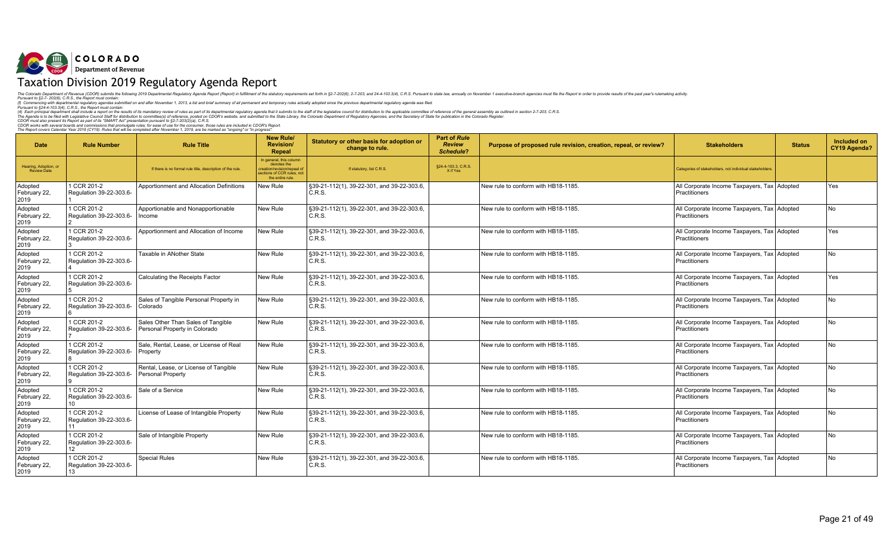COLORADO
Department of Revenue

# Taxation Division 2019 Regulatory Agenda Report

The Colorado Department of Revenue (CDOR) submits the following 2019 Departmental Regulatory Agenda Report (Report) in fulfillment of the statutory requirements set forth in §2-7-202(6), 2-7-203, and 24-4-103.3(4), C.R.S. Pursuant to state law, annually on November 1 executive-branch agencies must file the Report in order to provide results of the past year's rulemaking activity.
Pursuant to §2-7- 202(6), C.R.S., the Report must contain:
(I) Commencing with departmental regulatory agendas submitted on and after November 1, 2013, a list and brief summary of all permanent and temporary rules actually adopted since the previous departmental regulatory agenda was filed.
Pursuant to §24-4-103.3(4), C.R.S., the Report must contain:
(4) Each principal department shall include a report on the results of its mandatory review of rules as part of its departmental regulatory agenda that it submits to the staff of the legislative council for distribution to the applicable committee of reference of the general assembly as outlined in section 2-7-203, C.R.S.
The Agenda is to be filed with Legislative Council Staff for distribution to committee(s) of reference, posted on CDOR's website, and submitted to the State Library, the Colorado Department of Regulatory Agencies, and the Secretary of State for publication in the Colorado Register.
CDOR must also present its Report as part of its "SMART Act" presentation pursuant to §2-7-203(2)(a), C.R.S.
CDOR works with several boards and commissions that promulgate rules; for ease of use for the consumer, those rules are included in CDOR's Report.
The Report covers Calendar Year 2019 (CY19). Rules that will be completed after November 1, 2019, are be marked as "ongoing" or "in progress".

| Date | Rule Number | Rule Title | New Rule/ Revision/ Repeal | Statutory or other basis for adoption or change to rule. | Part of *Rule Review Schedule*? | Purpose of proposed rule revision, creation, repeal, or review? | Stakeholders | Status | Included on CY19 Agenda? |
|---|---|---|---|---|---|---|---|---|---|
| Hearing, Adoption, or Review Date | | If there is no formal rule title, description of the rule. | In general, this column denotes the creation/revision/repeal of sections of CCR rules, not the entire rule. | If statutory, list C.R.S. | §24-4-103.3, C.R.S. X if Yes | | Categories of stakeholders, not individual stakeholders. | | |
| Adopted February 22, 2019 | 1 CCR 201-2 Regulation 39-22-303.6-1 | Apportionment and Allocation Definitions | New Rule | §39-21-112(1), 39-22-301, and 39-22-303.6, C.R.S. | | New rule to conform with HB18-1185. | All Corporate Income Taxpayers, Tax Practitioners | Adopted | Yes |
| Adopted February 22, 2019 | 1 CCR 201-2 Regulation 39-22-303.6-2 | Apportionable and Nonapportionable Income | New Rule | §39-21-112(1), 39-22-301, and 39-22-303.6, C.R.S. | | New rule to conform with HB18-1185. | All Corporate Income Taxpayers, Tax Practitioners | Adopted | No |
| Adopted February 22, 2019 | 1 CCR 201-2 Regulation 39-22-303.6-3 | Apportionment and Allocation of Income | New Rule | §39-21-112(1), 39-22-301, and 39-22-303.6, C.R.S. | | New rule to conform with HB18-1185. | All Corporate Income Taxpayers, Tax Practitioners | Adopted | Yes |
| Adopted February 22, 2019 | 1 CCR 201-2 Regulation 39-22-303.6-4 | Taxable in ANother State | New Rule | §39-21-112(1), 39-22-301, and 39-22-303.6, C.R.S. | | New rule to conform with HB18-1185. | All Corporate Income Taxpayers, Tax Practitioners | Adopted | No |
| Adopted February 22, 2019 | 1 CCR 201-2 Regulation 39-22-303.6-5 | Calculating the Receipts Factor | New Rule | §39-21-112(1), 39-22-301, and 39-22-303.6, C.R.S. | | New rule to conform with HB18-1185. | All Corporate Income Taxpayers, Tax Practitioners | Adopted | Yes |
| Adopted February 22, 2019 | 1 CCR 201-2 Regulation 39-22-303.6-6 | Sales of Tangible Personal Property in Colorado | New Rule | §39-21-112(1), 39-22-301, and 39-22-303.6, C.R.S. | | New rule to conform with HB18-1185. | All Corporate Income Taxpayers, Tax Practitioners | Adopted | No |
| Adopted February 22, 2019 | 1 CCR 201-2 Regulation 39-22-303.6-7 | Sales Other Than Sales of Tangible Personal Property in Colorado | New Rule | §39-21-112(1), 39-22-301, and 39-22-303.6, C.R.S. | | New rule to conform with HB18-1185. | All Corporate Income Taxpayers, Tax Practitioners | Adopted | No |
| Adopted February 22, 2019 | 1 CCR 201-2 Regulation 39-22-303.6-8 | Sale, Rental, Lease, or License of Real Property | New Rule | §39-21-112(1), 39-22-301, and 39-22-303.6, C.R.S. | | New rule to conform with HB18-1185. | All Corporate Income Taxpayers, Tax Practitioners | Adopted | No |
| Adopted February 22, 2019 | 1 CCR 201-2 Regulation 39-22-303.6-9 | Rental, Lease, or License of Tangible Personal Property | New Rule | §39-21-112(1), 39-22-301, and 39-22-303.6, C.R.S. | | New rule to conform with HB18-1185. | All Corporate Income Taxpayers, Tax Practitioners | Adopted | No |
| Adopted February 22, 2019 | 1 CCR 201-2 Regulation 39-22-303.6-10 | Sale of a Service | New Rule | §39-21-112(1), 39-22-301, and 39-22-303.6, C.R.S. | | New rule to conform with HB18-1185. | All Corporate Income Taxpayers, Tax Practitioners | Adopted | No |
| Adopted February 22, 2019 | 1 CCR 201-2 Regulation 39-22-303.6-11 | License of Lease of Intangible Property | New Rule | §39-21-112(1), 39-22-301, and 39-22-303.6, C.R.S. | | New rule to conform with HB18-1185. | All Corporate Income Taxpayers, Tax Practitioners | Adopted | No |
| Adopted February 22, 2019 | 1 CCR 201-2 Regulation 39-22-303.6-12 | Sale of Intangible Property | New Rule | §39-21-112(1), 39-22-301, and 39-22-303.6, C.R.S. | | New rule to conform with HB18-1185. | All Corporate Income Taxpayers, Tax Practitioners | Adopted | No |
| Adopted February 22, 2019 | 1 CCR 201-2 Regulation 39-22-303.6-13 | Special Rules | New Rule | §39-21-112(1), 39-22-301, and 39-22-303.6, C.R.S. | | New rule to conform with HB18-1185. | All Corporate Income Taxpayers, Tax Practitioners | Adopted | No |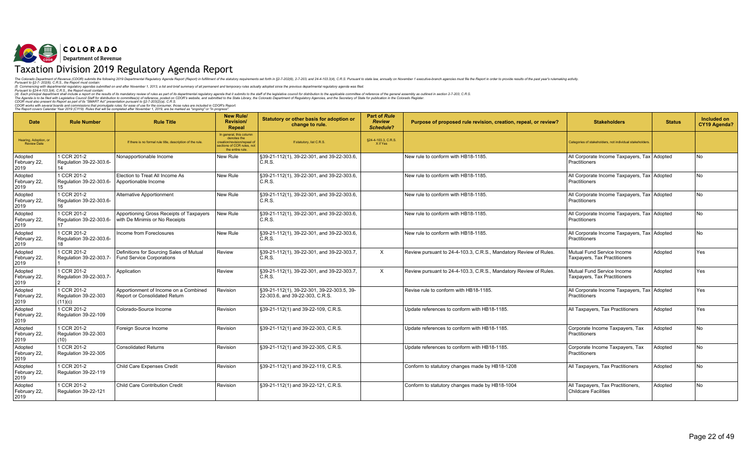# Taxation Division 2019 Regulatory Agenda Report

*The Colorado Department of Revenue (CDOR) submits the following 2019 Departmental Regulatory Agenda Report (Report) in fulfillment of the statutory requirements set forth in §2-7-202(6), 2-7-203, and 24-4-103.3(4), C.R.S. Pursuant to state law, annually on November 1 executive-branch agencies must file the Report in order to provide results of the past year's rulemaking activity.*
*Pursuant to §2-7- 202(6), C.R.S., the Report must contain:*
*(I) Commencing with departmental regulatory agendas submitted on and after November 1, 2013, a list and brief summary of all permanent and temporary rules actually adopted since the previous departmental regulatory agenda was filed.*
*Pursuant to §24-4-103.3(4), C.R.S., the Report must contain:*
*(4) Each principal department shall include a report on the results of its mandatory review of rules as part of its departmental regulatory agenda that it submits to the staff of the legislative council for distribution to the applicable committee of reference of the general assembly as outlined in section 2-7-203, C.R.S.*
*The Agenda is to be filed with Legislative Council Staff for distribution to committee(s) of reference, posted on CDOR's website, and submitted to the State Library, the Colorado Department of Regulatory Agencies, and the Secretary of State for publication in the Colorado Register.*
*CDOR must also present its Report as part of its "SMART Act" presentation pursuant to §2-7-203(2)(a), C.R.S.*
*CDOR works with several boards and commissions that promulgate rules; for ease of use for the consumer, those rules are included in CDOR's Report.*
*The Report covers Calendar Year 2019 (CY19). Rules that will be completed after November 1, 2019, are be marked as "ongoing" or "in progress".*

| Date | Rule Number | Rule Title | New Rule/ Revision/ Repeal | Statutory or other basis for adoption or change to rule. | Part of *Rule Review Schedule*? | Purpose of proposed rule revision, creation, repeal, or review? | Stakeholders | Status | Included on CY19 Agenda? |
|---|---|---|---|---|---|---|---|---|---|
| Hearing, Adoption, or Review Date | | If there is no formal rule title, description of the rule. | In general, this column denotes the creation/revision/repeal of sections of CCR rules, not the entire rule. | If statutory, list C.R.S. | §24-4-103.3, C.R.S. X if Yes | | Categories of stakeholders, not individual stakeholders. | | |
| Adopted February 22, 2019 | 1 CCR 201-2 Regulation 39-22-303.6-14 | Nonapportionable Income | New Rule | §39-21-112(1), 39-22-301, and 39-22-303.6, C.R.S. | | New rule to conform with HB18-1185. | All Corporate Income Taxpayers, Tax Practitioners | Adopted | No |
| Adopted February 22, 2019 | 1 CCR 201-2 Regulation 39-22-303.6-15 | Election to Treat All Income As Apportionable Income | New Rule | §39-21-112(1), 39-22-301, and 39-22-303.6, C.R.S. | | New rule to conform with HB18-1185. | All Corporate Income Taxpayers, Tax Practitioners | Adopted | No |
| Adopted February 22, 2019 | 1 CCR 201-2 Regulation 39-22-303.6-16 | Alternative Apportionment | New Rule | §39-21-112(1), 39-22-301, and 39-22-303.6, C.R.S. | | New rule to conform with HB18-1185. | All Corporate Income Taxpayers, Tax Practitioners | Adopted | No |
| Adopted February 22, 2019 | 1 CCR 201-2 Regulation 39-22-303.6-17 | Apportioning Gross Receipts of Taxpayers with De Minimis or No Receipts | New Rule | §39-21-112(1), 39-22-301, and 39-22-303.6, C.R.S. | | New rule to conform with HB18-1185. | All Corporate Income Taxpayers, Tax Practitioners | Adopted | No |
| Adopted February 22, 2019 | 1 CCR 201-2 Regulation 39-22-303.6-18 | Income from Foreclosures | New Rule | §39-21-112(1), 39-22-301, and 39-22-303.6, C.R.S. | | New rule to conform with HB18-1185. | All Corporate Income Taxpayers, Tax Practitioners | Adopted | No |
| Adopted February 22, 2019 | 1 CCR 201-2 Regulation 39-22-303.7-1 | Definitions for Sourcing Sales of Mutual Fund Service Corporations | Review | §39-21-112(1), 39-22-301, and 39-22-303.7, C.R.S. | X | Review pursuant to 24-4-103.3, C.R.S., Mandatory Review of Rules. | Mutual Fund Service Income Taxpayers, Tax Practitioners | Adopted | Yes |
| Adopted February 22, 2019 | 1 CCR 201-2 Regulation 39-22-303.7-2 | Application | Review | §39-21-112(1), 39-22-301, and 39-22-303.7, C.R.S. | X | Review pursuant to 24-4-103.3, C.R.S., Mandatory Review of Rules. | Mutual Fund Service Income Taxpayers, Tax Practitioners | Adopted | Yes |
| Adopted February 22, 2019 | 1 CCR 201-2 Regulation 39-22-303 (11)(c) | Apportionment of Income on a Combined Report or Consolidated Return | Revision | §39-21-112(1), 39-22-301, 39-22-303.5, 39-22-303.6, and 39-22-303, C.R.S. | | Revise rule to conform with HB18-1185. | All Corporate Income Taxpayers, Tax Practitioners | Adopted | Yes |
| Adopted February 22, 2019 | 1 CCR 201-2 Regulation 39-22-109 | Colorado-Source Income | Revision | §39-21-112(1) and 39-22-109, C.R.S. | | Update references to conform with HB18-1185. | All Taxpayers, Tax Practitioners | Adopted | Yes |
| Adopted February 22, 2019 | 1 CCR 201-2 Regulation 39-22-303 (10) | Foreign Source Income | Revision | §39-21-112(1) and 39-22-303, C.R.S. | | Update references to conform with HB18-1185. | Corporate Income Taxpayers, Tax Practitioners | Adopted | No |
| Adopted February 22, 2019 | 1 CCR 201-2 Regulation 39-22-305 | Consolidated Returns | Revision | §39-21-112(1) and 39-22-305, C.R.S. | | Update references to conform with HB18-1185. | Corporate Income Taxpayers, Tax Practitioners | Adopted | No |
| Adopted February 22, 2019 | 1 CCR 201-2 Regulation 39-22-119 | Child Care Expenses Credit | Revision | §39-21-112(1) and 39-22-119, C.R.S. | | Conform to statutory changes made by HB18-1208 | All Taxpayers, Tax Practitioners | Adopted | No |
| Adopted February 22, 2019 | 1 CCR 201-2 Regulation 39-22-121 | Child Care Contribution Credit | Revision | §39-21-112(1) and 39-22-121, C.R.S. | | Conform to statutory changes made by HB18-1004 | All Taxpayers, Tax Practitioners, Childcare Facilities | Adopted | No |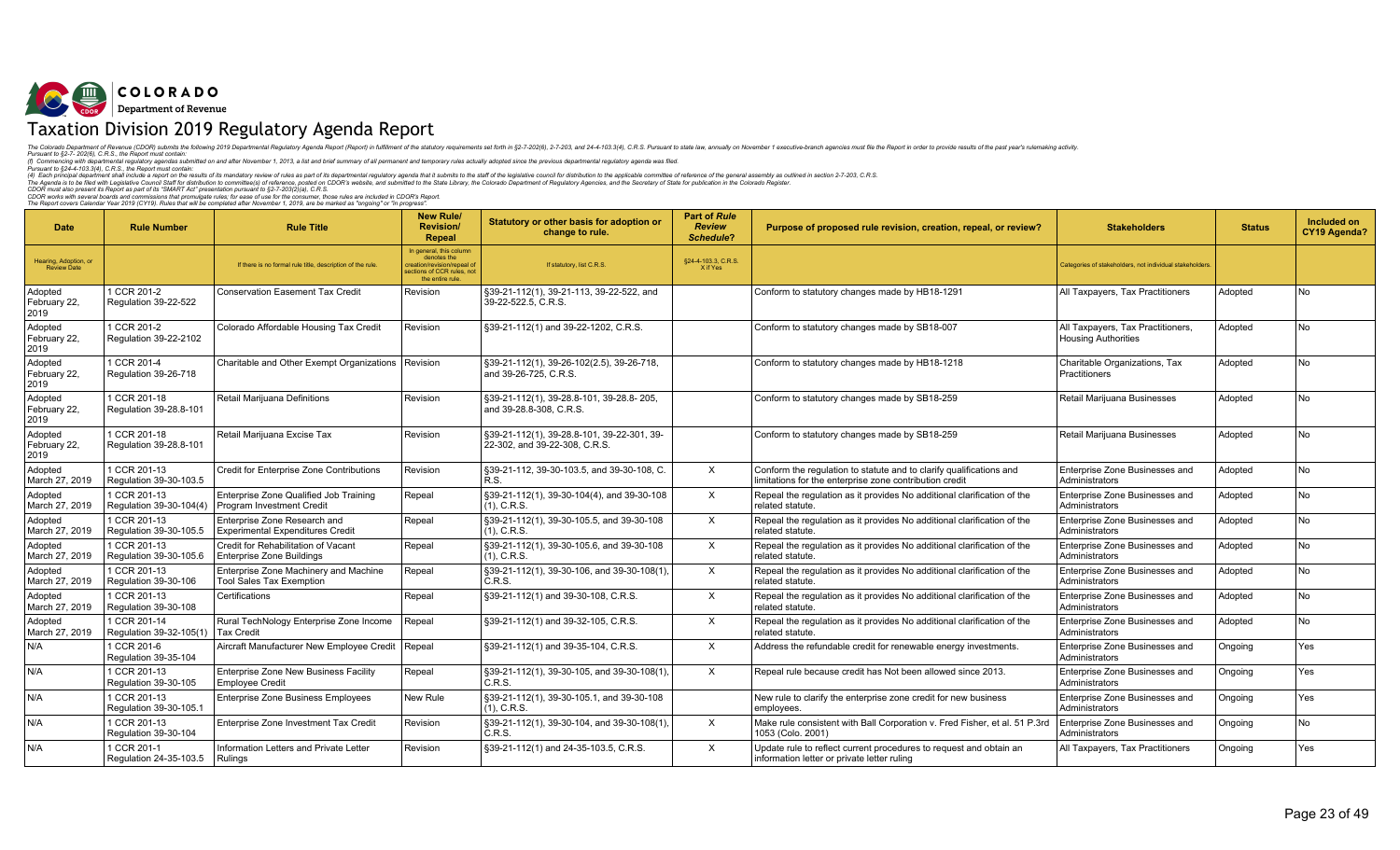COLORADO
Department of Revenue

# Taxation Division 2019 Regulatory Agenda Report

The Colorado Department of Revenue (CDOR) submits the following 2019 Departmental Regulatory Agenda Report (Report) in fulfillment of the statutory requirements set forth in §2-7-202(6), 2-7-203, and 24-4-103.3(4), C.R.S. Pursuant to state law, annually on November 1 executive-branch agencies must file the Report in order to provide results of the past year's rulemaking activity.
Pursuant to §2-7- 202(6), C.R.S., the Report must contain:
(f) Commencing with departmental regulatory agendas submitted on and after November 1, 2013, a list and brief summary of all permanent and temporary rules actually adopted since the previous departmental regulatory agenda was filed.
Pursuant to §24-4-103.3(4), C.R.S., the Report must contain:
(4) Each principal department shall include a report on the results of its mandatory review of rules as part of its departmental regulatory agenda that it submits to the staff of the legislative council for distribution to the applicable committee of reference of the general assembly as outlined in section 2-7-203, C.R.S.
The Agenda is to be filed with Legislative Council Staff for distribution to committee(s) of reference, posted on CDOR's website, and submitted to the State Library, the Colorado Department of Regulatory Agencies, and the Secretary of State for publication in the Colorado Register.
CDOR must also present its Report as part of its "SMART Act" presentation pursuant to §2-7-203(2)(a), C.R.S.
CDOR works with several boards and commissions that promulgate rules; for ease of use for the consumer, those rules are included in CDOR's Report.
The Report covers Calendar Year 2019 (CY19). Rules that will be completed after November 1, 2019, are be marked as "ongoing" or "in progress".

| Date | Rule Number | Rule Title | New Rule/ Revision/ Repeal | Statutory or other basis for adoption or change to rule. | Part of *Rule Review Schedule*? | Purpose of proposed rule revision, creation, repeal, or review? | Stakeholders | Status | Included on CY19 Agenda? |
|---|---|---|---|---|---|---|---|---|---|
| Hearing, Adoption, or Review Date | | If there is no formal rule title, description of the rule. | In general, this column denotes the creation/revision/repeal of sections of CCR rules, not the entire rule. | If statutory, list C.R.S. | §24-4-103.3, C.R.S. X if Yes | | Categories of stakeholders, not individual stakeholders. | | |
| Adopted February 22, 2019 | 1 CCR 201-2 Regulation 39-22-522 | Conservation Easement Tax Credit | Revision | §39-21-112(1), 39-21-113, 39-22-522, and 39-22-522.5, C.R.S. | | Conform to statutory changes made by HB18-1291 | All Taxpayers, Tax Practitioners | Adopted | No |
| Adopted February 22, 2019 | 1 CCR 201-2 Regulation 39-22-2102 | Colorado Affordable Housing Tax Credit | Revision | §39-21-112(1) and 39-22-1202, C.R.S. | | Conform to statutory changes made by SB18-007 | All Taxpayers, Tax Practitioners, Housing Authorities | Adopted | No |
| Adopted February 22, 2019 | 1 CCR 201-4 Regulation 39-26-718 | Charitable and Other Exempt Organizations | Revision | §39-21-112(1), 39-26-102(2.5), 39-26-718, and 39-26-725, C.R.S. | | Conform to statutory changes made by HB18-1218 | Charitable Organizations, Tax Practitioners | Adopted | No |
| Adopted February 22, 2019 | 1 CCR 201-18 Regulation 39-28.8-101 | Retail Marijuana Definitions | Revision | §39-21-112(1), 39-28.8-101, 39-28.8- 205, and 39-28.8-308, C.R.S. | | Conform to statutory changes made by SB18-259 | Retail Marijuana Businesses | Adopted | No |
| Adopted February 22, 2019 | 1 CCR 201-18 Regulation 39-28.8-101 | Retail Marijuana Excise Tax | Revision | §39-21-112(1), 39-28.8-101, 39-22-301, 39-22-302, and 39-22-305, C.R.S. | | Conform to statutory changes made by SB18-259 | Retail Marijuana Businesses | Adopted | No |
| Adopted March 27, 2019 | 1 CCR 201-13 Regulation 39-30-103.5 | Credit for Enterprise Zone Contributions | Revision | §39-21-112, 39-30-103.5, and 39-30-108, C. R.S. | X | Conform the regulation to statute and to clarify qualifications and limitations for the enterprise zone contribution credit | Enterprise Zone Businesses and Administrators | Adopted | No |
| Adopted March 27, 2019 | 1 CCR 201-13 Regulation 39-30-104(4) | Enterprise Zone Qualified Job Training Program Investment Credit | Repeal | §39-21-112(1), 39-30-104(4), and 39-30-108 (1), C.R.S. | X | Repeal the regulation as it provides No additional clarification of the related statute. | Enterprise Zone Businesses and Administrators | Adopted | No |
| Adopted March 27, 2019 | 1 CCR 201-13 Regulation 39-30-105.5 | Enterprise Zone Research and Experimental Expenditures Credit | Repeal | §39-21-112(1), 39-30-105.5, and 39-30-108 (1), C.R.S. | X | Repeal the regulation as it provides No additional clarification of the related statute. | Enterprise Zone Businesses and Administrators | Adopted | No |
| Adopted March 27, 2019 | 1 CCR 201-13 Regulation 39-30-105.6 | Credit for Rehabilitation of Vacant Enterprise Zone Buildings | Repeal | §39-21-112(1), 39-30-105.6, and 39-30-108 (1), C.R.S. | X | Repeal the regulation as it provides No additional clarification of the related statute. | Enterprise Zone Businesses and Administrators | Adopted | No |
| Adopted March 27, 2019 | 1 CCR 201-13 Regulation 39-30-106 | Enterprise Zone Machinery and Machine Tool Sales Tax Exemption | Repeal | §39-21-112(1), 39-30-106, and 39-30-108(1), C.R.S. | X | Repeal the regulation as it provides No additional clarification of the related statute. | Enterprise Zone Businesses and Administrators | Adopted | No |
| Adopted March 27, 2019 | 1 CCR 201-13 Regulation 39-30-108 | Certifications | Repeal | §39-21-112(1) and 39-30-108, C.R.S. | X | Repeal the regulation as it provides No additional clarification of the related statute. | Enterprise Zone Businesses and Administrators | Adopted | No |
| Adopted March 27, 2019 | 1 CCR 201-14 Regulation 39-32-105(1) | Rural TechNology Enterprise Zone Income Tax Credit | Repeal | §39-21-112(1) and 39-32-105, C.R.S. | X | Repeal the regulation as it provides No additional clarification of the related statute. | Enterprise Zone Businesses and Administrators | Adopted | No |
| N/A | 1 CCR 201-6 Regulation 39-35-104 | Aircraft Manufacturer New Employee Credit | Repeal | §39-21-112(1) and 39-35-104, C.R.S. | X | Address the refundable credit for renewable energy investments. | Enterprise Zone Businesses and Administrators | Ongoing | Yes |
| N/A | 1 CCR 201-13 Regulation 39-30-105 | Enterprise Zone New Business Facility Employee Credit | Repeal | §39-21-112(1), 39-30-105, and 39-30-108(1), C.R.S. | X | Repeal rule because credit has Not been allowed since 2013. | Enterprise Zone Businesses and Administrators | Ongoing | Yes |
| N/A | 1 CCR 201-13 Regulation 39-30-105.1 | Enterprise Zone Business Employees | New Rule | §39-21-112(1), 39-30-105.1, and 39-30-108 (1), C.R.S. | | New rule to clarify the enterprise zone credit for new business employees. | Enterprise Zone Businesses and Administrators | Ongoing | Yes |
| N/A | 1 CCR 201-13 Regulation 39-30-104 | Enterprise Zone Investment Tax Credit | Revision | §39-21-112(1), 39-30-104, and 39-30-108(1), C.R.S. | X | Make rule consistent with Ball Corporation v. Fred Fisher, et al. 51 P.3rd 1053 (Colo. 2001) | Enterprise Zone Businesses and Administrators | Ongoing | No |
| N/A | 1 CCR 201-1 Regulation 24-35-103.5 | Information Letters and Private Letter Rulings | Revision | §39-21-112(1) and 24-35-103.5, C.R.S. | X | Update rule to reflect current procedures to request and obtain an information letter or private letter ruling | All Taxpayers, Tax Practitioners | Ongoing | Yes |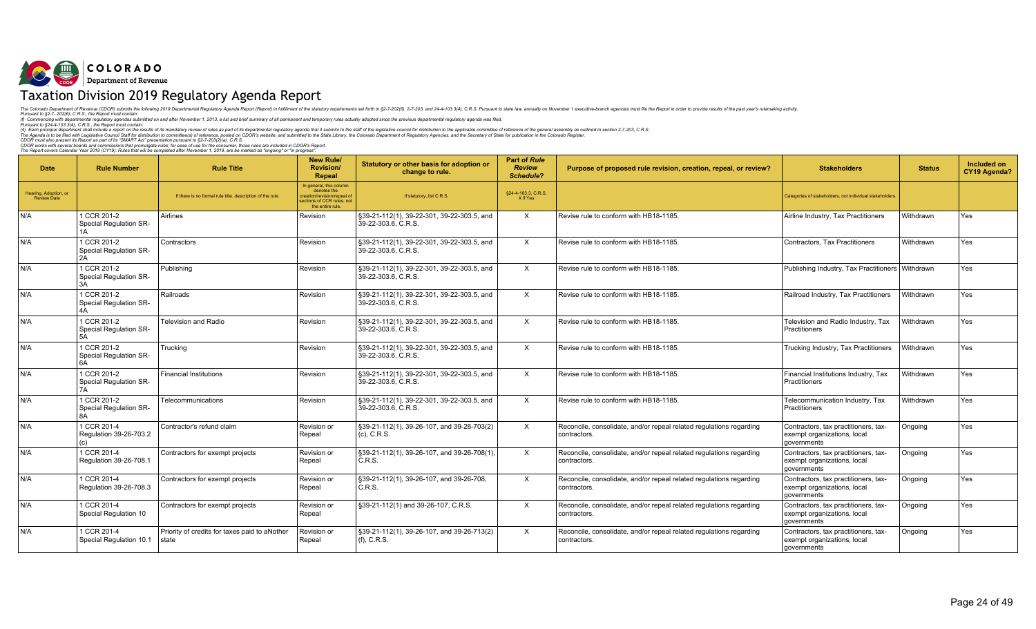COLORADO
Department of Revenue

# Taxation Division 2019 Regulatory Agenda Report

The Colorado Department of Revenue (CDOR) submits the following 2019 Departmental Regulatory Agenda Report (Report) in fulfillment of the statutory requirements set forth in §2-7-202(6), 2-7-203, and 24-4-103.3(4), C.R.S. Pursuant to state law, annually on November 1 executive-branch agencies must file the Report in order to provide results of the past year's rulemaking activity.
Pursuant to §2-7- 202(6), C.R.S., the Report must contain:
(f) Commencing with departmental regulatory agendas submitted on and after November 1, 2013, a list and brief summary of all permanent and temporary rules actually adopted since the previous departmental regulatory agenda was filed.
Pursuant to §24-4-103.3(4), C.R.S., the Report must contain:
(4) Each principal department shall include a report on the results of its mandatory review of rules as part of its departmental regulatory agenda that it submits to the staff of the legislative council for distribution to the applicable committee of reference of the general assembly as outlined in section 2-7-203, C.R.S.
The Agenda is to be filed with Legislative Council Staff for distribution to committee(s) of reference, posted on CDOR's website, and submitted to the State Library, the Colorado Department of Regulatory Agencies, and the Secretary of State for publication in the Colorado Register.
CDOR must also present its Report as part of its "SMART Act" presentation pursuant to §2-7-203(2)(a), C.R.S.
CDOR works with several boards and commissions that promulgate rules; for ease of use for the consumer, those rules are included in CDOR's Report.
The Report covers Calendar Year 2019 (CY19). Rules that will be completed after November 1, 2019, are be marked as "ongoing" or "in progress".

| Date | Rule Number | Rule Title | New Rule/ Revision/ Repeal | Statutory or other basis for adoption or change to rule. | Part of *Rule Review Schedule*? | Purpose of proposed rule revision, creation, repeal, or review? | Stakeholders | Status | Included on CY19 Agenda? |
|---|---|---|---|---|---|---|---|---|---|
| Hearing, Adoption, or Review Date | | If there is no formal rule title, description of the rule. | In general, this column denotes the creation/revision/repeal of sections of CCR rules, not the entire rule. | If statutory, list C.R.S. | §24-4-103.3, C.R.S. X if Yes | | Categories of stakeholders, not individual stakeholders. | | |
| N/A | 1 CCR 201-2 Special Regulation SR-1A | Airlines | Revision | §39-21-112(1), 39-22-301, 39-22-303.5, and 39-22-303.6, C.R.S. | X | Revise rule to conform with HB18-1185. | Airline Industry, Tax Practitioners | Withdrawn | Yes |
| N/A | 1 CCR 201-2 Special Regulation SR-2A | Contractors | Revision | §39-21-112(1), 39-22-301, 39-22-303.5, and 39-22-303.6, C.R.S. | X | Revise rule to conform with HB18-1185. | Contractors, Tax Practitioners | Withdrawn | Yes |
| N/A | 1 CCR 201-2 Special Regulation SR-3A | Publishing | Revision | §39-21-112(1), 39-22-301, 39-22-303.5, and 39-22-303.6, C.R.S. | X | Revise rule to conform with HB18-1185. | Publishing Industry, Tax Practitioners | Withdrawn | Yes |
| N/A | 1 CCR 201-2 Special Regulation SR-4A | Railroads | Revision | §39-21-112(1), 39-22-301, 39-22-303.5, and 39-22-303.6, C.R.S. | X | Revise rule to conform with HB18-1185. | Railroad Industry, Tax Practitioners | Withdrawn | Yes |
| N/A | 1 CCR 201-2 Special Regulation SR-5A | Television and Radio | Revision | §39-21-112(1), 39-22-301, 39-22-303.5, and 39-22-303.6, C.R.S. | X | Revise rule to conform with HB18-1185. | Television and Radio Industry, Tax Practitioners | Withdrawn | Yes |
| N/A | 1 CCR 201-2 Special Regulation SR-6A | Trucking | Revision | §39-21-112(1), 39-22-301, 39-22-303.5, and 39-22-303.6, C.R.S. | X | Revise rule to conform with HB18-1185. | Trucking Industry, Tax Practitioners | Withdrawn | Yes |
| N/A | 1 CCR 201-2 Special Regulation SR-7A | Financial Institutions | Revision | §39-21-112(1), 39-22-301, 39-22-303.5, and 39-22-303.6, C.R.S. | X | Revise rule to conform with HB18-1185. | Financial Institutions Industry, Tax Practitioners | Withdrawn | Yes |
| N/A | 1 CCR 201-2 Special Regulation SR-8A | Telecommunications | Revision | §39-21-112(1), 39-22-301, 39-22-303.5, and 39-22-303.6, C.R.S. | X | Revise rule to conform with HB18-1185. | Telecommunication Industry, Tax Practitioners | Withdrawn | Yes |
| N/A | 1 CCR 201-4 Regulation 39-26-703.2 (c) | Contractor's refund claim | Revision or Repeal | §39-21-112(1), 39-26-107, and 39-26-703(2)(c), C.R.S. | X | Reconcile, consolidate, and/or repeal related regulations regarding contractors. | Contractors, tax practitioners, tax-exempt organizations, local governments | Ongoing | Yes |
| N/A | 1 CCR 201-4 Regulation 39-26-708.1 | Contractors for exempt projects | Revision or Repeal | §39-21-112(1), 39-26-107, and 39-26-708(1), C.R.S. | X | Reconcile, consolidate, and/or repeal related regulations regarding contractors. | Contractors, tax practitioners, tax-exempt organizations, local governments | Ongoing | Yes |
| N/A | 1 CCR 201-4 Regulation 39-26-708.3 | Contractors for exempt projects | Revision or Repeal | §39-21-112(1), 39-26-107, and 39-26-708, C.R.S. | X | Reconcile, consolidate, and/or repeal related regulations regarding contractors. | Contractors, tax practitioners, tax-exempt organizations, local governments | Ongoing | Yes |
| N/A | 1 CCR 201-4 Special Regulation 10 | Contractors for exempt projects | Revision or Repeal | §39-21-112(1) and 39-26-107, C.R.S. | X | Reconcile, consolidate, and/or repeal related regulations regarding contractors. | Contractors, tax practitioners, tax-exempt organizations, local governments | Ongoing | Yes |
| N/A | 1 CCR 201-4 Special Regulation 10.1 | Priority of credits for taxes paid to aNother state | Revision or Repeal | §39-21-112(1), 39-26-107, and 39-26-713(2)(f), C.R.S. | X | Reconcile, consolidate, and/or repeal related regulations regarding contractors. | Contractors, tax practitioners, tax-exempt organizations, local governments | Ongoing | Yes |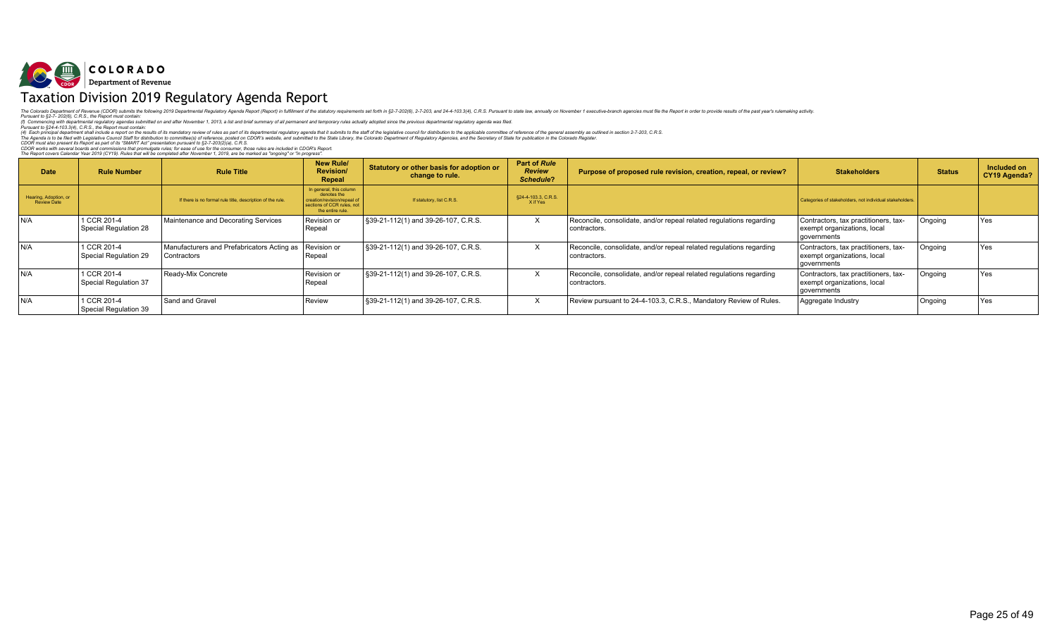**COLORADO**
**Department of Revenue**

# Taxation Division 2019 Regulatory Agenda Report

*The Colorado Department of Revenue (CDOR) submits the following 2019 Departmental Regulatory Agenda Report (Report) in fulfillment of the statutory requirements set forth in §2-7-202(6), 2-7-203, and 24-4-103.3(4), C.R.S. Pursuant to state law, annually on November 1 executive-branch agencies must file the Report in order to provide results of the past year's rulemaking activity.*
*Pursuant to §2-7- 202(6), C.R.S., the Report must contain:*
*(f) Commencing with departmental regulatory agendas submitted on and after November 1, 2013, a list and brief summary of all permanent and temporary rules actually adopted since the previous departmental regulatory agenda was filed.*
*Pursuant to §24-4-103.3(4), C.R.S., the Report must contain:*
*(4) Each principal department shall include a report on the results of its mandatory review of rules as part of its departmental regulatory agenda that it submits to the staff of the legislative council for distribution to the applicable committee of reference of the general assembly as outlined in section 2-7-203, C.R.S.*
*The Agenda is to be filed with Legislative Council Staff for distribution to committee(s) of reference, posted on CDOR's website, and submitted to the State Library, the Colorado Department of Regulatory Agencies, and the Secretary of State for publication in the Colorado Register.*
*CDOR must also present its Report as part of its "SMART Act" presentation pursuant to §2-7-203(2)(a), C.R.S.*
*CDOR works with several boards and commissions that promulgate rules; for ease of use for the consumer, those rules are included in CDOR's Report.*
*The Report covers Calendar Year 2019 (CY19). Rules that will be completed after November 1, 2019, are be marked as "ongoing" or "in progress".*

| Date | Rule Number | Rule Title | New Rule/ Revision/ Repeal | Statutory or other basis for adoption or change to rule. | Part of *Rule Review Schedule*? | Purpose of proposed rule revision, creation, repeal, or review? | Stakeholders | Status | Included on CY19 Agenda? |
|---|---|---|---|---|---|---|---|---|---|
| Hearing, Adoption, or Review Date | | If there is no formal rule title, description of the rule. | In general, this column denotes the creation/revision/repeal of sections of CCR rules, not the entire rule. | If statutory, list C.R.S. | §24-4-103.3, C.R.S. X if Yes | | Categories of stakeholders, not individual stakeholders. | | |
| N/A | 1 CCR 201-4 Special Regulation 28 | Maintenance and Decorating Services | Revision or Repeal | §39-21-112(1) and 39-26-107, C.R.S. | X | Reconcile, consolidate, and/or repeal related regulations regarding contractors. | Contractors, tax practitioners, tax-exempt organizations, local governments | Ongoing | Yes |
| N/A | 1 CCR 201-4 Special Regulation 29 | Manufacturers and Prefabricators Acting as Contractors | Revision or Repeal | §39-21-112(1) and 39-26-107, C.R.S. | X | Reconcile, consolidate, and/or repeal related regulations regarding contractors. | Contractors, tax practitioners, tax-exempt organizations, local governments | Ongoing | Yes |
| N/A | 1 CCR 201-4 Special Regulation 37 | Ready-Mix Concrete | Revision or Repeal | §39-21-112(1) and 39-26-107, C.R.S. | X | Reconcile, consolidate, and/or repeal related regulations regarding contractors. | Contractors, tax practitioners, tax-exempt organizations, local governments | Ongoing | Yes |
| N/A | 1 CCR 201-4 Special Regulation 39 | Sand and Gravel | Review | §39-21-112(1) and 39-26-107, C.R.S. | X | Review pursuant to 24-4-103.3, C.R.S., Mandatory Review of Rules. | Aggregate Industry | Ongoing | Yes |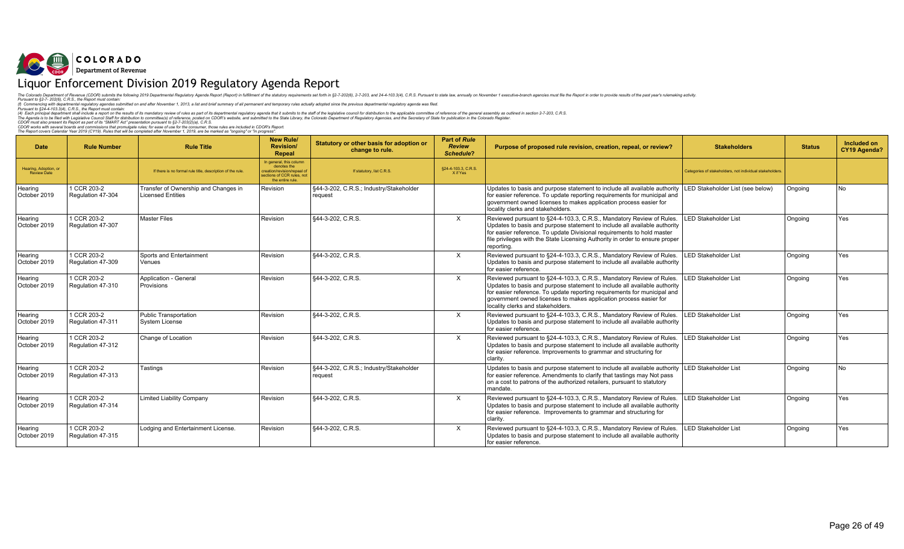COLORADO
Department of Revenue

# Liquor Enforcement Division 2019 Regulatory Agenda Report

The Colorado Department of Revenue (CDOR) submits the following 2019 Departmental Regulatory Agenda Report (Report) in fulfillment of the statutory requirements set forth in §2-7-202(6), 2-7-203, and 24-4-103.3(4), C.R.S. Pursuant to state law, annually on November 1 executive-branch agencies must file the Report in order to provide results of the past year's rulemaking activity.
Pursuant to §2-7- 202(6), C.R.S., the Report must contain:
(f) Commencing with departmental regulatory agendas submitted on and after November 1, 2013, a list and brief summary of all permanent and temporary rules actually adopted since the previous departmental regulatory agenda was filed.
Pursuant to §24-4-103.3(4), C.R.S., the Report must contain:
(4) Each principal department shall include a report on the results of its mandatory review of rules as part of its departmental regulatory agenda that it submits to the staff of the legislative council for distribution to the applicable committee of reference of the general assembly as outlined in section 2-7-203, C.R.S.
The Agenda is to be filed with Legislative Council Staff for distribution to committee(s) of reference, posted on CDOR's website, and submitted to the State Library, the Colorado Department of Regulatory Agencies, and the Secretary of State for publication in the Colorado Register.
CDOR must also present its Report as part of its "SMART Act" presentation pursuant to §2-7-203(2)(a), C.R.S.
CDOR works with several boards and commissions that promulgate rules; for ease of use for the consumer, those rules are included in CDOR's Report.
The Report covers Calendar Year 2019 (CY19). Rules that will be completed after November 1, 2019, are be marked as "ongoing" or "in progress".

| Date | Rule Number | Rule Title | New Rule/ Revision/ Repeal | Statutory or other basis for adoption or change to rule. | Part of *Rule Review Schedule*? | Purpose of proposed rule revision, creation, repeal, or review? | Stakeholders | Status | Included on CY19 Agenda? |
|---|---|---|---|---|---|---|---|---|---|
| Hearing, Adoption, or Review Date | | If there is no formal rule title, description of the rule. | In general, this column denotes the creation/revision/repeal of sections of CCR rules, not the entire rule. | If statutory, list C.R.S. | §24-4-103.3, C.R.S. X if Yes | | Categories of stakeholders, not individual stakeholders. | | |
| Hearing October 2019 | 1 CCR 203-2 Regulation 47-304 | Transfer of Ownership and Changes in Licensed Entities | Revision | §44-3-202, C.R.S.; Industry/Stakeholder request | | Updates to basis and purpose statement to include all available authority for easier reference. To update reporting requirements for municipal and government owned licenses to makes application process easier for locality clerks and stakeholders. | LED Stakeholder List (see below) | Ongoing | No |
| Hearing October 2019 | 1 CCR 203-2 Regulation 47-307 | Master Files | Revision | §44-3-202, C.R.S. | X | Reviewed pursuant to §24-4-103.3, C.R.S., Mandatory Review of Rules. Updates to basis and purpose statement to include all available authority for easier reference. To update Divisional requirements to hold master file privileges with the State Licensing Authority in order to ensure proper reporting. | LED Stakeholder List | Ongoing | Yes |
| Hearing October 2019 | 1 CCR 203-2 Regulation 47-309 | Sports and Entertainment Venues | Revision | §44-3-202, C.R.S. | X | Reviewed pursuant to §24-4-103.3, C.R.S., Mandatory Review of Rules. Updates to basis and purpose statement to include all available authority for easier reference. | LED Stakeholder List | Ongoing | Yes |
| Hearing October 2019 | 1 CCR 203-2 Regulation 47-310 | Application - General Provisions | Revision | §44-3-202, C.R.S. | X | Reviewed pursuant to §24-4-103.3, C.R.S., Mandatory Review of Rules. Updates to basis and purpose statement to include all available authority for easier reference. To update reporting requirements for municipal and government owned licenses to makes application process easier for locality clerks and stakeholders. | LED Stakeholder List | Ongoing | Yes |
| Hearing October 2019 | 1 CCR 203-2 Regulation 47-311 | Public Transportation System License | Revision | §44-3-202, C.R.S. | X | Reviewed pursuant to §24-4-103.3, C.R.S., Mandatory Review of Rules. Updates to basis and purpose statement to include all available authority for easier reference. | LED Stakeholder List | Ongoing | Yes |
| Hearing October 2019 | 1 CCR 203-2 Regulation 47-312 | Change of Location | Revision | §44-3-202, C.R.S. | X | Reviewed pursuant to §24-4-103.3, C.R.S., Mandatory Review of Rules. Updates to basis and purpose statement to include all available authority for easier reference. Improvements to grammar and structuring for clarity. | LED Stakeholder List | Ongoing | Yes |
| Hearing October 2019 | 1 CCR 203-2 Regulation 47-313 | Tastings | Revision | §44-3-202, C.R.S.; Industry/Stakeholder request | | Updates to basis and purpose statement to include all available authority for easier reference. Amendments to clarify that tastings may Not pass on a cost to patrons of the authorized retailers, pursuant to statutory mandate. | LED Stakeholder List | Ongoing | No |
| Hearing October 2019 | 1 CCR 203-2 Regulation 47-314 | Limited Liability Company | Revision | §44-3-202, C.R.S. | X | Reviewed pursuant to §24-4-103.3, C.R.S., Mandatory Review of Rules. Updates to basis and purpose statement to include all available authority for easier reference. Improvements to grammar and structuring for clarity. | LED Stakeholder List | Ongoing | Yes |
| Hearing October 2019 | 1 CCR 203-2 Regulation 47-315 | Lodging and Entertainment License. | Revision | §44-3-202, C.R.S. | X | Reviewed pursuant to §24-4-103.3, C.R.S., Mandatory Review of Rules. Updates to basis and purpose statement to include all available authority for easier reference. | LED Stakeholder List | Ongoing | Yes |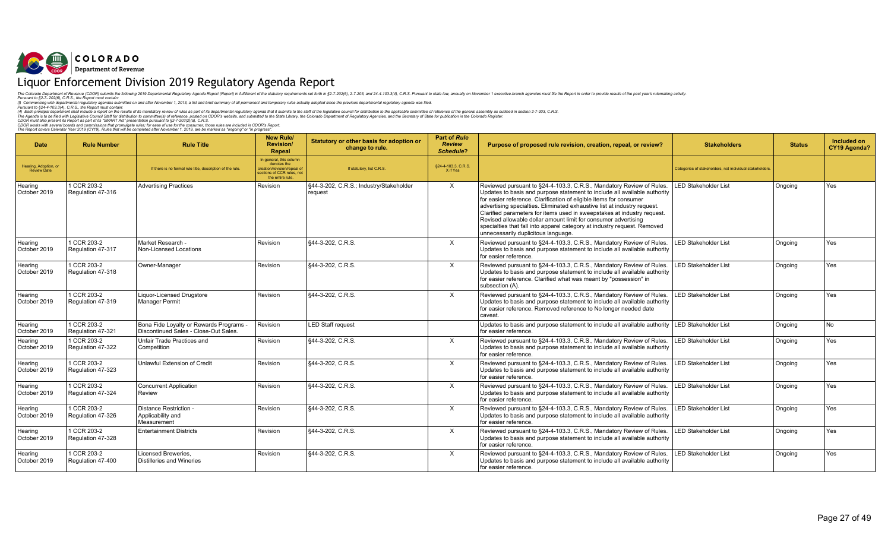**COLORADO**
**Department of Revenue**

# Liquor Enforcement Division 2019 Regulatory Agenda Report

*The Colorado Department of Revenue (CDOR) submits the following 2019 Departmental Regulatory Agenda Report (Report) in fulfillment of the statutory requirements set forth in §2-7-202(6), 2-7-203, and 24-4-103.3(4), C.R.S. Pursuant to state law, annually on November 1 executive-branch agencies must file the Report in order to provide results of the past year's rulemaking activity.*
*Pursuant to §2-7- 202(6), C.R.S., the Report must contain:*
*(f) Commencing with departmental regulatory agendas submitted on and after November 1, 2013, a list and brief summary of all permanent and temporary rules actually adopted since the previous departmental regulatory agenda was filed.*
*Pursuant to §24-4-103.3(4), C.R.S., the Report must contain:*
*(4) Each principal department shall include a report on the results of its mandatory review of rules as part of its departmental regulatory agenda that it submits to the staff of the legislative council for distribution to the applicable committee of reference of the general assembly as outlined in section 2-7-203, C.R.S.*
*The Agenda is to be filed with Legislative Council Staff for distribution to committee(s) of reference, posted on CDOR's website, and submitted to the State Library, the Colorado Department of Regulatory Agencies, and the Secretary of State for publication in the Colorado Register.*
*CDOR must also present its Report as part of its "SMART Act" presentation pursuant to §2-7-203(2)(a), C.R.S.*
*CDOR works with several boards and commissions that promulgate rules; for ease of use for the consumer, those rules are included in CDOR's Report.*
*The Report covers Calendar Year 2019 (CY19). Rules that will be completed after November 1, 2019, are be marked as "ongoing" or "in progress".*

| Date | Rule Number | Rule Title | New Rule/ Revision/ Repeal | Statutory or other basis for adoption or change to rule. | Part of *Rule Review Schedule*? | Purpose of proposed rule revision, creation, repeal, or review? | Stakeholders | Status | Included on CY19 Agenda? |
|---|---|---|---|---|---|---|---|---|---|
| Hearing, Adoption, or Review Date | | If there is no formal rule title, description of the rule. | In general, this column denotes the creation/revision/repeal of sections of CCR rules, not the entire rule. | If statutory, list C.R.S. | §24-4-103.3, C.R.S. X if Yes | | Categories of stakeholders, not individual stakeholders. | | |
| Hearing October 2019 | 1 CCR 203-2 Regulation 47-316 | Advertising Practices | Revision | §44-3-202, C.R.S.; Industry/Stakeholder request | X | Reviewed pursuant to §24-4-103.3, C.R.S., Mandatory Review of Rules. Updates to basis and purpose statement to include all available authority for easier reference. Clarification of eligible items for consumer advertising specialties. Eliminated exhaustive list at industry request. Clarified parameters for items used in sweepstakes at industry request. Revised allowable dollar amount limit for consumer advertising specialties that fall into apparel category at industry request. Removed unnecessarily duplicitous language. | LED Stakeholder List | Ongoing | Yes |
| Hearing October 2019 | 1 CCR 203-2 Regulation 47-317 | Market Research - Non-Licensed Locations | Revision | §44-3-202, C.R.S. | X | Reviewed pursuant to §24-4-103.3, C.R.S., Mandatory Review of Rules. Updates to basis and purpose statement to include all available authority for easier reference. | LED Stakeholder List | Ongoing | Yes |
| Hearing October 2019 | 1 CCR 203-2 Regulation 47-318 | Owner-Manager | Revision | §44-3-202, C.R.S. | X | Reviewed pursuant to §24-4-103.3, C.R.S., Mandatory Review of Rules. Updates to basis and purpose statement to include all available authority for easier reference. Clarified what was meant by "possession" in subsection (A). | LED Stakeholder List | Ongoing | Yes |
| Hearing October 2019 | 1 CCR 203-2 Regulation 47-319 | Liquor-Licensed Drugstore Manager Permit | Revision | §44-3-202, C.R.S. | X | Reviewed pursuant to §24-4-103.3, C.R.S., Mandatory Review of Rules. Updates to basis and purpose statement to include all available authority for easier reference. Removed reference to No longer needed date caveat. | LED Stakeholder List | Ongoing | Yes |
| Hearing October 2019 | 1 CCR 203-2 Regulation 47-321 | Bona Fide Loyalty or Rewards Programs - Discontinued Sales - Close-Out Sales. | Revision | LED Staff request | | Updates to basis and purpose statement to include all available authority for easier reference. | LED Stakeholder List | Ongoing | No |
| Hearing October 2019 | 1 CCR 203-2 Regulation 47-322 | Unfair Trade Practices and Competition | Revision | §44-3-202, C.R.S. | X | Reviewed pursuant to §24-4-103.3, C.R.S., Mandatory Review of Rules. Updates to basis and purpose statement to include all available authority for easier reference. | LED Stakeholder List | Ongoing | Yes |
| Hearing October 2019 | 1 CCR 203-2 Regulation 47-323 | Unlawful Extension of Credit | Revision | §44-3-202, C.R.S. | X | Reviewed pursuant to §24-4-103.3, C.R.S., Mandatory Review of Rules. Updates to basis and purpose statement to include all available authority for easier reference. | LED Stakeholder List | Ongoing | Yes |
| Hearing October 2019 | 1 CCR 203-2 Regulation 47-324 | Concurrent Application Review | Revision | §44-3-202, C.R.S. | X | Reviewed pursuant to §24-4-103.3, C.R.S., Mandatory Review of Rules. Updates to basis and purpose statement to include all available authority for easier reference. | LED Stakeholder List | Ongoing | Yes |
| Hearing October 2019 | 1 CCR 203-2 Regulation 47-326 | Distance Restriction - Applicability and Measurement | Revision | §44-3-202, C.R.S. | X | Reviewed pursuant to §24-4-103.3, C.R.S., Mandatory Review of Rules. Updates to basis and purpose statement to include all available authority for easier reference. | LED Stakeholder List | Ongoing | Yes |
| Hearing October 2019 | 1 CCR 203-2 Regulation 47-328 | Entertainment Districts | Revision | §44-3-202, C.R.S. | X | Reviewed pursuant to §24-4-103.3, C.R.S., Mandatory Review of Rules. Updates to basis and purpose statement to include all available authority for easier reference. | LED Stakeholder List | Ongoing | Yes |
| Hearing October 2019 | 1 CCR 203-2 Regulation 47-400 | Licensed Breweries, Distilleries and Wineries | Revision | §44-3-202, C.R.S. | X | Reviewed pursuant to §24-4-103.3, C.R.S., Mandatory Review of Rules. Updates to basis and purpose statement to include all available authority for easier reference. | LED Stakeholder List | Ongoing | Yes |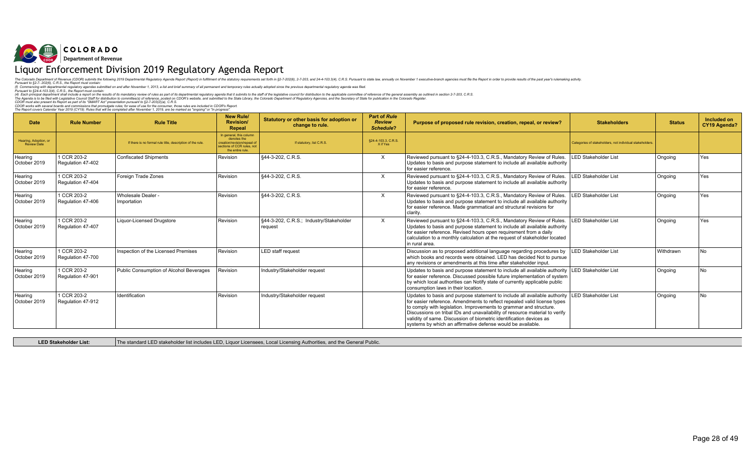COLORADO
Department of Revenue

# Liquor Enforcement Division 2019 Regulatory Agenda Report

*The Colorado Department of Revenue (CDOR) submits the following 2019 Departmental Regulatory Agenda Report (Report) in fulfillment of the statutory requirements set forth in §2-7-202(6), 2-7-203, and 24-4-103.3(4), C.R.S. Pursuant to state law, annually on November 1 executive-branch agencies must file the Report in order to provide results of the past year's rulemaking activity.*
*Pursuant to §2-7- 202(6), C.R.S., the Report must contain:*
*(f) Commencing with departmental regulatory agendas submitted on and after November 1, 2013, a list and brief summary of all permanent and temporary rules actually adopted since the previous departmental regulatory agenda was filed.*
*Pursuant to §24-4-103.3(4), C.R.S., the Report must contain:*
*(4) Each principal department shall include a report on the results of its mandatory review of rules as part of its departmental regulatory agenda that it submits to the staff of the legislative council for distribution to the applicable committee of reference of the general assembly as outlined in section 2-7-203, C.R.S.*
*The Agenda is to be filed with Legislative Council Staff for distribution to committee(s) of reference, posted on CDOR's website, and submitted to the State Library, the Colorado Department of Regulatory Agencies, and the Secretary of State for publication in the Colorado Register.*
*CDOR must also present its Report as part of its "SMART Act" presentation pursuant to §2-7-203(2)(a), C.R.S.*
*CDOR works with several boards and commissions that promulgate rules; for ease of use for the consumer, those rules are included in CDOR's Report.*
*The Report covers Calendar Year 2019 (CY19). Rules that will be completed after November 1, 2019, are be marked as "ongoing" or "in progress".*

| Date | Rule Number | Rule Title | New Rule/ Revision/ Repeal | Statutory or other basis for adoption or change to rule. | Part of *Rule Review Schedule*? | Purpose of proposed rule revision, creation, repeal, or review? | Stakeholders | Status | Included on CY19 Agenda? |
|---|---|---|---|---|---|---|---|---|---|
| Hearing, Adoption, or Review Date | | If there is no formal rule title, description of the rule. | In general, this column denotes the creation/revision/repeal of sections of CCR rules, not the entire rule. | If statutory, list C.R.S. | §24-4-103.3, C.R.S. X if Yes | | Categories of stakeholders, not individual stakeholders. | | |
| Hearing October 2019 | 1 CCR 203-2 Regulation 47-402 | Confiscated Shipments | Revision | §44-3-202, C.R.S. | X | Reviewed pursuant to §24-4-103.3, C.R.S., Mandatory Review of Rules. Updates to basis and purpose statement to include all available authority for easier reference. | LED Stakeholder List | Ongoing | Yes |
| Hearing October 2019 | 1 CCR 203-2 Regulation 47-404 | Foreign Trade Zones | Revision | §44-3-202, C.R.S. | X | Reviewed pursuant to §24-4-103.3, C.R.S., Mandatory Review of Rules. Updates to basis and purpose statement to include all available authority for easier reference. | LED Stakeholder List | Ongoing | Yes |
| Hearing October 2019 | 1 CCR 203-2 Regulation 47-406 | Wholesale Dealer - Importation | Revision | §44-3-202, C.R.S. | X | Reviewed pursuant to §24-4-103.3, C.R.S., Mandatory Review of Rules. Updates to basis and purpose statement to include all available authority for easier reference. Made grammatical and structural revisions for clarity. | LED Stakeholder List | Ongoing | Yes |
| Hearing October 2019 | 1 CCR 203-2 Regulation 47-407 | Liquor-Licensed Drugstore | Revision | §44-3-202, C.R.S.; Industry/Stakeholder request | X | Reviewed pursuant to §24-4-103.3, C.R.S., Mandatory Review of Rules. Updates to basis and purpose statement to include all available authority for easier reference. Revised hours open requirement from a daily calculation to a monthly calculation at the request of stakeholder located in rural area. | LED Stakeholder List | Ongoing | Yes |
| Hearing October 2019 | 1 CCR 203-2 Regulation 47-700 | Inspection of the Licensed Premises | Revision | LED staff request | | Discussion as to proposed additional language regarding procedures by which books and records were obtained. LED has decided Not to pursue any revisions or amendments at this time after stakeholder input. | LED Stakeholder List | Withdrawn | No |
| Hearing October 2019 | 1 CCR 203-2 Regulation 47-901 | Public Consumption of Alcohol Beverages | Revision | Industry/Stakeholder request | | Updates to basis and purpose statement to include all available authority for easier reference. Discussed possible future implementation of system by which local authorities can Notify state of currently applicable public consumption laws in their location. | LED Stakeholder List | Ongoing | No |
| Hearing October 2019 | 1 CCR 203-2 Regulation 47-912 | Identification | Revision | Industry/Stakeholder request | | Updates to basis and purpose statement to include all available authority for easier reference. Amendments to reflect repealed valid license types to comply with legislation. Improvements to grammar and structure. Discussions on tribal IDs and unavailability of resource material to verify validity of same. Discussion of biometric identification devices as systems by which an affirmative defense would be available. | LED Stakeholder List | Ongoing | No |

| LED Stakeholder List: | The standard LED stakeholder list includes LED, Liquor Licensees, Local Licensing Authorities, and the General Public. |
|---|---|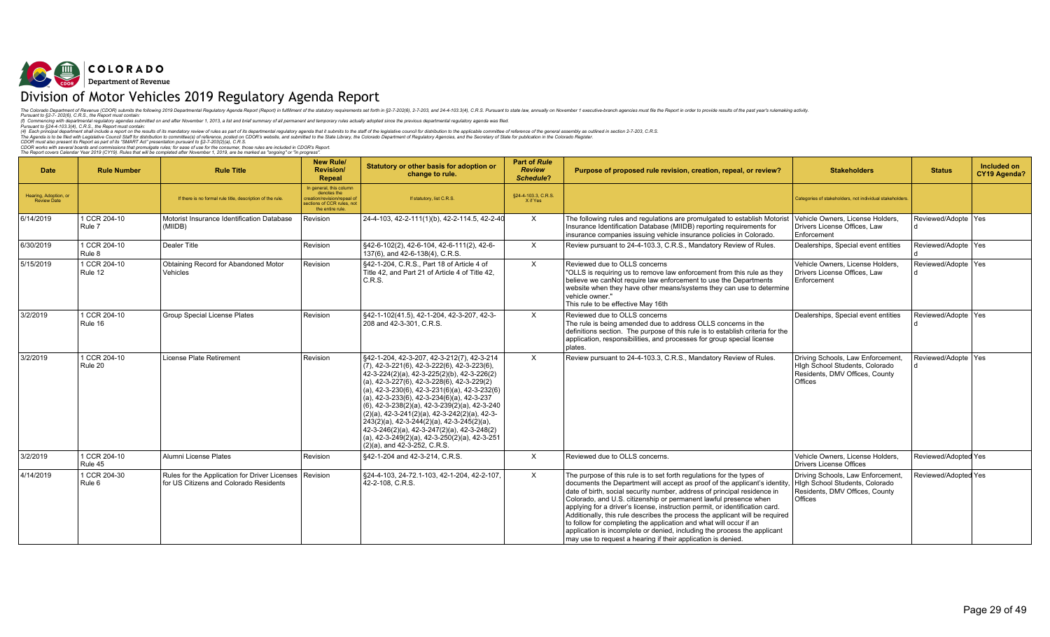**COLORADO**
**Department of Revenue**

# Division of Motor Vehicles 2019 Regulatory Agenda Report

The Colorado Department of Revenue (CDOR) submits the following 2019 Departmental Regulatory Agenda Report (Report) in fulfillment of the statutory requirements set forth in §2-7-202(6), 2-7-203, and 24-4-103.3(4), C.R.S. Pursuant to state law, annually on November 1 executive-branch agencies must file the Report in order to provide results of the past year's rulemaking activity.
Pursuant to §2-7- 202(6), C.R.S., the Report must contain:
(f) Commencing with departmental regulatory agendas submitted on and after November 1, 2013, a list and brief summary of all permanent and temporary rules actually adopted since the previous departmental regulatory agenda was filed.
Pursuant to §24-4-103.3(4), C.R.S., the Report must contain:
(4) Each principal department shall include a report on the results of its mandatory review of rules as part of its departmental regulatory agenda that it submits to the staff of the legislative council for distribution to the applicable committee of reference of the general assembly as outlined in section 2-7-203, C.R.S.
The Agenda is to be filed with Legislative Council Staff for distribution to committee(s) of reference, posted on CDOR's website, and submitted to the State Library, the Colorado Department of Regulatory Agencies, and the Secretary of State for publication in the Colorado Register.
CDOR must also present its Report as part of its "SMART Act" presentation pursuant to §2-7-203(2)(a), C.R.S.
CDOR works with several boards and commissions that promulgate rules; for ease of use for the consumer, those rules are included in CDOR's Report.
The Report covers Calendar Year 2019 (CY19). Rules that will be completed after November 1, 2019, are be marked as "ongoing" or "in progress".

| Date | Rule Number | Rule Title | New Rule/ Revision/ Repeal | Statutory or other basis for adoption or change to rule. | Part of *Rule Review Schedule*? | Purpose of proposed rule revision, creation, repeal, or review? | Stakeholders | Status | Included on CY19 Agenda? |
|---|---|---|---|---|---|---|---|---|---|
| Hearing, Adoption, or Review Date | | If there is no formal rule title, description of the rule. | In general, this column denotes the creation/revision/repeal of sections of CCR rules, not the entire rule. | If statutory, list C.R.S. | §24-4-103.3, C.R.S. X if Yes | | Categories of stakeholders, not individual stakeholders. | | |
| 6/14/2019 | 1 CCR 204-10 Rule 7 | Motorist Insurance Identification Database (MIIDB) | Revision | 24-4-103, 42-2-111(1)(b), 42-2-114.5, 42-2-40 | X | The following rules and regulations are promulgated to establish Motorist Insurance Identification Database (MIIDB) reporting requirements for insurance companies issuing vehicle insurance policies in Colorado. | Vehicle Owners, License Holders, Drivers License Offices, Law Enforcement | Reviewed/Adopted | Yes |
| 6/30/2019 | 1 CCR 204-10 Rule 8 | Dealer Title | Revision | §42-6-102(2), 42-6-104, 42-6-111(2), 42-6-137(6), and 42-6-138(4), C.R.S. | X | Review pursuant to 24-4-103.3, C.R.S., Mandatory Review of Rules. | Dealerships, Special event entities | Reviewed/Adopted | Yes |
| 5/15/2019 | 1 CCR 204-10 Rule 12 | Obtaining Record for Abandoned Motor Vehicles | Revision | §42-1-204, C.R.S., Part 18 of Article 4 of Title 42, and Part 21 of Article 4 of Title 42, C.R.S. | X | Reviewed due to OLLS concerns "OLLS is requiring us to remove law enforcement from this rule as they believe we canNot require law enforcement to use the Departments website when they have other means/systems they can use to determine vehicle owner." This rule to be effective May 16th | Vehicle Owners, License Holders, Drivers License Offices, Law Enforcement | Reviewed/Adopted | Yes |
| 3/2/2019 | 1 CCR 204-10 Rule 16 | Group Special License Plates | Revision | §42-1-102(41.5), 42-1-204, 42-3-207, 42-3-208 and 42-3-301, C.R.S. | X | Reviewed due to OLLS concerns The rule is being amended due to address OLLS concerns in the definitions section. The purpose of this rule is to establish criteria for the application, responsibilities, and processes for group special license plates. | Dealerships, Special event entities | Reviewed/Adopted | Yes |
| 3/2/2019 | 1 CCR 204-10 Rule 20 | License Plate Retirement | Revision | §42-1-204, 42-3-207, 42-3-212(7), 42-3-214 (7), 42-3-221(6), 42-3-222(6), 42-3-223(6), 42-3-224(2)(a), 42-3-225(2)(b), 42-3-226(2)(a), 42-3-227(6), 42-3-228(6), 42-3-229(2)(a), 42-3-230(6), 42-3-231(6)(a), 42-3-232(6)(a), 42-3-233(6), 42-3-234(6)(a), 42-3-237 (6), 42-3-238(2)(a), 42-3-239(2)(a), 42-3-240 (2)(a), 42-3-241(2)(a), 42-3-242(2)(a), 42-3-243(2)(a), 42-3-244(2)(a), 42-3-245(2)(a), 42-3-246(2)(a), 42-3-247(2)(a), 42-3-248(2)(a), 42-3-249(2)(a), 42-3-250(2)(a), 42-3-251 (2)(a), and 42-3-252, C.R.S. | X | Review pursuant to 24-4-103.3, C.R.S., Mandatory Review of Rules. | Driving Schools, Law Enforcement, HIgh School Students, Colorado Residents, DMV Offices, County Offices | Reviewed/Adopted | Yes |
| 3/2/2019 | 1 CCR 204-10 Rule 45 | Alumni License Plates | Revision | §42-1-204 and 42-3-214, C.R.S. | X | Reviewed due to OLLS concerns. | Vehicle Owners, License Holders, Drivers License Offices | Reviewed/Adopted | Yes |
| 4/14/2019 | 1 CCR 204-30 Rule 6 | Rules for the Application for Driver Licenses for US Citizens and Colorado Residents | Revision | §24-4-103, 24-72.1-103, 42-1-204, 42-2-107, 42-2-108, C.R.S. | X | The purpose of this rule is to set forth regulations for the types of documents the Department will accept as proof of the applicant's identity, date of birth, social security number, address of principal residence in Colorado, and U.S. citizenship or permanent lawful presence when applying for a driver's license, instruction permit, or identification card. Additionally, this rule describes the process the applicant will be required to follow for completing the application and what will occur if an application is incomplete or denied, including the process the applicant may use to request a hearing if their application is denied. | Driving Schools, Law Enforcement, HIgh School Students, Colorado Residents, DMV Offices, County Offices | Reviewed/Adopted | Yes |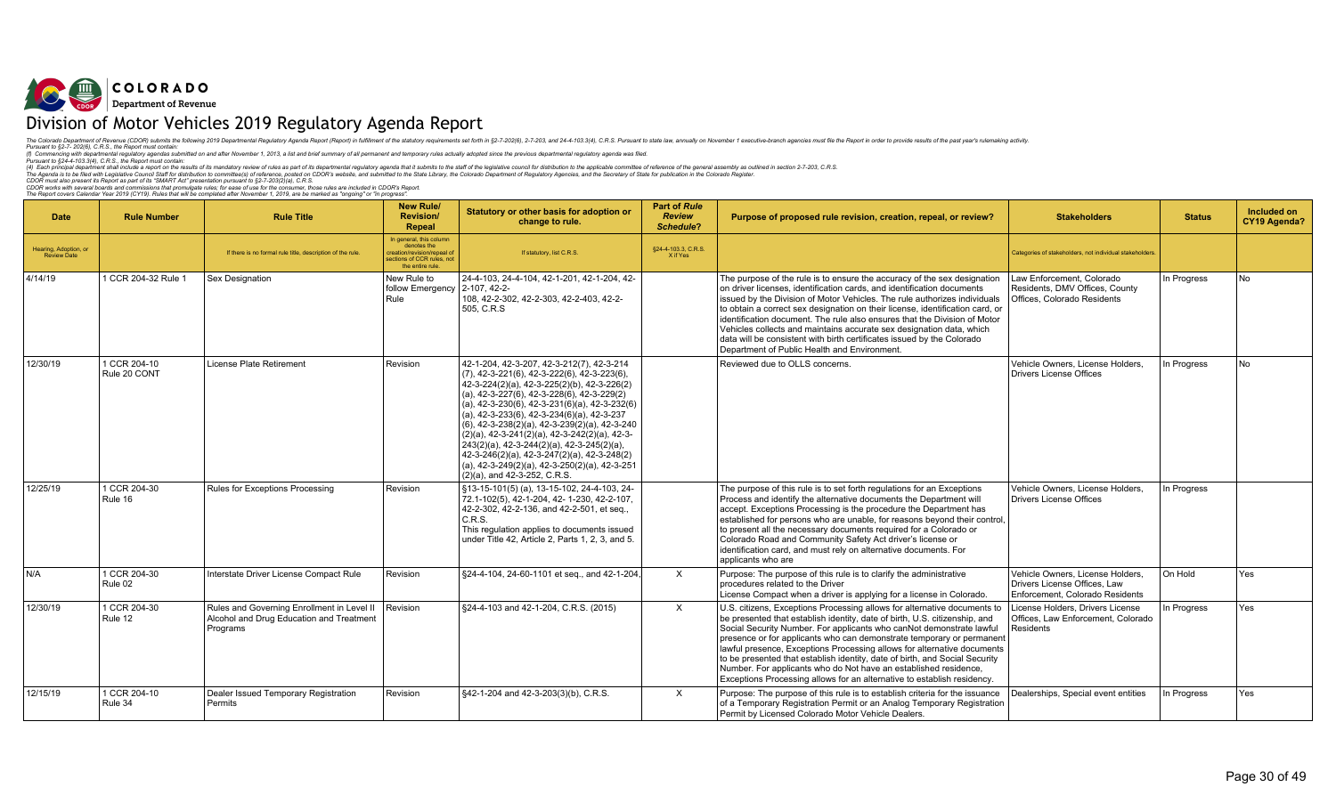COLORADO
Department of Revenue

# Division of Motor Vehicles 2019 Regulatory Agenda Report

*The Colorado Department of Revenue (CDOR) submits the following 2019 Departmental Regulatory Agenda Report (Report) in fulfillment of the statutory requirements set forth in §2-7-202(6), 2-7-203, and 24-4-103.3(4), C.R.S. Pursuant to state law, annually on November 1 executive-branch agencies must file the Report in order to provide results of the past year's rulemaking activity.*
*Pursuant to §2-7- 202(6), C.R.S., the Report must contain:*
*(f) Commencing with departmental regulatory agendas submitted on and after November 1, 2013, a list and brief summary of all permanent and temporary rules actually adopted since the previous departmental regulatory agenda was filed.*
*Pursuant to §24-4-103.3(4), C.R.S., the Report must contain:*
*(4) Each principal department shall include a report on the results of its mandatory review of rules as part of its departmental regulatory agenda that it submits to the staff of the legislative council for distribution to the applicable committee of reference of the general assembly as outlined in section 2-7-203, C.R.S.*
*The Agenda is to be filed with Legislative Council Staff for distribution to committee(s) of reference, posted on CDOR's website, and submitted to the State Library, the Colorado Department of Regulatory Agencies, and the Secretary of State for publication in the Colorado Register.*
*CDOR must also present its Report as part of its "SMART Act" presentation pursuant to §2-7-203(2)(a), C.R.S.*
*CDOR works with several boards and commissions that promulgate rules; for ease of use for the consumer, those rules are included in CDOR's Report.*
*The Report covers Calendar Year 2019 (CY19). Rules that will be completed after November 1, 2019, are be marked as "ongoing" or "in progress".*

| Date | Rule Number | Rule Title | New Rule/ Revision/ Repeal | Statutory or other basis for adoption or change to rule. | Part of *Rule Review Schedule*? | Purpose of proposed rule revision, creation, repeal, or review? | Stakeholders | Status | Included on CY19 Agenda? |
|---|---|---|---|---|---|---|---|---|---|
| Hearing, Adoption, or Review Date | | If there is no formal rule title, description of the rule. | In general, this column denotes the creation/revision/repeal of sections of CCR rules, not the entire rule. | If statutory, list C.R.S. | §24-4-103.3, C.R.S. X if Yes | | Categories of stakeholders, not individual stakeholders. | | |
| 4/14/19 | 1 CCR 204-32 Rule 1 | Sex Designation | New Rule to follow Emergency Rule | 24-4-103, 24-4-104, 42-1-201, 42-1-204, 42-2-107, 42-2-108, 42-2-302, 42-2-303, 42-2-403, 42-2-505, C.R.S | | The purpose of the rule is to ensure the accuracy of the sex designation on driver licenses, identification cards, and identification documents issued by the Division of Motor Vehicles. The rule authorizes individuals to obtain a correct sex designation on their license, identification card, or identification document. The rule also ensures that the Division of Motor Vehicles collects and maintains accurate sex designation data, which data will be consistent with birth certificates issued by the Colorado Department of Public Health and Environment. | Law Enforcement, Colorado Residents, DMV Offices, County Offices, Colorado Residents | In Progress | No |
| 12/30/19 | 1 CCR 204-10 Rule 20 CONT | License Plate Retirement | Revision | 42-1-204, 42-3-207, 42-3-212(7), 42-3-214 (7), 42-3-221(6), 42-3-222(6), 42-3-223(6), 42-3-224(2)(a), 42-3-225(2)(b), 42-3-226(2)(a), 42-3-227(6), 42-3-228(6), 42-3-229(2)(a), 42-3-230(6), 42-3-231(6)(a), 42-3-232(6)(a), 42-3-233(6), 42-3-234(6)(a), 42-3-237(6), 42-3-238(2)(a), 42-3-239(2)(a), 42-3-240(2)(a), 42-3-241(2)(a), 42-3-242(2)(a), 42-3-243(2)(a), 42-3-244(2)(a), 42-3-245(2)(a), 42-3-246(2)(a), 42-3-247(2)(a), 42-3-248(2)(a), 42-3-249(2)(a), 42-3-250(2)(a), 42-3-251(2)(a), and 42-3-252, C.R.S. | | Reviewed due to OLLS concerns. | Vehicle Owners, License Holders, Drivers License Offices | In Progress | No |
| 12/25/19 | 1 CCR 204-30 Rule 16 | Rules for Exceptions Processing | Revision | §13-15-101(5) (a), 13-15-102, 24-4-103, 24-72.1-102(5), 42-1-204, 42- 1-230, 42-2-107, 42-2-302, 42-2-136, and 42-2-501, et seq., C.R.S.<br>This regulation applies to documents issued under Title 42, Article 2, Parts 1, 2, 3, and 5. | | The purpose of this rule is to set forth regulations for an Exceptions Process and identify the alternative documents the Department will accept. Exceptions Processing is the procedure the Department has established for persons who are unable, for reasons beyond their control, to present all the necessary documents required for a Colorado or Colorado Road and Community Safety Act driver's license or identification card, and must rely on alternative documents. For applicants who are | Vehicle Owners, License Holders, Drivers License Offices | In Progress | |
| N/A | 1 CCR 204-30 Rule 02 | Interstate Driver License Compact Rule | Revision | §24-4-104, 24-60-1101 et seq., and 42-1-204, | X | Purpose: The purpose of this rule is to clarify the administrative procedures related to the Driver License Compact when a driver is applying for a license in Colorado. | Vehicle Owners, License Holders, Drivers License Offices, Law Enforcement, Colorado Residents | On Hold | Yes |
| 12/30/19 | 1 CCR 204-30 Rule 12 | Rules and Governing Enrollment in Level II Alcohol and Drug Education and Treatment Programs | Revision | §24-4-103 and 42-1-204, C.R.S. (2015) | X | U.S. citizens, Exceptions Processing allows for alternative documents to be presented that establish identity, date of birth, U.S. citizenship, and Social Security Number. For applicants who canNot demonstrate lawful presence or for applicants who can demonstrate temporary or permanent lawful presence, Exceptions Processing allows for alternative documents to be presented that establish identity, date of birth, and Social Security Number. For applicants who do Not have an established residence, Exceptions Processing allows for an alternative to establish residency. | License Holders, Drivers License Offices, Law Enforcement, Colorado Residents | In Progress | Yes |
| 12/15/19 | 1 CCR 204-10 Rule 34 | Dealer Issued Temporary Registration Permits | Revision | §42-1-204 and 42-3-203(3)(b), C.R.S. | X | Purpose: The purpose of this rule is to establish criteria for the issuance of a Temporary Registration Permit or an Analog Temporary Registration Permit by Licensed Colorado Motor Vehicle Dealers. | Dealerships, Special event entities | In Progress | Yes |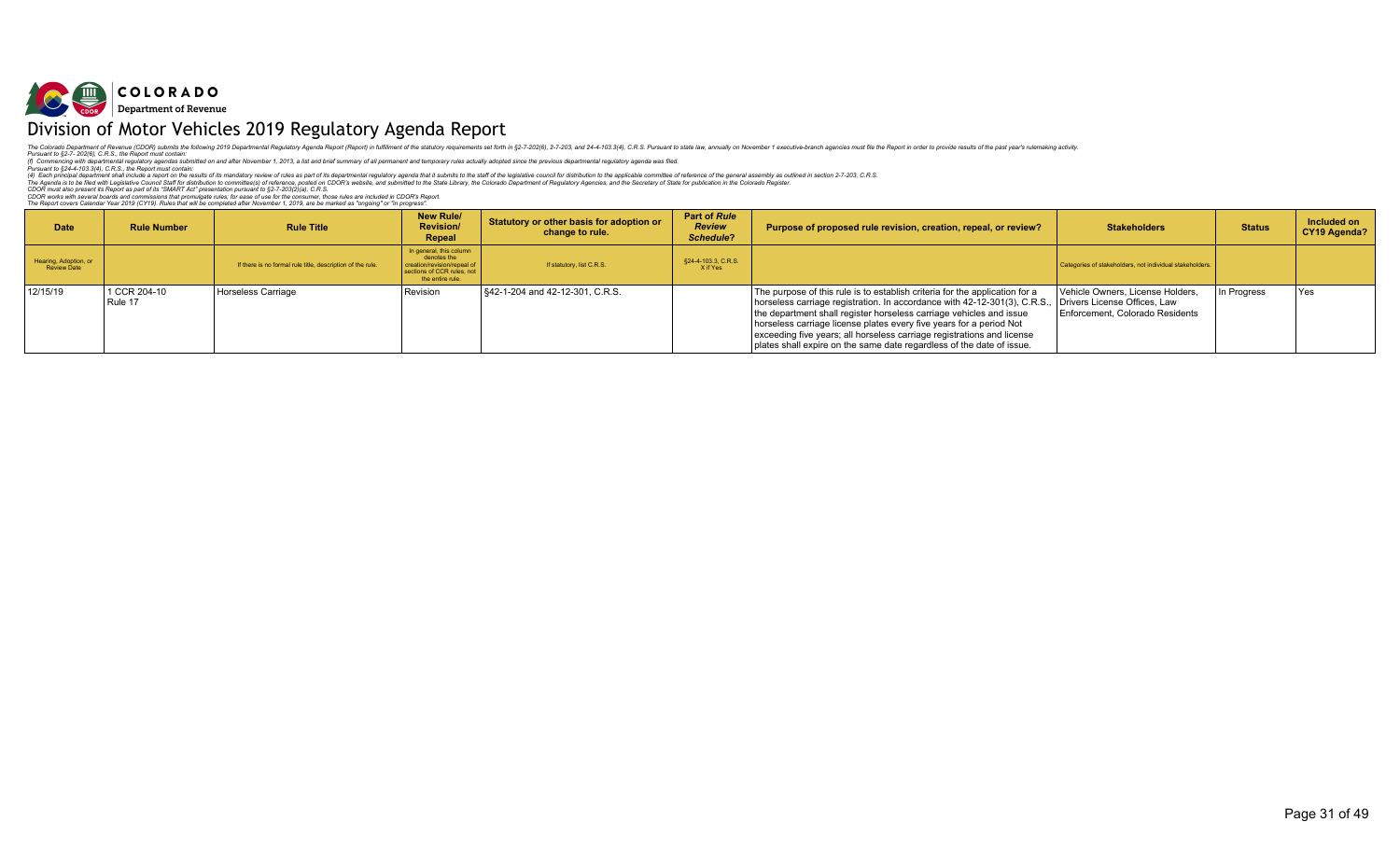**COLORADO**
**Department of Revenue**

# Division of Motor Vehicles 2019 Regulatory Agenda Report

*The Colorado Department of Revenue (CDOR) submits the following 2019 Departmental Regulatory Agenda Report (Report) in fulfillment of the statutory requirements set forth in §2-7-202(6), 2-7-203, and 24-4-103.3(4), C.R.S. Pursuant to state law, annually on November 1 executive-branch agencies must file the Report in order to provide results of the past year's rulemaking activity.*
*Pursuant to §2-7- 202(6), C.R.S., the Report must contain:*
*(f) Commencing with departmental regulatory agendas submitted on and after November 1, 2013, a list and brief summary of all permanent and temporary rules actually adopted since the previous departmental regulatory agenda was filed.*
*Pursuant to §24-4-103.3(4), C.R.S., the Report must contain:*
*(4) Each principal department shall include a report on the results of its mandatory review of rules as part of its departmental regulatory agenda that it submits to the staff of the legislative council for distribution to the applicable committee of reference of the general assembly as outlined in section 2-7-203, C.R.S.*
*The Agenda is to be filed with Legislative Council Staff for distribution to committee(s) of reference, posted on CDOR's website, and submitted to the State Library, the Colorado Department of Regulatory Agencies, and the Secretary of State for publication in the Colorado Register.*
*CDOR must also present its Report as part of its "SMART Act" presentation pursuant to §2-7-203(2)(a), C.R.S.*
*CDOR works with several boards and commissions that promulgate rules; for ease of use for the consumer, those rules are included in CDOR's Report.*
*The Report covers Calendar Year 2019 (CY19). Rules that will be completed after November 1, 2019, are be marked as "ongoing" or "in progress".*

| Date | Rule Number | Rule Title | New Rule/ Revision/ Repeal | Statutory or other basis for adoption or change to rule. | Part of *Rule Review Schedule*? | Purpose of proposed rule revision, creation, repeal, or review? | Stakeholders | Status | Included on CY19 Agenda? |
|---|---|---|---|---|---|---|---|---|---|
| Hearing, Adoption, or Review Date | | If there is no formal rule title, description of the rule. | In general, this column denotes the creation/revision/repeal of sections of CCR rules, not the entire rule. | If statutory, list C.R.S. | §24-4-103.3, C.R.S. X if Yes | | Categories of stakeholders, not individual stakeholders. | | |
| 12/15/19 | 1 CCR 204-10 Rule 17 | Horseless Carriage | Revision | §42-1-204 and 42-12-301, C.R.S. | | The purpose of this rule is to establish criteria for the application for a horseless carriage registration. In accordance with 42-12-301(3), C.R.S., the department shall register horseless carriage vehicles and issue horseless carriage license plates every five years for a period Not exceeding five years; all horseless carriage registrations and license plates shall expire on the same date regardless of the date of issue. | Vehicle Owners, License Holders, Drivers License Offices, Law Enforcement, Colorado Residents | In Progress | Yes |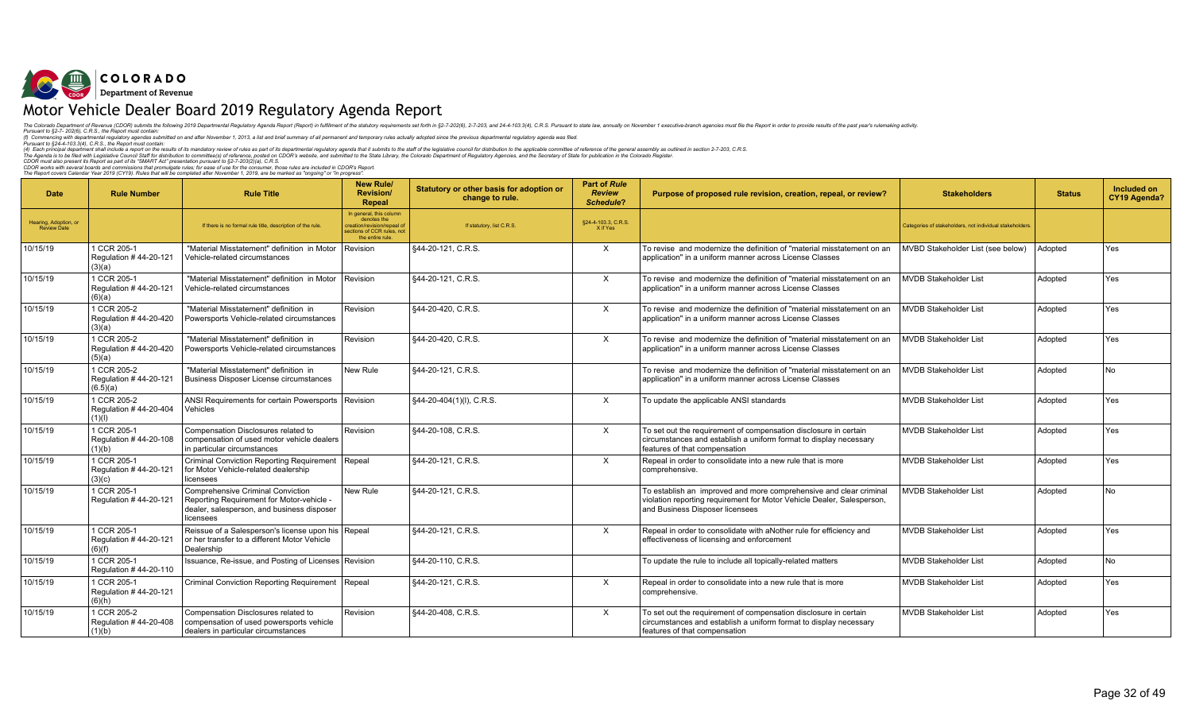COLORADO
Department of Revenue

# Motor Vehicle Dealer Board 2019 Regulatory Agenda Report

The Colorado Department of Revenue (CDOR) submits the following 2019 Departmental Regulatory Agenda Report (Report) in fulfillment of the statutory requirements set forth in §2-7-202(6), 2-7-203, and 24-4-103.3(4), C.R.S. Pursuant to state law, annually on November 1 executive-branch agencies must file the Report in order to provide results of the past year's rulemaking activity.
Pursuant to §2-7- 202(6), C.R.S., the Report must contain:
(I) Commencing with departmental regulatory agendas submitted on and after November 1, 2013, a list and brief summary of all permanent and temporary rules actually adopted since the previous departmental regulatory agenda was filed.
Pursuant to §24-4-103.3(4), C.R.S., the Report must contain:
(4) Each principal department shall include a report on the results of its mandatory review of rules as part of its departmental regulatory agenda that it submits to the staff of the legislative council for distribution to the applicable committee of reference of the general assembly as outlined in section 2-7-203, C.R.S.
The Agenda is to be filed with Legislative Council Staff for distribution to committee(s) of reference, posted on CDOR's website, and submitted to the State Library, the Colorado Department of Regulatory Agencies, and the Secretary of State for publication in the Colorado Register.
CDOR must also present its Report as part of its "SMART Act" presentation pursuant to §2-7-203(2)(a), C.R.S.
CDOR works with several boards and commissions that promulgate rules; for ease of use for the consumer, those rules are included in CDOR's Report.
The Report covers Calendar Year 2019 (CY19). Rules that will be completed after November 1, 2019, are be marked as "ongoing" or "in progress".

| Date | Rule Number | Rule Title | New Rule/ Revision/ Repeal | Statutory or other basis for adoption or change to rule. | Part of *Rule Review Schedule*? | Purpose of proposed rule revision, creation, repeal, or review? | Stakeholders | Status | Included on CY19 Agenda? |
|---|---|---|---|---|---|---|---|---|---|
| Hearing, Adoption, or Review Date | | If there is no formal rule title, description of the rule. | In general, this column denotes the creation/revision/repeal of sections of CCR rules, not the entire rule. | If statutory, list C.R.S. | §24-4-103.3, C.R.S. X if Yes | | Categories of stakeholders, not individual stakeholders. | | |
| 10/15/19 | 1 CCR 205-1 Regulation # 44-20-121 (3)(a) | "Material Misstatement" definition in Motor Vehicle-related circumstances | Revision | §44-20-121, C.R.S. | X | To revise and modernize the definition of "material misstatement on an application" in a uniform manner across License Classes | MVBD Stakeholder List (see below) | Adopted | Yes |
| 10/15/19 | 1 CCR 205-1 Regulation # 44-20-121 (6)(a) | "Material Misstatement" definition in Motor Vehicle-related circumstances | Revision | §44-20-121, C.R.S. | X | To revise and modernize the definition of "material misstatement on an application" in a uniform manner across License Classes | MVDB Stakeholder List | Adopted | Yes |
| 10/15/19 | 1 CCR 205-2 Regulation # 44-20-420 (3)(a) | "Material Misstatement" definition in Powersports Vehicle-related circumstances | Revision | §44-20-420, C.R.S. | X | To revise and modernize the definition of "material misstatement on an application" in a uniform manner across License Classes | MVDB Stakeholder List | Adopted | Yes |
| 10/15/19 | 1 CCR 205-2 Regulation # 44-20-420 (5)(a) | "Material Misstatement" definition in Powersports Vehicle-related circumstances | Revision | §44-20-420, C.R.S. | X | To revise and modernize the definition of "material misstatement on an application" in a uniform manner across License Classes | MVDB Stakeholder List | Adopted | Yes |
| 10/15/19 | 1 CCR 205-2 Regulation # 44-20-121 (6.5)(a) | "Material Misstatement" definition in Business Disposer License circumstances | New Rule | §44-20-121, C.R.S. | | To revise and modernize the definition of "material misstatement on an application" in a uniform manner across License Classes | MVDB Stakeholder List | Adopted | No |
| 10/15/19 | 1 CCR 205-2 Regulation # 44-20-404 (1)(l) | ANSI Requirements for certain Powersports Vehicles | Revision | §44-20-404(1)(l), C.R.S. | X | To update the applicable ANSI standards | MVDB Stakeholder List | Adopted | Yes |
| 10/15/19 | 1 CCR 205-1 Regulation # 44-20-108 (1)(b) | Compensation Disclosures related to compensation of used motor vehicle dealers in particular circumstances | Revision | §44-20-108, C.R.S. | X | To set out the requirement of compensation disclosure in certain circumstances and establish a uniform format to display necessary features of that compensation | MVDB Stakeholder List | Adopted | Yes |
| 10/15/19 | 1 CCR 205-1 Regulation # 44-20-121 (3)(c) | Criminal Conviction Reporting Requirement for Motor Vehicle-related dealership licensees | Repeal | §44-20-121, C.R.S. | X | Repeal in order to consolidate into a new rule that is more comprehensive. | MVDB Stakeholder List | Adopted | Yes |
| 10/15/19 | 1 CCR 205-1 Regulation # 44-20-121 | Comprehensive Criminal Conviction Reporting Requirement for Motor-vehicle - dealer, salesperson, and business disposer licensees | New Rule | §44-20-121, C.R.S. | | To establish an improved and more comprehensive and clear criminal violation reporting requirement for Motor Vehicle Dealer, Salesperson, and Business Disposer licensees | MVDB Stakeholder List | Adopted | No |
| 10/15/19 | 1 CCR 205-1 Regulation # 44-20-121 (6)(f) | Reissue of a Salesperson's license upon his or her transfer to a different Motor Vehicle Dealership | Repeal | §44-20-121, C.R.S. | X | Repeal in order to consolidate with aNother rule for efficiency and effectiveness of licensing and enforcement | MVDB Stakeholder List | Adopted | Yes |
| 10/15/19 | 1 CCR 205-1 Regulation # 44-20-110 | Issuance, Re-issue, and Posting of Licenses | Revision | §44-20-110, C.R.S. | | To update the rule to include all topically-related matters | MVDB Stakeholder List | Adopted | No |
| 10/15/19 | 1 CCR 205-1 Regulation # 44-20-121 (6)(h) | Criminal Conviction Reporting Requirement | Repeal | §44-20-121, C.R.S. | X | Repeal in order to consolidate into a new rule that is more comprehensive. | MVDB Stakeholder List | Adopted | Yes |
| 10/15/19 | 1 CCR 205-2 Regulation # 44-20-408 (1)(b) | Compensation Disclosures related to compensation of used powersports vehicle dealers in particular circumstances | Revision | §44-20-408, C.R.S. | X | To set out the requirement of compensation disclosure in certain circumstances and establish a uniform format to display necessary features of that compensation | MVDB Stakeholder List | Adopted | Yes |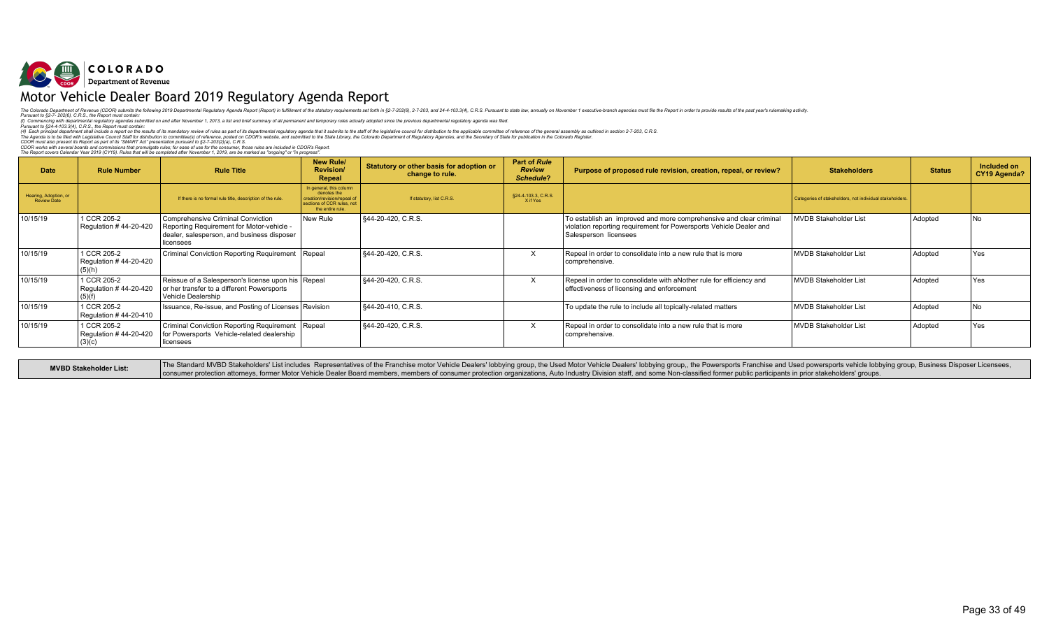COLORADO
Department of Revenue

# Motor Vehicle Dealer Board 2019 Regulatory Agenda Report

*The Colorado Department of Revenue (CDOR) submits the following 2019 Departmental Regulatory Agenda Report (Report) in fulfillment of the statutory requirements set forth in §2-7-202(6), 2-7-203, and 24-4-103.3(4), C.R.S. Pursuant to state law, annually on November 1 executive-branch agencies must file the Report in order to provide results of the past year's rulemaking activity.*
*Pursuant to §2-7- 202(6), C.R.S., the Report must contain:*
*(f) Commencing with departmental regulatory agendas submitted on and after November 1, 2013, a list and brief summary of all permanent and temporary rules actually adopted since the previous departmental regulatory agenda was filed.*
*Pursuant to §24-4-103.3(4), C.R.S., the Report must contain:*
*(4) Each principal department shall include a report on the results of its mandatory review of rules as part of its departmental regulatory agenda that it submits to the staff of the legislative council for distribution to the applicable committee of reference of the general assembly as outlined in section 2-7-203, C.R.S.*
*The Agenda is to be filed with Legislative Council Staff for distribution to committee(s) of reference, posted on CDOR's website, and submitted to the State Library, the Colorado Department of Regulatory Agencies, and the Secretary of State for publication in the Colorado Register.*
*CDOR must also present its Report as part of its "SMART Act" presentation pursuant to §2-7-203(2)(a), C.R.S.*
*CDOR works with several boards and commissions that promulgate rules; for ease of use for the consumer, those rules are included in CDOR's Report.*
*The Report covers Calendar Year 2019 (CY19). Rules that will be completed after November 1, 2019, are be marked as "ongoing" or "in progress".*

| Date | Rule Number | Rule Title | New Rule/ Revision/ Repeal | Statutory or other basis for adoption or change to rule. | Part of *Rule Review Schedule*? | Purpose of proposed rule revision, creation, repeal, or review? | Stakeholders | Status | Included on CY19 Agenda? |
|---|---|---|---|---|---|---|---|---|---|
| Hearing, Adoption, or Review Date | | If there is no formal rule title, description of the rule. | In general, this column denotes the creation/revision/repeal of sections of CCR rules, not the entire rule. | If statutory, list C.R.S. | §24-4-103.3, C.R.S. X if Yes | | Categories of stakeholders, not individual stakeholders. | | |
| 10/15/19 | 1 CCR 205-2 Regulation # 44-20-420 | Comprehensive Criminal Conviction Reporting Requirement for Motor-vehicle - dealer, salesperson, and business disposer licensees | New Rule | §44-20-420, C.R.S. | | To establish an improved and more comprehensive and clear criminal violation reporting requirement for Powersports Vehicle Dealer and Salesperson licensees | MVDB Stakeholder List | Adopted | No |
| 10/15/19 | 1 CCR 205-2 Regulation # 44-20-420 (5)(h) | Criminal Conviction Reporting Requirement | Repeal | §44-20-420, C.R.S. | X | Repeal in order to consolidate into a new rule that is more comprehensive. | MVDB Stakeholder List | Adopted | Yes |
| 10/15/19 | 1 CCR 205-2 Regulation # 44-20-420 (5)(f) | Reissue of a Salesperson's license upon his or her transfer to a different Powersports Vehicle Dealership | Repeal | §44-20-420, C.R.S. | X | Repeal in order to consolidate with aNother rule for efficiency and effectiveness of licensing and enforcement | MVDB Stakeholder List | Adopted | Yes |
| 10/15/19 | 1 CCR 205-2 Regulation # 44-20-410 | Issuance, Re-issue, and Posting of Licenses | Revision | §44-20-410, C.R.S. | | To update the rule to include all topically-related matters | MVDB Stakeholder List | Adopted | No |
| 10/15/19 | 1 CCR 205-2 Regulation # 44-20-420 (3)(c) | Criminal Conviction Reporting Requirement for Powersports Vehicle-related dealership licensees | Repeal | §44-20-420, C.R.S. | X | Repeal in order to consolidate into a new rule that is more comprehensive. | MVDB Stakeholder List | Adopted | Yes |

| MVBD Stakeholder List: | The Standard MVBD Stakeholders' List includes Representatives of the Franchise motor Vehicle Dealers' lobbying group, the Used Motor Vehicle Dealers' lobbying group,, the Powersports Franchise and Used powersports vehicle lobbying group, Business Disposer Licensees, consumer protection attorneys, former Motor Vehicle Dealer Board members, members of consumer protection organizations, Auto Industry Division staff, and some Non-classified former public participants in prior stakeholders' groups. |
|---|---|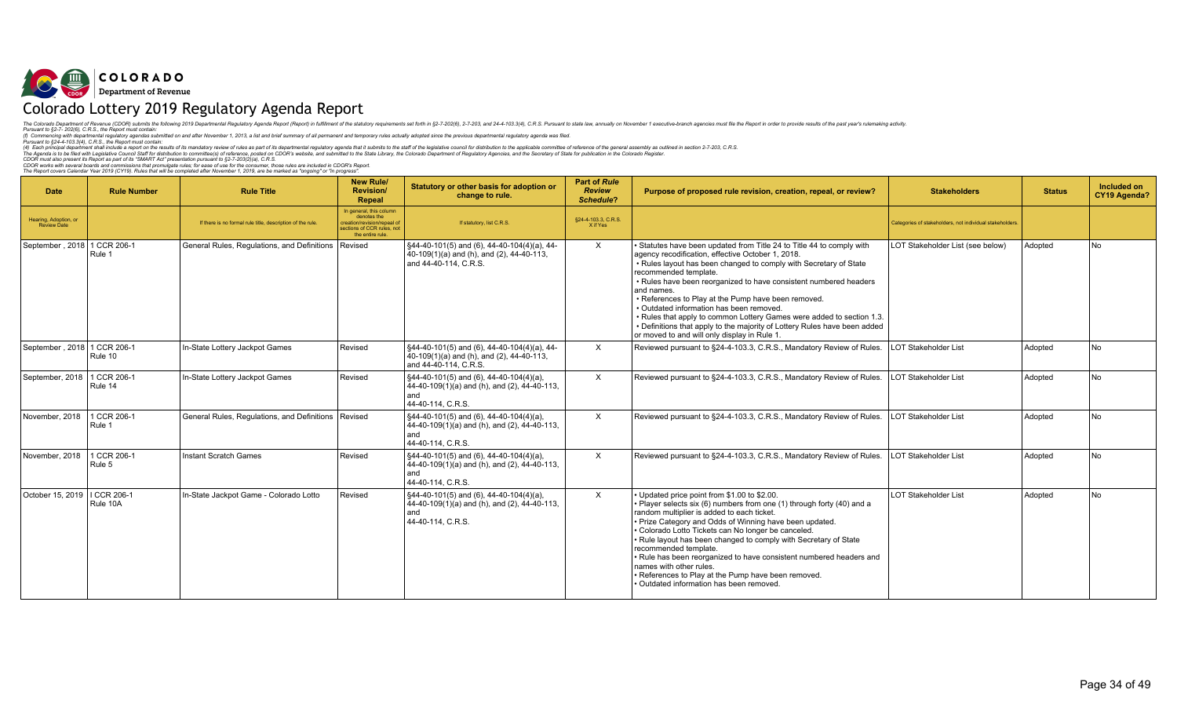**COLORADO**
**Department of Revenue**

# Colorado Lottery 2019 Regulatory Agenda Report

*The Colorado Department of Revenue (CDOR) submits the following 2019 Departmental Regulatory Agenda Report (Report) in fulfillment of the statutory requirements set forth in §2-7-202(6), 2-7-203, and 24-4-103.3(4), C.R.S. Pursuant to state law, annually on November 1 executive-branch agencies must file the Report in order to provide results of the past year's rulemaking activity.*
*Pursuant to §2-7- 202(6), C.R.S., the Report must contain:*
*(f) Commencing with departmental regulatory agendas submitted on and after November 1, 2013, a list and brief summary of all permanent and temporary rules actually adopted since the previous departmental regulatory agenda was filed.*
*Pursuant to §24-4-103.3(4), C.R.S., the Report must contain:*
*(4) Each principal department shall include a report on the results of its mandatory review of rules as part of its departmental regulatory agenda that it submits to the staff of the legislative council for distribution to the applicable committee of reference of the general assembly as outlined in section 2-7-203, C.R.S.*
*The Agenda is to be filed with Legislative Council Staff for distribution to committee(s) of reference, posted on CDOR's website, and submitted to the State Library, the Colorado Department of Regulatory Agencies, and the Secretary of State for publication in the Colorado Register.*
*CDOR must also present its Report as part of its "SMART Act" presentation pursuant to §2-7-203(2)(a), C.R.S.*
*CDOR works with several boards and commissions that promulgate rules; for ease of use for the consumer, those rules are included in CDOR's Report.*
*The Report covers Calendar Year 2019 (CY19). Rules that will be completed after November 1, 2019, are be marked as "ongoing" or "in progress".*

| Date | Rule Number | Rule Title | New Rule/ Revision/ Repeal | Statutory or other basis for adoption or change to rule. | Part of *Rule Review Schedule*? | Purpose of proposed rule revision, creation, repeal, or review? | Stakeholders | Status | Included on CY19 Agenda? |
|---|---|---|---|---|---|---|---|---|---|
| Hearing, Adoption, or Review Date | | If there is no formal rule title, description of the rule. | In general, this column denotes the creation/revision/repeal of sections of CCR rules, not the entire rule. | If statutory, list C.R.S. | §24-4-103.3, C.R.S. X if Yes | | Categories of stakeholders, not individual stakeholders. | | |
| September , 2018 | 1 CCR 206-1 Rule 1 | General Rules, Regulations, and Definitions | Revised | §44-40-101(5) and (6), 44-40-104(4)(a), 44-40-109(1)(a) and (h), and (2), 44-40-113, and 44-40-114, C.R.S. | X | • Statutes have been updated from Title 24 to Title 44 to comply with agency recodification, effective October 1, 2018. • Rules layout has been changed to comply with Secretary of State recommended template. • Rules have been reorganized to have consistent numbered headers and names. • References to Play at the Pump have been removed. • Outdated information has been removed. • Rules that apply to common Lottery Games were added to section 1.3. • Definitions that apply to the majority of Lottery Rules have been added or moved to and will only display in Rule 1. | LOT Stakeholder List (see below) | Adopted | No |
| September , 2018 | 1 CCR 206-1 Rule 10 | In-State Lottery Jackpot Games | Revised | §44-40-101(5) and (6), 44-40-104(4)(a), 44-40-109(1)(a) and (h), and (2), 44-40-113, and 44-40-114, C.R.S. | X | Reviewed pursuant to §24-4-103.3, C.R.S., Mandatory Review of Rules. | LOT Stakeholder List | Adopted | No |
| September, 2018 | 1 CCR 206-1 Rule 14 | In-State Lottery Jackpot Games | Revised | §44-40-101(5) and (6), 44-40-104(4)(a), 44-40-109(1)(a) and (h), and (2), 44-40-113, and 44-40-114, C.R.S. | X | Reviewed pursuant to §24-4-103.3, C.R.S., Mandatory Review of Rules. | LOT Stakeholder List | Adopted | No |
| November, 2018 | 1 CCR 206-1 Rule 1 | General Rules, Regulations, and Definitions | Revised | §44-40-101(5) and (6), 44-40-104(4)(a), 44-40-109(1)(a) and (h), and (2), 44-40-113, and 44-40-114, C.R.S. | X | Reviewed pursuant to §24-4-103.3, C.R.S., Mandatory Review of Rules. | LOT Stakeholder List | Adopted | No |
| November, 2018 | 1 CCR 206-1 Rule 5 | Instant Scratch Games | Revised | §44-40-101(5) and (6), 44-40-104(4)(a), 44-40-109(1)(a) and (h), and (2), 44-40-113, and 44-40-114, C.R.S. | X | Reviewed pursuant to §24-4-103.3, C.R.S., Mandatory Review of Rules. | LOT Stakeholder List | Adopted | No |
| October 15, 2019 | I CCR 206-1 Rule 10A | In-State Jackpot Game - Colorado Lotto | Revised | §44-40-101(5) and (6), 44-40-104(4)(a), 44-40-109(1)(a) and (h), and (2), 44-40-113, and 44-40-114, C.R.S. | X | • Updated price point from $1.00 to $2.00. • Player selects six (6) numbers from one (1) through forty (40) and a random multiplier is added to each ticket. • Prize Category and Odds of Winning have been updated. • Colorado Lotto Tickets can No longer be canceled. • Rule layout has been changed to comply with Secretary of State recommended template. • Rule has been reorganized to have consistent numbered headers and names with other rules. • References to Play at the Pump have been removed. • Outdated information has been removed. | LOT Stakeholder List | Adopted | No |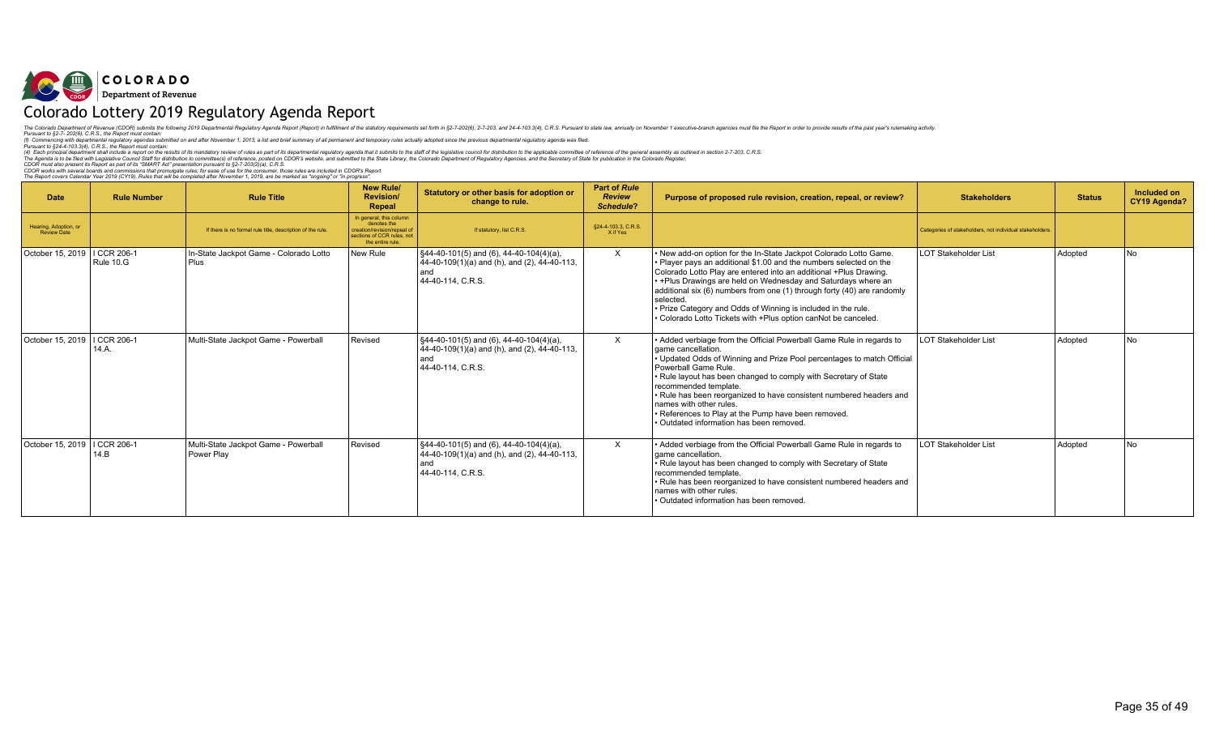**COLORADO**
**Department of Revenue**

# Colorado Lottery 2019 Regulatory Agenda Report

*The Colorado Department of Revenue (CDOR) submits the following 2019 Departmental Regulatory Agenda Report (Report) in fulfillment of the statutory requirements set forth in §2-7-202(6), 2-7-203, and 24-4-103.3(4), C.R.S. Pursuant to state law, annually on November 1 executive-branch agencies must file the Report in order to provide results of the past year's rulemaking activity.*
*Pursuant to §2-7- 202(6), C.R.S., the Report must contain:*
*(f) Commencing with departmental regulatory agendas submitted on and after November 1, 2013, a list and brief summary of all permanent and temporary rules actually adopted since the previous departmental regulatory agenda was filed.*
*Pursuant to §24-4-103.3(4), C.R.S., the Report must contain:*
*(4) Each principal department shall include a report on the results of its mandatory review of rules as part of its departmental regulatory agenda that it submits to the staff of the legislative council for distribution to the applicable committee of reference of the general assembly as outlined in section 2-7-203, C.R.S.*
*The Agenda is to be filed with Legislative Council Staff for distribution to committee(s) of reference, posted on CDOR's website, and submitted to the State Library, the Colorado Department of Regulatory Agencies, and the Secretary of State for publication in the Colorado Register.*
*CDOR must also present its Report as part of its "SMART Act" presentation pursuant to §2-7-203(2)(a), C.R.S.*
*CDOR works with several boards and commissions that promulgate rules; for ease of use for the consumer, those rules are included in CDOR's Report.*
*The Report covers Calendar Year 2019 (CY19). Rules that will be completed after November 1, 2019, are be marked as "ongoing" or "in progress".*

| Date | Rule Number | Rule Title | New Rule/ Revision/ Repeal | Statutory or other basis for adoption or change to rule. | Part of *Rule Review Schedule*? | Purpose of proposed rule revision, creation, repeal, or review? | Stakeholders | Status | Included on CY19 Agenda? |
|---|---|---|---|---|---|---|---|---|---|
| Hearing, Adoption, or Review Date | | If there is no formal rule title, description of the rule. | In general, this column denotes the creation/revision/repeal of sections of CCR rules, not the entire rule. | If statutory, list C.R.S. | §24-4-103.3, C.R.S. X if Yes | | Categories of stakeholders, not individual stakeholders. | | |
| October 15, 2019 | I CCR 206-1 Rule 10.G | In-State Jackpot Game - Colorado Lotto Plus | New Rule | §44-40-101(5) and (6), 44-40-104(4)(a), 44-40-109(1)(a) and (h), and (2), 44-40-113, and 44-40-114, C.R.S. | X | • New add-on option for the In-State Jackpot Colorado Lotto Game.<br>• Player pays an additional $1.00 and the numbers selected on the Colorado Lotto Play are entered into an additional +Plus Drawing.<br>• +Plus Drawings are held on Wednesday and Saturdays where an additional six (6) numbers from one (1) through forty (40) are randomly selected.<br>• Prize Category and Odds of Winning is included in the rule.<br>• Colorado Lotto Tickets with +Plus option canNot be canceled. | LOT Stakeholder List | Adopted | No |
| October 15, 2019 | I CCR 206-1 14.A. | Multi-State Jackpot Game - Powerball | Revised | §44-40-101(5) and (6), 44-40-104(4)(a), 44-40-109(1)(a) and (h), and (2), 44-40-113, and 44-40-114, C.R.S. | X | • Added verbiage from the Official Powerball Game Rule in regards to game cancellation.<br>• Updated Odds of Winning and Prize Pool percentages to match Official Powerball Game Rule.<br>• Rule layout has been changed to comply with Secretary of State recommended template.<br>• Rule has been reorganized to have consistent numbered headers and names with other rules.<br>• References to Play at the Pump have been removed.<br>• Outdated information has been removed. | LOT Stakeholder List | Adopted | No |
| October 15, 2019 | I CCR 206-1 14.B | Multi-State Jackpot Game - Powerball Power Play | Revised | §44-40-101(5) and (6), 44-40-104(4)(a), 44-40-109(1)(a) and (h), and (2), 44-40-113, and 44-40-114, C.R.S. | X | • Added verbiage from the Official Powerball Game Rule in regards to game cancellation.<br>• Rule layout has been changed to comply with Secretary of State recommended template.<br>• Rule has been reorganized to have consistent numbered headers and names with other rules.<br>• Outdated information has been removed. | LOT Stakeholder List | Adopted | No |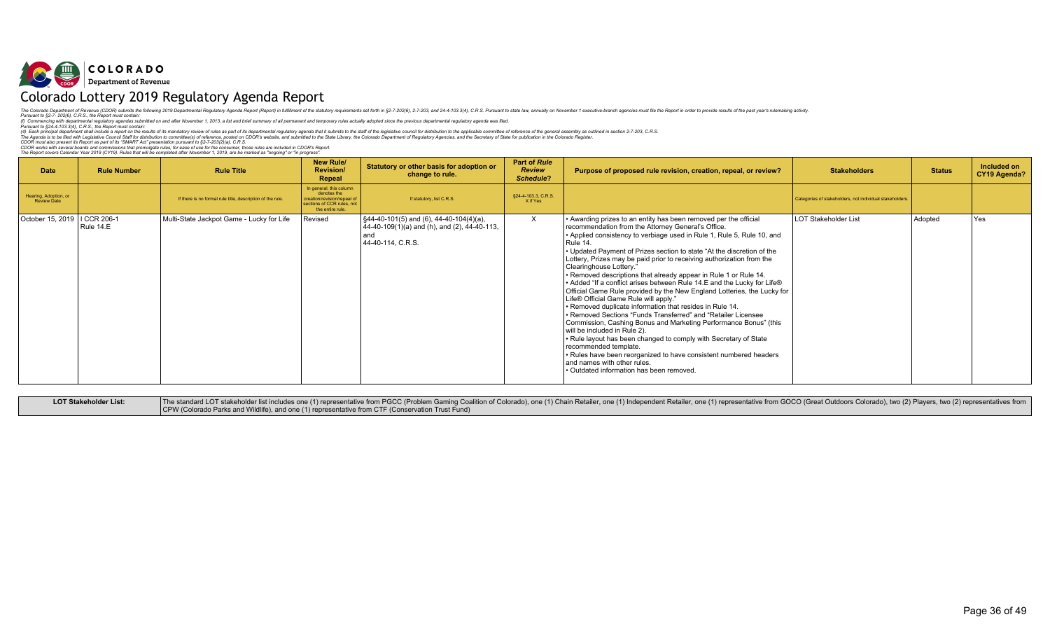**COLORADO**
**Department of Revenue**

# Colorado Lottery 2019 Regulatory Agenda Report

*The Colorado Department of Revenue (CDOR) submits the following 2019 Departmental Regulatory Agenda Report (Report) in fulfillment of the statutory requirements set forth in §2-7-202(6), 2-7-203, and 24-4-103.3(4), C.R.S. Pursuant to state law, annually on November 1 executive-branch agencies must file the Report in order to provide results of the past year's rulemaking activity.*
*Pursuant to §2-7- 202(6), C.R.S., the Report must contain:*
*(f) Commencing with departmental regulatory agendas submitted on and after November 1, 2013, a list and brief summary of all permanent and temporary rules actually adopted since the previous departmental regulatory agenda was filed.*
*Pursuant to §24-4-103.3(4), C.R.S., the Report must contain:*
*(4) Each principal department shall include a report on the results of its mandatory review of rules as part of its departmental regulatory agenda that it submits to the staff of the legislative council for distribution to the applicable committee of reference of the general assembly as outlined in section 2-7-203, C.R.S.*
*The Agenda is to be filed with Legislative Council Staff for distribution to committee(s) of reference, posted on CDOR's website, and submitted to the State Library, the Colorado Department of Regulatory Agencies, and the Secretary of State for publication in the Colorado Register.*
*CDOR must also present its Report as part of its "SMART Act" presentation pursuant to §2-7-203(2)(a), C.R.S.*
*CDOR works with several boards and commissions that promulgate rules; for ease of use for the consumer, those rules are included in CDOR's Report.*
*The Report covers Calendar Year 2019 (CY19). Rules that will be completed after November 1, 2019, are be marked as "ongoing" or "in progress".*

| Date | Rule Number | Rule Title | New Rule/ Revision/ Repeal | Statutory or other basis for adoption or change to rule. | Part of *Rule Review Schedule*? | Purpose of proposed rule revision, creation, repeal, or review? | Stakeholders | Status | Included on CY19 Agenda? |
|---|---|---|---|---|---|---|---|---|---|
| Hearing, Adoption, or Review Date | | If there is no formal rule title, description of the rule. | In general, this column denotes the creation/revision/repeal of sections of CCR rules, not the entire rule. | If statutory, list C.R.S. | §24-4-103.3, C.R.S. X if Yes | | Categories of stakeholders, not individual stakeholders. | | |
| October 15, 2019 | I CCR 206-1 Rule 14.E | Multi-State Jackpot Game - Lucky for Life | Revised | §44-40-101(5) and (6), 44-40-104(4)(a), 44-40-109(1)(a) and (h), and (2), 44-40-113, and 44-40-114, C.R.S. | X | • Awarding prizes to an entity has been removed per the official recommendation from the Attorney General's Office.<br>• Applied consistency to verbiage used in Rule 1, Rule 5, Rule 10, and Rule 14.<br>• Updated Payment of Prizes section to state "At the discretion of the Lottery, Prizes may be paid prior to receiving authorization from the Clearinghouse Lottery."<br>• Removed descriptions that already appear in Rule 1 or Rule 14.<br>• Added "If a conflict arises between Rule 14.E and the Lucky for Life® Official Game Rule provided by the New England Lotteries, the Lucky for Life® Official Game Rule will apply."<br>• Removed duplicate information that resides in Rule 14.<br>• Removed Sections "Funds Transferred" and "Retailer Licensee Commission, Cashing Bonus and Marketing Performance Bonus" (this will be included in Rule 2).<br>• Rule layout has been changed to comply with Secretary of State recommended template.<br>• Rules have been reorganized to have consistent numbered headers and names with other rules.<br>• Outdated information has been removed. | LOT Stakeholder List | Adopted | Yes |

| LOT Stakeholder List: | The standard LOT stakeholder list includes one (1) representative from PGCC (Problem Gaming Coalition of Colorado), one (1) Chain Retailer, one (1) Independent Retailer, one (1) representative from GOCO (Great Outdoors Colorado), two (2) Players, two (2) representatives from CPW (Colorado Parks and Wildlife), and one (1) representative from CTF (Conservation Trust Fund) |
|---|---|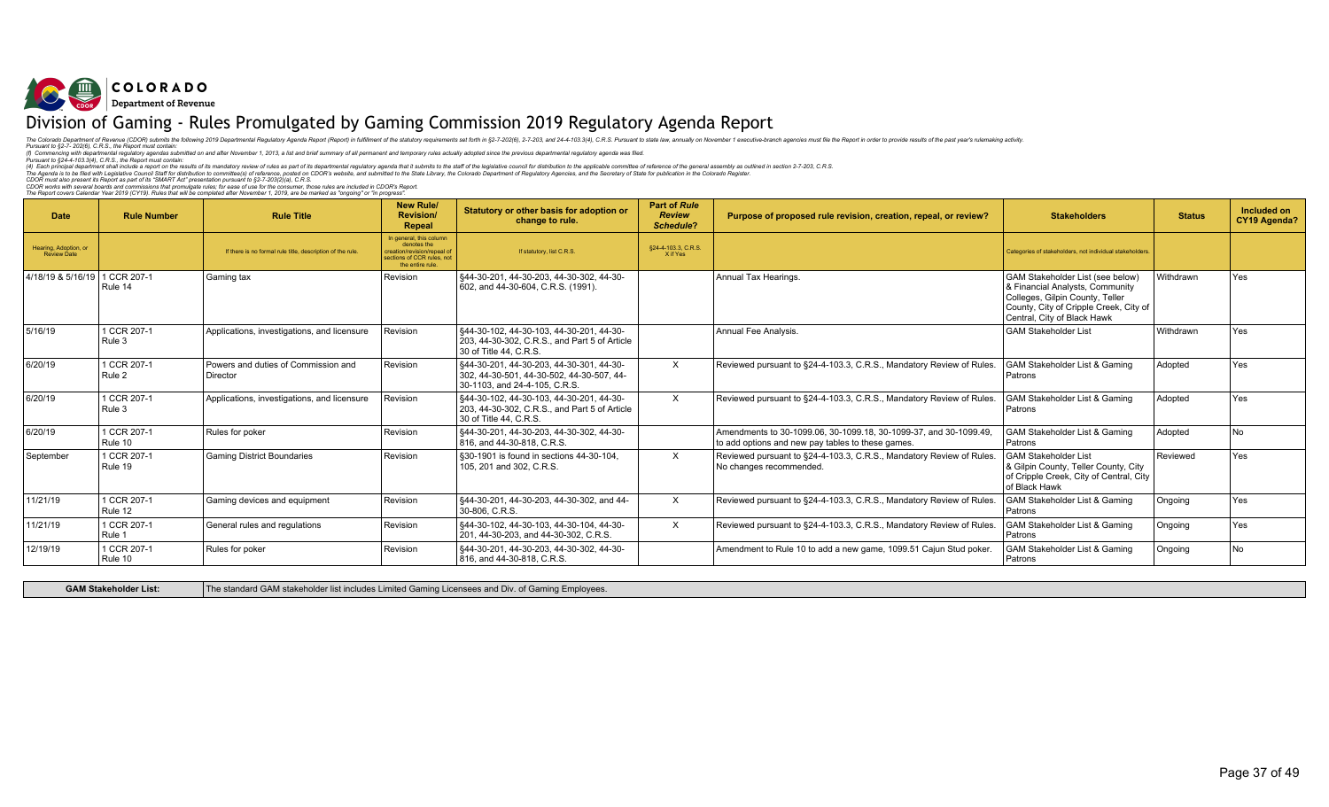COLORADO
Department of Revenue

# Division of Gaming - Rules Promulgated by Gaming Commission 2019 Regulatory Agenda Report

The Colorado Department of Revenue (CDOR) submits the following 2019 Departmental Regulatory Agenda Report (Report) in fulfillment of the statutory requirements set forth in §2-7-202(6), 2-7-203, and 24-4-103.3(4), C.R.S. Pursuant to state law, annually on November 1 executive-branch agencies must file the Report in order to provide results of the past year's rulemaking activity.
Pursuant to §2-7- 202(6), C.R.S., the Report must contain:
(f) Commencing with departmental regulatory agendas submitted on and after November 1, 2013, a list and brief summary of all permanent and temporary rules actually adopted since the previous departmental regulatory agenda was filed.
Pursuant to §24-4-103.3(4), C.R.S., the Report must contain:
(4) Each principal department shall include a report on the results of its mandatory review of rules as part of its departmental regulatory agenda that it submits to the staff of the legislative council for distribution to the applicable committee of reference of the general assembly as outlined in section 2-7-203, C.R.S.
The Agenda is to be filed with Legislative Council Staff for distribution to committee(s) of reference, posted on CDOR's website, and submitted to the State Library, the Colorado Department of Regulatory Agencies, and the Secretary of State for publication in the Colorado Register.
CDOR must also present its Report as part of its "SMART Act" presentation pursuant to §2-7-203(2)(a), C.R.S.
CDOR works with several boards and commissions that promulgate rules; for ease of use for the consumer, those rules are included in CDOR's Report.
The Report covers Calendar Year 2019 (CY19). Rules that will be completed after November 1, 2019, are be marked as "ongoing" or "in progress".

| Date | Rule Number | Rule Title | New Rule/ Revision/ Repeal | Statutory or other basis for adoption or change to rule. | Part of *Rule Review Schedule*? | Purpose of proposed rule revision, creation, repeal, or review? | Stakeholders | Status | Included on CY19 Agenda? |
|---|---|---|---|---|---|---|---|---|---|
| Hearing, Adoption, or Review Date | | If there is no formal rule title, description of the rule. | In general, this column denotes the creation/revision/repeal of sections of CCR rules, not the entire rule. | If statutory, list C.R.S. | §24-4-103.3, C.R.S. X if Yes | | Categories of stakeholders, not individual stakeholders. | | |
| 4/18/19 & 5/16/19 | 1 CCR 207-1 Rule 14 | Gaming tax | Revision | §44-30-201, 44-30-203, 44-30-302, 44-30-602, and 44-30-604, C.R.S. (1991). | | Annual Tax Hearings. | GAM Stakeholder List (see below) & Financial Analysts, Community Colleges, Gilpin County, Teller County, City of Cripple Creek, City of Central, City of Black Hawk | Withdrawn | Yes |
| 5/16/19 | 1 CCR 207-1 Rule 3 | Applications, investigations, and licensure | Revision | §44-30-102, 44-30-103, 44-30-201, 44-30-203, 44-30-302, C.R.S., and Part 5 of Article 30 of Title 44, C.R.S. | | Annual Fee Analysis. | GAM Stakeholder List | Withdrawn | Yes |
| 6/20/19 | 1 CCR 207-1 Rule 2 | Powers and duties of Commission and Director | Revision | §44-30-201, 44-30-203, 44-30-301, 44-30-302, 44-30-501, 44-30-502, 44-30-507, 44-30-1103, and 24-4-105, C.R.S. | X | Reviewed pursuant to §24-4-103.3, C.R.S., Mandatory Review of Rules. | GAM Stakeholder List & Gaming Patrons | Adopted | Yes |
| 6/20/19 | 1 CCR 207-1 Rule 3 | Applications, investigations, and licensure | Revision | §44-30-102, 44-30-103, 44-30-201, 44-30-203, 44-30-302, C.R.S., and Part 5 of Article 30 of Title 44, C.R.S. | X | Reviewed pursuant to §24-4-103.3, C.R.S., Mandatory Review of Rules. | GAM Stakeholder List & Gaming Patrons | Adopted | Yes |
| 6/20/19 | 1 CCR 207-1 Rule 10 | Rules for poker | Revision | §44-30-201, 44-30-203, 44-30-302, 44-30-816, and 44-30-818, C.R.S. | | Amendments to 30-1099.06, 30-1099.18, 30-1099-37, and 30-1099.49, to add options and new pay tables to these games. | GAM Stakeholder List & Gaming Patrons | Adopted | No |
| September | 1 CCR 207-1 Rule 19 | Gaming District Boundaries | Revision | §30-1901 is found in sections 44-30-104, 105, 201 and 302, C.R.S. | X | Reviewed pursuant to §24-4-103.3, C.R.S., Mandatory Review of Rules. No changes recommended. | GAM Stakeholder List & Gilpin County, Teller County, City of Cripple Creek, City of Central, City of Black Hawk | Reviewed | Yes |
| 11/21/19 | 1 CCR 207-1 Rule 12 | Gaming devices and equipment | Revision | §44-30-201, 44-30-203, 44-30-302, and 44-30-806, C.R.S. | X | Reviewed pursuant to §24-4-103.3, C.R.S., Mandatory Review of Rules. | GAM Stakeholder List & Gaming Patrons | Ongoing | Yes |
| 11/21/19 | 1 CCR 207-1 Rule 1 | General rules and regulations | Revision | §44-30-102, 44-30-103, 44-30-104, 44-30-201, 44-30-203, and 44-30-302, C.R.S. | X | Reviewed pursuant to §24-4-103.3, C.R.S., Mandatory Review of Rules. | GAM Stakeholder List & Gaming Patrons | Ongoing | Yes |
| 12/19/19 | 1 CCR 207-1 Rule 10 | Rules for poker | Revision | §44-30-201, 44-30-203, 44-30-302, 44-30-816, and 44-30-818, C.R.S. | | Amendment to Rule 10 to add a new game, 1099.51 Cajun Stud poker. | GAM Stakeholder List & Gaming Patrons | Ongoing | No |

| GAM Stakeholder List: | The standard GAM stakeholder list includes Limited Gaming Licensees and Div. of Gaming Employees. |
|---|---|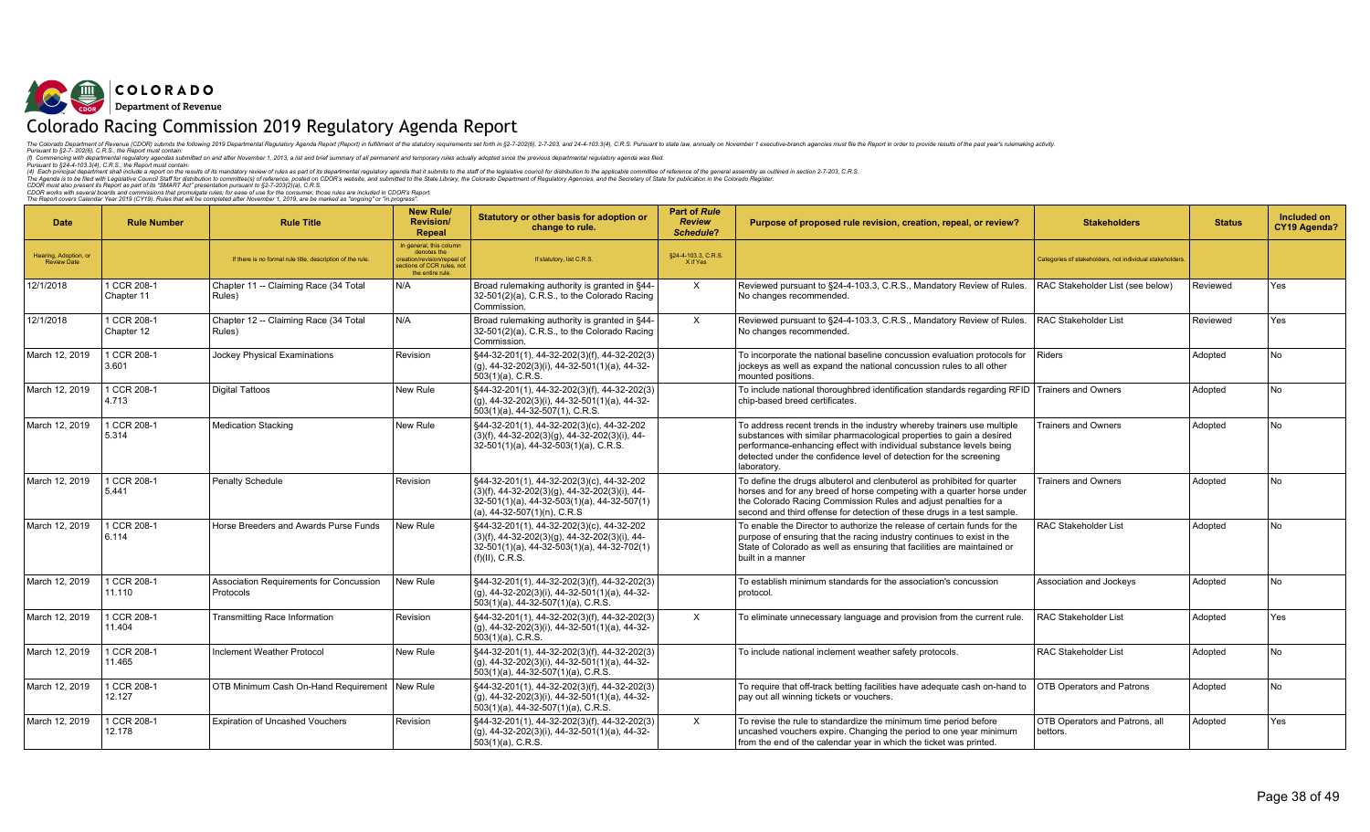# Colorado Racing Commission 2019 Regulatory Agenda Report

The Colorado Department of Revenue (CDOR) submits the following 2019 Departmental Regulatory Agenda Report (Report) in fulfillment of the statutory requirements set forth in §2-7-202(6), 2-7-203, and 24-4-103.3(4), C.R.S. Pursuant to state law, annually on November 1 executive-branch agencies must file the Report in order to provide results of the past year's rulemaking activity.
Pursuant to §2-7- 202(6), C.R.S., the Report must contain:
(f) Commencing with departmental regulatory agendas submitted on and after November 1, 2013, a list and brief summary of all permanent and temporary rules actually adopted since the previous departmental regulatory agenda was filed.
Pursuant to §24-4-103.3(4), C.R.S., the Report must contain:
(4) Each principal department shall include a report on the results of its mandatory review of rules as part of its departmental regulatory agenda that it submits to the staff of the legislative council for distribution to the applicable committee of reference of the general assembly as outlined in section 2-7-203, C.R.S.
The Agenda is to be filed with Legislative Council Staff for distribution to committee(s) of reference, posted on CDOR's website, and submitted to the State Library, the Colorado Department of Regulatory Agencies, and the Secretary of State for publication in the Colorado Register.
CDOR must also present its Report as part of its "SMART Act" presentation pursuant to §2-7-203(2)(a), C.R.S.
CDOR works with several boards and commissions that promulgate rules; for ease of use for the consumer, those rules are included in CDOR's Report.
The Report covers Calendar Year 2019 (CY19). Rules that will be completed after November 1, 2019, are be marked as "ongoing" or "in progress".

| Date | Rule Number | Rule Title | New Rule/ Revision/ Repeal | Statutory or other basis for adoption or change to rule. | Part of *Rule Review Schedule*? | Purpose of proposed rule revision, creation, repeal, or review? | Stakeholders | Status | Included on CY19 Agenda? |
|---|---|---|---|---|---|---|---|---|---|
| Hearing, Adoption, or Review Date | | If there is no formal rule title, description of the rule. | In general, this column denotes the creation/revision/repeal of sections of CCR rules, not the entire rule. | If statutory, list C.R.S. | §24-4-103.3, C.R.S. X if Yes | | Categories of stakeholders, not individual stakeholders. | | |
| 12/1/2018 | 1 CCR 208-1 Chapter 11 | Chapter 11 -- Claiming Race (34 Total Rules) | N/A | Broad rulemaking authority is granted in §44-32-501(2)(a), C.R.S., to the Colorado Racing Commission. | X | Reviewed pursuant to §24-4-103.3, C.R.S., Mandatory Review of Rules. No changes recommended. | RAC Stakeholder List (see below) | Reviewed | Yes |
| 12/1/2018 | 1 CCR 208-1 Chapter 12 | Chapter 12 -- Claiming Race (34 Total Rules) | N/A | Broad rulemaking authority is granted in §44-32-501(2)(a), C.R.S., to the Colorado Racing Commission. | X | Reviewed pursuant to §24-4-103.3, C.R.S., Mandatory Review of Rules. No changes recommended. | RAC Stakeholder List | Reviewed | Yes |
| March 12, 2019 | 1 CCR 208-1 3.601 | Jockey Physical Examinations | Revision | §44-32-201(1), 44-32-202(3)(f), 44-32-202(3)(g), 44-32-202(3)(i), 44-32-501(1)(a), 44-32-503(1)(a), C.R.S. | | To incorporate the national baseline concussion evaluation protocols for jockeys as well as expand the national concussion rules to all other mounted positions. | Riders | Adopted | No |
| March 12, 2019 | 1 CCR 208-1 4.713 | Digital Tattoos | New Rule | §44-32-201(1), 44-32-202(3)(f), 44-32-202(3)(g), 44-32-202(3)(i), 44-32-501(1)(a), 44-32-503(1)(a), 44-32-507(1), C.R.S. | | To include national thoroughbred identification standards regarding RFID chip-based breed certificates. | Trainers and Owners | Adopted | No |
| March 12, 2019 | 1 CCR 208-1 5.314 | Medication Stacking | New Rule | §44-32-201(1), 44-32-202(3)(c), 44-32-202(3)(f), 44-32-202(3)(g), 44-32-202(3)(i), 44-32-501(1)(a), 44-32-503(1)(a), C.R.S. | | To address recent trends in the industry whereby trainers use multiple substances with similar pharmacological properties to gain a desired performance-enhancing effect with individual substance levels being detected under the confidence level of detection for the screening laboratory. | Trainers and Owners | Adopted | No |
| March 12, 2019 | 1 CCR 208-1 5.441 | Penalty Schedule | Revision | §44-32-201(1), 44-32-202(3)(c), 44-32-202(3)(f), 44-32-202(3)(g), 44-32-202(3)(i), 44-32-501(1)(a), 44-32-503(1)(a), 44-32-507(1)(a), 44-32-507(1)(n), C.R.S | | To define the drugs albuterol and clenbuterol as prohibited for quarter horses and for any breed of horse competing with a quarter horse under the Colorado Racing Commission Rules and adjust penalties for a second and third offense for detection of these drugs in a test sample. | Trainers and Owners | Adopted | No |
| March 12, 2019 | 1 CCR 208-1 6.114 | Horse Breeders and Awards Purse Funds | New Rule | §44-32-201(1), 44-32-202(3)(c), 44-32-202(3)(f), 44-32-202(3)(g), 44-32-202(3)(i), 44-32-501(1)(a), 44-32-503(1)(a), 44-32-702(1)(f)(II), C.R.S. | | To enable the Director to authorize the release of certain funds for the purpose of ensuring that the racing industry continues to exist in the State of Colorado as well as ensuring that facilities are maintained or built in a manner | RAC Stakeholder List | Adopted | No |
| March 12, 2019 | 1 CCR 208-1 11.110 | Association Requirements for Concussion Protocols | New Rule | §44-32-201(1), 44-32-202(3)(f), 44-32-202(3)(g), 44-32-202(3)(i), 44-32-501(1)(a), 44-32-503(1)(a), 44-32-507(1)(a), C.R.S. | | To establish minimum standards for the association's concussion protocol. | Association and Jockeys | Adopted | No |
| March 12, 2019 | 1 CCR 208-1 11.404 | Transmitting Race Information | Revision | §44-32-201(1), 44-32-202(3)(f), 44-32-202(3)(g), 44-32-202(3)(i), 44-32-501(1)(a), 44-32-503(1)(a), C.R.S. | X | To eliminate unnecessary language and provision from the current rule. | RAC Stakeholder List | Adopted | Yes |
| March 12, 2019 | 1 CCR 208-1 11.465 | Inclement Weather Protocol | New Rule | §44-32-201(1), 44-32-202(3)(f), 44-32-202(3)(g), 44-32-202(3)(i), 44-32-501(1)(a), 44-32-503(1)(a), 44-32-507(1)(a), C.R.S. | | To include national inclement weather safety protocols. | RAC Stakeholder List | Adopted | No |
| March 12, 2019 | 1 CCR 208-1 12.127 | OTB Minimum Cash On-Hand Requirement | New Rule | §44-32-201(1), 44-32-202(3)(f), 44-32-202(3)(g), 44-32-202(3)(i), 44-32-501(1)(a), 44-32-503(1)(a), 44-32-507(1)(a), C.R.S. | | To require that off-track betting facilities have adequate cash on-hand to pay out all winning tickets or vouchers. | OTB Operators and Patrons | Adopted | No |
| March 12, 2019 | 1 CCR 208-1 12.178 | Expiration of Uncashed Vouchers | Revision | §44-32-201(1), 44-32-202(3)(f), 44-32-202(3)(g), 44-32-202(3)(i), 44-32-501(1)(a), 44-32-503(1)(a), C.R.S. | X | To revise the rule to standardize the minimum time period before uncashed vouchers expire. Changing the period to one year minimum from the end of the calendar year in which the ticket was printed. | OTB Operators and Patrons, all bettors. | Adopted | Yes |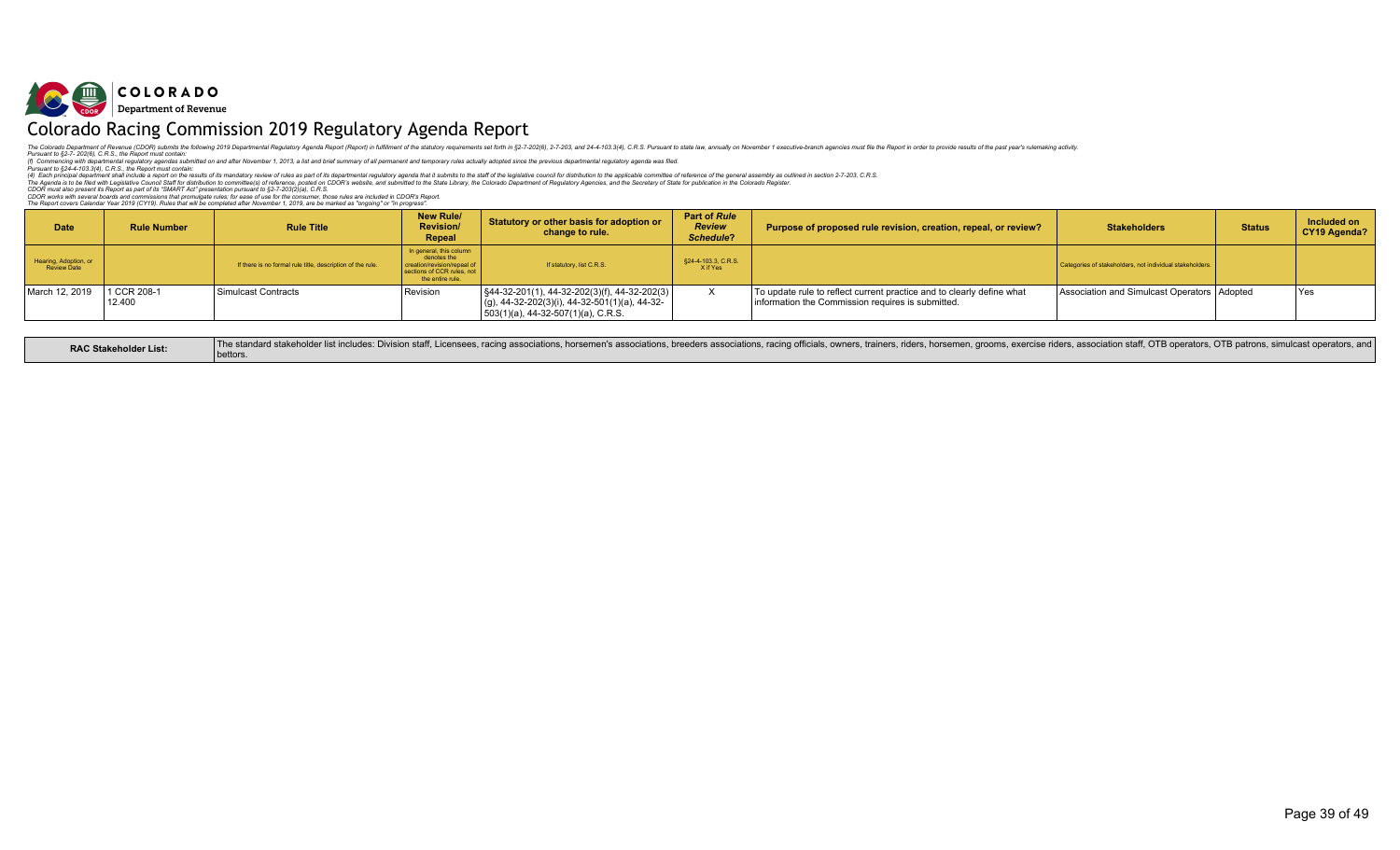**COLORADO**
**Department of Revenue**

# Colorado Racing Commission 2019 Regulatory Agenda Report

*The Colorado Department of Revenue (CDOR) submits the following 2019 Departmental Regulatory Agenda Report (Report) in fulfillment of the statutory requirements set forth in §2-7-202(6), 2-7-203, and 24-4-103.3(4), C.R.S. Pursuant to state law, annually on November 1 executive-branch agencies must file the Report in order to provide results of the past year's rulemaking activity.*
*Pursuant to §2-7- 202(6), C.R.S., the Report must contain:*
*(f) Commencing with departmental regulatory agendas submitted on and after November 1, 2013, a list and brief summary of all permanent and temporary rules actually adopted since the previous departmental regulatory agenda was filed.*
*Pursuant to §24-4-103.3(4), C.R.S., the Report must contain:*
*(4) Each principal department shall include a report on the results of its mandatory review of rules as part of its departmental regulatory agenda that it submits to the staff of the legislative council for distribution to the applicable committee of reference of the general assembly as outlined in section 2-7-203, C.R.S.*
*The Agenda is to be filed with Legislative Council Staff for distribution to committee(s) of reference, posted on CDOR's website, and submitted to the State Library, the Colorado Department of Regulatory Agencies, and the Secretary of State for publication in the Colorado Register.*
*CDOR must also present its Report as part of its "SMART Act" presentation pursuant to §2-7-203(2)(a), C.R.S.*
*CDOR works with several boards and commissions that promulgate rules; for ease of use for the consumer, those rules are included in CDOR's Report.*
*The Report covers Calendar Year 2019 (CY19). Rules that will be completed after November 1, 2019, are be marked as "ongoing" or "in progress".*

| Date | Rule Number | Rule Title | New Rule/ Revision/ Repeal | Statutory or other basis for adoption or change to rule. | Part of *Rule Review Schedule*? | Purpose of proposed rule revision, creation, repeal, or review? | Stakeholders | Status | Included on CY19 Agenda? |
|---|---|---|---|---|---|---|---|---|---|
| Hearing, Adoption, or Review Date | | If there is no formal rule title, description of the rule. | In general, this column denotes the creation/revision/repeal of sections of CCR rules, not the entire rule. | If statutory, list C.R.S. | §24-4-103.3, C.R.S. X if Yes | | Categories of stakeholders, not individual stakeholders. | | |
| March 12, 2019 | 1 CCR 208-1 12.400 | Simulcast Contracts | Revision | §44-32-201(1), 44-32-202(3)(f), 44-32-202(3)(g), 44-32-202(3)(i), 44-32-501(1)(a), 44-32-503(1)(a), 44-32-507(1)(a), C.R.S. | X | To update rule to reflect current practice and to clearly define what information the Commission requires is submitted. | Association and Simulcast Operators | Adopted | Yes |

| RAC Stakeholder List: | The standard stakeholder list includes: Division staff, Licensees, racing associations, horsemen's associations, breeders associations, racing officials, owners, trainers, riders, horsemen, grooms, exercise riders, association staff, OTB operators, OTB patrons, simulcast operators, and bettors. |
|---|---|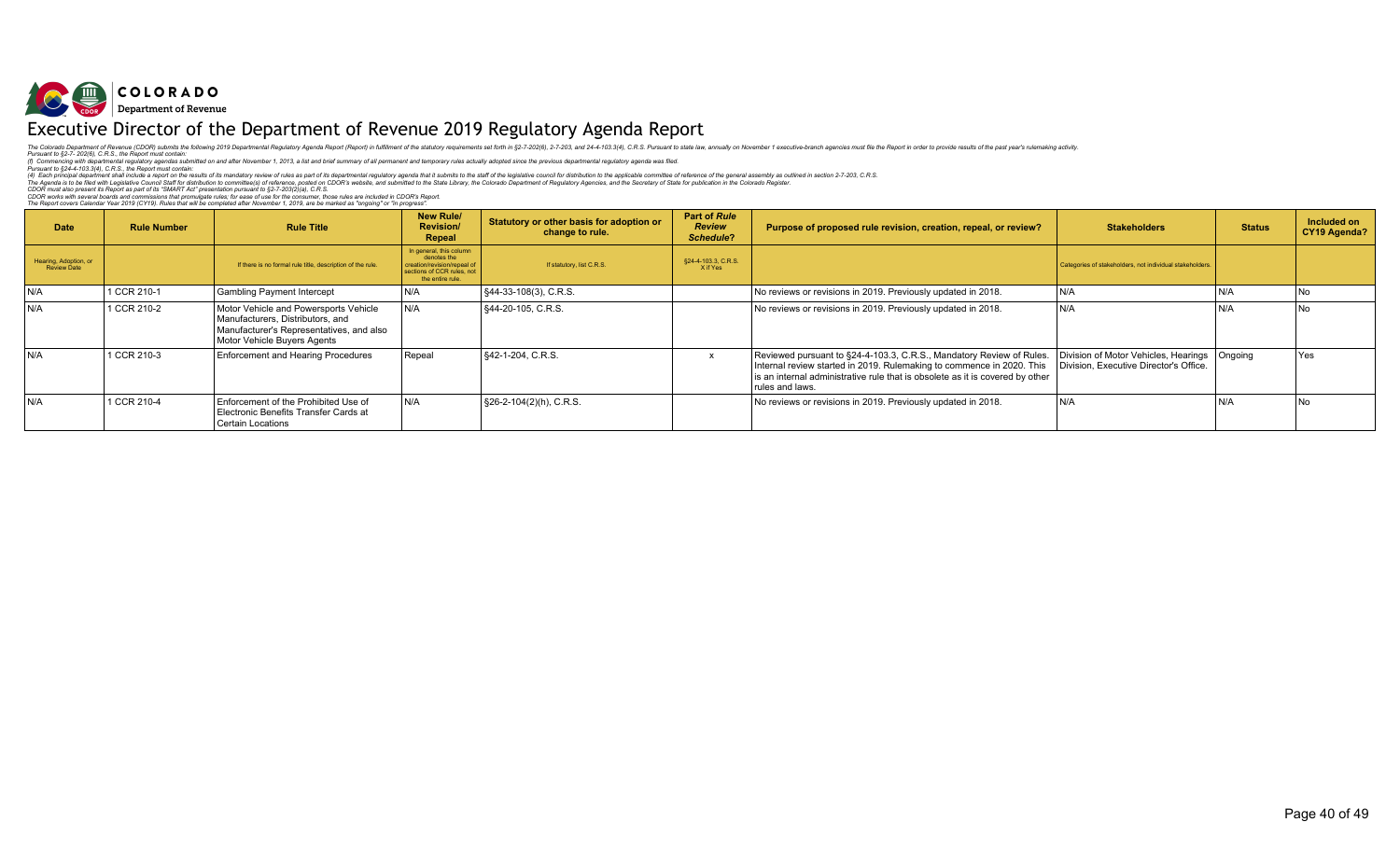**COLORADO**
**Department of Revenue**

# Executive Director of the Department of Revenue 2019 Regulatory Agenda Report

*The Colorado Department of Revenue (CDOR) submits the following 2019 Departmental Regulatory Agenda Report (Report) in fulfillment of the statutory requirements set forth in §2-7-202(6), 2-7-203, and 24-4-103.3(4), C.R.S. Pursuant to state law, annually on November 1 executive-branch agencies must file the Report in order to provide results of the past year's rulemaking activity.*
*Pursuant to §2-7- 202(6), C.R.S., the Report must contain:*
*(f) Commencing with departmental regulatory agendas submitted on and after November 1, 2013, a list and brief summary of all permanent and temporary rules actually adopted since the previous departmental regulatory agenda was filed.*
*Pursuant to §24-4-103.3(4), C.R.S., the Report must contain:*
*(4) Each principal department shall include a report on the results of its mandatory review of rules as part of its departmental regulatory agenda that it submits to the staff of the legislative council for distribution to the applicable committee of reference of the general assembly as outlined in section 2-7-203, C.R.S.*
*The Agenda is to be filed with Legislative Council Staff for distribution to committee(s) of reference, posted on CDOR's website, and submitted to the State Library, the Colorado Department of Regulatory Agencies, and the Secretary of State for publication in the Colorado Register.*
*CDOR must also present its Report as part of its "SMART Act" presentation pursuant to §2-7-203(2)(a), C.R.S.*
*CDOR works with several boards and commissions that promulgate rules; for ease of use for the consumer, those rules are included in CDOR's Report.*
*The Report covers Calendar Year 2019 (CY19). Rules that will be completed after November 1, 2019, are be marked as "ongoing" or "in progress".*

| Date | Rule Number | Rule Title | New Rule/ Revision/ Repeal | Statutory or other basis for adoption or change to rule. | Part of *Rule Review Schedule*? | Purpose of proposed rule revision, creation, repeal, or review? | Stakeholders | Status | Included on CY19 Agenda? |
|---|---|---|---|---|---|---|---|---|---|
| Hearing, Adoption, or Review Date | | If there is no formal rule title, description of the rule. | In general, this column denotes the creation/revision/repeal of sections of CCR rules, not the entire rule. | If statutory, list C.R.S. | §24-4-103.3, C.R.S. X if Yes | | Categories of stakeholders, not individual stakeholders. | | |
| N/A | 1 CCR 210-1 | Gambling Payment Intercept | N/A | §44-33-108(3), C.R.S. | | No reviews or revisions in 2019. Previously updated in 2018. | N/A | N/A | No |
| N/A | 1 CCR 210-2 | Motor Vehicle and Powersports Vehicle Manufacturers, Distributors, and Manufacturer's Representatives, and also Motor Vehicle Buyers Agents | N/A | §44-20-105, C.R.S. | | No reviews or revisions in 2019. Previously updated in 2018. | N/A | N/A | No |
| N/A | 1 CCR 210-3 | Enforcement and Hearing Procedures | Repeal | §42-1-204, C.R.S. | x | Reviewed pursuant to §24-4-103.3, C.R.S., Mandatory Review of Rules. Internal review started in 2019. Rulemaking to commence in 2020. This is an internal administrative rule that is obsolete as it is covered by other rules and laws. | Division of Motor Vehicles, Hearings Division, Executive Director's Office. | Ongoing | Yes |
| N/A | 1 CCR 210-4 | Enforcement of the Prohibited Use of Electronic Benefits Transfer Cards at Certain Locations | N/A | §26-2-104(2)(h), C.R.S. | | No reviews or revisions in 2019. Previously updated in 2018. | N/A | N/A | No |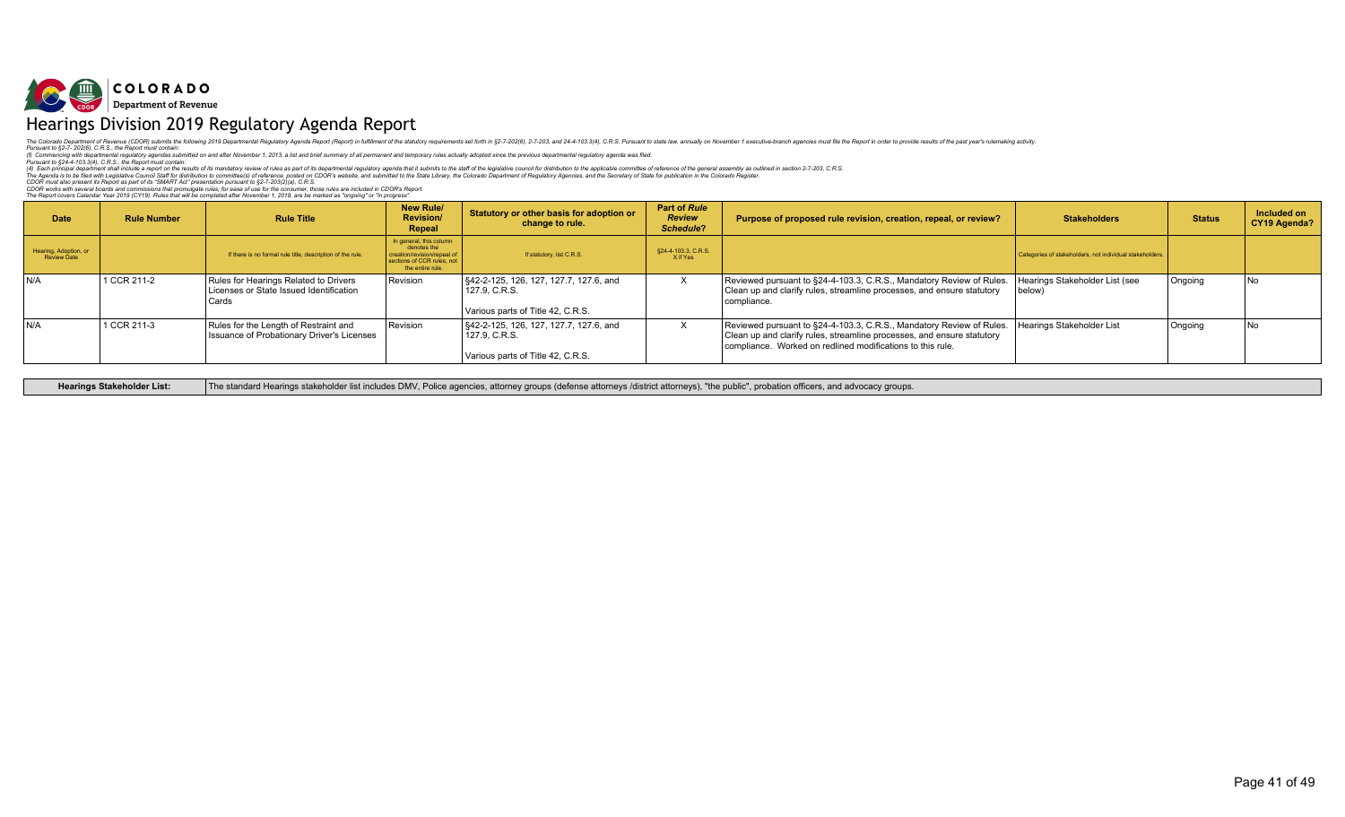COLORADO
Department of Revenue

# Hearings Division 2019 Regulatory Agenda Report

*The Colorado Department of Revenue (CDOR) submits the following 2019 Departmental Regulatory Agenda Report (Report) in fulfillment of the statutory requirements set forth in §2-7-202(6), 2-7-203, and 24-4-103.3(4), C.R.S. Pursuant to state law, annually on November 1 executive-branch agencies must file the Report in order to provide results of the past year's rulemaking activity.*
*Pursuant to §2-7- 202(6), C.R.S., the Report must contain:*
*(f) Commencing with departmental regulatory agendas submitted on and after November 1, 2013, a list and brief summary of all permanent and temporary rules actually adopted since the previous departmental regulatory agenda was filed.*
*Pursuant to §24-4-103.3(4), C.R.S., the Report must contain:*
*(4) Each principal department shall include a report on the results of its mandatory review of rules as part of its departmental regulatory agenda that it submits to the staff of the legislative council for distribution to the applicable committee of reference of the general assembly as outlined in section 2-7-203, C.R.S.*
*The Agenda is to be filed with Legislative Council Staff for distribution to committee(s) of reference, posted on CDOR's website, and submitted to the State Library, the Colorado Department of Regulatory Agencies, and the Secretary of State for publication in the Colorado Register.*
*CDOR must also present its Report as part of its "SMART Act" presentation pursuant to §2-7-203(2)(a), C.R.S.*
*CDOR works with several boards and commissions that promulgate rules; for ease of use for the consumer, those rules are included in CDOR's Report.*
*The Report covers Calendar Year 2019 (CY19). Rules that will be completed after November 1, 2019, are be marked as "ongoing" or "in progress".*

| Date | Rule Number | Rule Title | New Rule/ Revision/ Repeal | Statutory or other basis for adoption or change to rule. | Part of *Rule Review Schedule*? | Purpose of proposed rule revision, creation, repeal, or review? | Stakeholders | Status | Included on CY19 Agenda? |
|---|---|---|---|---|---|---|---|---|---|
| Hearing, Adoption, or Review Date | | If there is no formal rule title, description of the rule. | In general, this column denotes the creation/revision/repeal of sections of CCR rules, not the entire rule. | If statutory, list C.R.S. | §24-4-103.3, C.R.S. X if Yes | | Categories of stakeholders, not individual stakeholders. | | |
| N/A | 1 CCR 211-2 | Rules for Hearings Related to Drivers Licenses or State Issued Identification Cards | Revision | §42-2-125, 126, 127, 127.7, 127.6, and 127.9, C.R.S.<br><br>Various parts of Title 42, C.R.S. | X | Reviewed pursuant to §24-4-103.3, C.R.S., Mandatory Review of Rules. Clean up and clarify rules, streamline processes, and ensure statutory compliance. | Hearings Stakeholder List (see below) | Ongoing | No |
| N/A | 1 CCR 211-3 | Rules for the Length of Restraint and Issuance of Probationary Driver's Licenses | Revision | §42-2-125, 126, 127, 127.7, 127.6, and 127.9, C.R.S.<br><br>Various parts of Title 42, C.R.S. | X | Reviewed pursuant to §24-4-103.3, C.R.S., Mandatory Review of Rules. Clean up and clarify rules, streamline processes, and ensure statutory compliance. Worked on redlined modifications to this rule. | Hearings Stakeholder List | Ongoing | No |

| Hearings Stakeholder List: | The standard Hearings stakeholder list includes DMV, Police agencies, attorney groups (defense attorneys /district attorneys), "the public", probation officers, and advocacy groups. |
|---|---|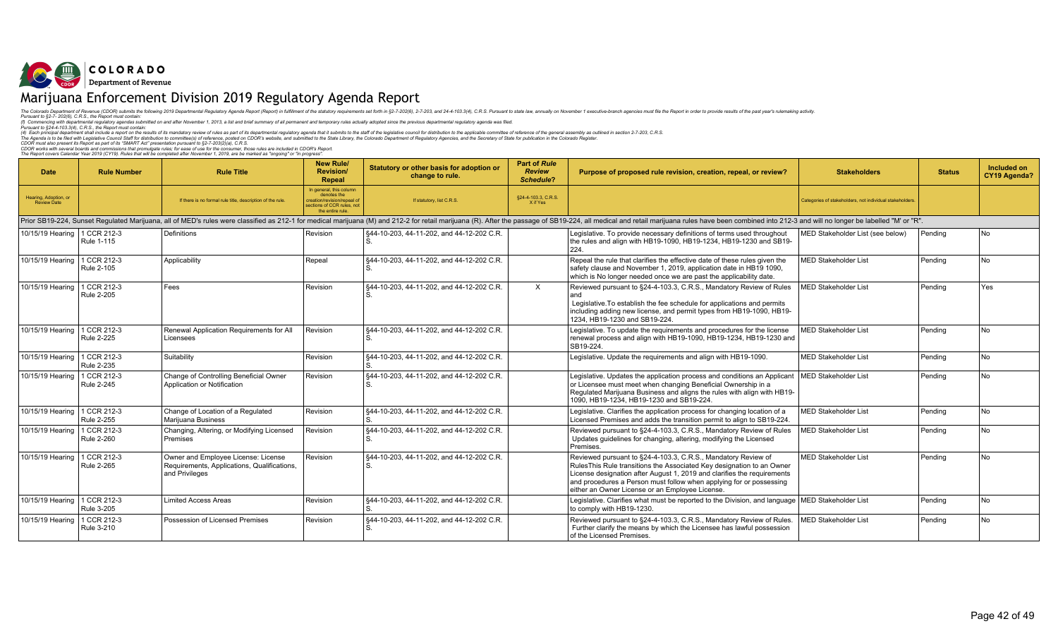**COLORADO**
**Department of Revenue**

# Marijuana Enforcement Division 2019 Regulatory Agenda Report

The Colorado Department of Revenue (CDOR) submits the following 2019 Departmental Regulatory Agenda Report (Report) in fulfillment of the statutory requirements set forth in §2-7-202(6), 2-7-203, and 24-4-103.3(4), C.R.S. Pursuant to state law, annually on November 1 executive-branch agencies must file the Report in order to provide results of the past year's rulemaking activity.
Pursuant to §2-7- 202(6), C.R.S., the Report must contain:
(f) Commencing with departmental regulatory agendas submitted on and after November 1, 2013, a list and brief summary of all permanent and temporary rules actually adopted since the previous departmental regulatory agenda was filed.
Pursuant to §24-4-103.3(4), C.R.S., the Report must contain:
(4) Each principal department shall include a report on the results of its mandatory review of rules as part of its departmental regulatory agenda that it submits to the staff of the legislative council for distribution to the applicable committee of reference of the general assembly as outlined in section 2-7-203, C.R.S.
The Agenda is to be filed with Legislative Council Staff for distribution to committee(s) of reference, posted on CDOR's website, and submitted to the State Library, the Colorado Department of Regulatory Agencies, and the Secretary of State for publication in the Colorado Register.
CDOR must also present its Report as part of its "SMART Act" presentation pursuant to §2-7-203(2)(a), C.R.S.
CDOR works with several boards and commissions that promulgate rules; for ease of use for the consumer, those rules are included in CDOR's Report.
The Report covers Calendar Year 2019 (CY19). Rules that will be completed after November 1, 2019, are be marked as "ongoing" or "in progress".

| Date | Rule Number | Rule Title | New Rule/ Revision/ Repeal | Statutory or other basis for adoption or change to rule. | Part of *Rule Review Schedule*? | Purpose of proposed rule revision, creation, repeal, or review? | Stakeholders | Status | Included on CY19 Agenda? |
|---|---|---|---|---|---|---|---|---|---|
| Hearing, Adoption, or Review Date | | If there is no formal rule title, description of the rule. | In general, this column denotes the creation/revision/repeal of sections of CCR rules, not the entire rule. | If statutory, list C.R.S. | §24-4-103.3, C.R.S. X if Yes | | Categories of stakeholders, not individual stakeholders. | | |
| Prior SB19-224, Sunset Regulated Marijuana, all of MED's rules were classified as 212-1 for medical marijuana (M) and 212-2 for retail marijuana (R). After the passage of SB19-224, all medical and retail marijuana rules have been combined into 212-3 and will no longer be labelled "M' or "R". | | | | | | | | | |
| 10/15/19 Hearing | 1 CCR 212-3 Rule 1-115 | Definitions | Revision | §44-10-203, 44-11-202, and 44-12-202 C.R.S. | | Legislative. To provide necessary definitions of terms used throughout the rules and align with HB19-1090, HB19-1234, HB19-1230 and SB19-224. | MED Stakeholder List (see below) | Pending | No |
| 10/15/19 Hearing | 1 CCR 212-3 Rule 2-105 | Applicability | Repeal | §44-10-203, 44-11-202, and 44-12-202 C.R.S. | | Repeal the rule that clarifies the effective date of these rules given the safety clause and November 1, 2019, application date in HB19 1090, which is No longer needed once we are past the applicability date. | MED Stakeholder List | Pending | No |
| 10/15/19 Hearing | 1 CCR 212-3 Rule 2-205 | Fees | Revision | §44-10-203, 44-11-202, and 44-12-202 C.R.S. | X | Reviewed pursuant to §24-4-103.3, C.R.S., Mandatory Review of Rules and Legislative.To establish the fee schedule for applications and permits including adding new license, and permit types from HB19-1090, HB19-1234, HB19-1230 and SB19-224. | MED Stakeholder List | Pending | Yes |
| 10/15/19 Hearing | 1 CCR 212-3 Rule 2-225 | Renewal Application Requirements for All Licensees | Revision | §44-10-203, 44-11-202, and 44-12-202 C.R.S. | | Legislative. To update the requirements and procedures for the license renewal process and align with HB19-1090, HB19-1234, HB19-1230 and SB19-224. | MED Stakeholder List | Pending | No |
| 10/15/19 Hearing | 1 CCR 212-3 Rule 2-235 | Suitability | Revision | §44-10-203, 44-11-202, and 44-12-202 C.R.S. | | Legislative. Update the requirements and align with HB19-1090. | MED Stakeholder List | Pending | No |
| 10/15/19 Hearing | 1 CCR 212-3 Rule 2-245 | Change of Controlling Beneficial Owner Application or Notification | Revision | §44-10-203, 44-11-202, and 44-12-202 C.R.S. | | Legislative. Updates the application process and conditions an Applicant or Licensee must meet when changing Beneficial Ownership in a Regulated Marijuana Business and aligns the rules with align with HB19-1090, HB19-1234, HB19-1230 and SB19-224. | MED Stakeholder List | Pending | No |
| 10/15/19 Hearing | 1 CCR 212-3 Rule 2-255 | Change of Location of a Regulated Marijuana Business | Revision | §44-10-203, 44-11-202, and 44-12-202 C.R.S. | | Legislative. Clarifies the application process for changing location of a Licensed Premises and adds the transition permit to align to SB19-224. | MED Stakeholder List | Pending | No |
| 10/15/19 Hearing | 1 CCR 212-3 Rule 2-260 | Changing, Altering, or Modifying Licensed Premises | Revision | §44-10-203, 44-11-202, and 44-12-202 C.R.S. | | Reviewed pursuant to §24-4-103.3, C.R.S., Mandatory Review of Rules Updates guidelines for changing, altering, modifying the Licensed Premises. | MED Stakeholder List | Pending | No |
| 10/15/19 Hearing | 1 CCR 212-3 Rule 2-265 | Owner and Employee License: License Requirements, Applications, Qualifications, and Privileges | Revision | §44-10-203, 44-11-202, and 44-12-202 C.R.S. | | Reviewed pursuant to §24-4-103.3, C.R.S., Mandatory Review of RulesThis Rule transitions the Associated Key designation to an Owner License designation after August 1, 2019 and clarifies the requirements and procedures a Person must follow when applying for or possessing either an Owner License or an Employee License. | MED Stakeholder List | Pending | No |
| 10/15/19 Hearing | 1 CCR 212-3 Rule 3-205 | Limited Access Areas | Revision | §44-10-203, 44-11-202, and 44-12-202 C.R.S. | | Legislative. Clarifies what must be reported to the Division, and language to comply with HB19-1230. | MED Stakeholder List | Pending | No |
| 10/15/19 Hearing | 1 CCR 212-3 Rule 3-210 | Possession of Licensed Premises | Revision | §44-10-203, 44-11-202, and 44-12-202 C.R.S. | | Reviewed pursuant to §24-4-103.3, C.R.S., Mandatory Review of Rules. Further clarify the means by which the Licensee has lawful possession of the Licensed Premises. | MED Stakeholder List | Pending | No |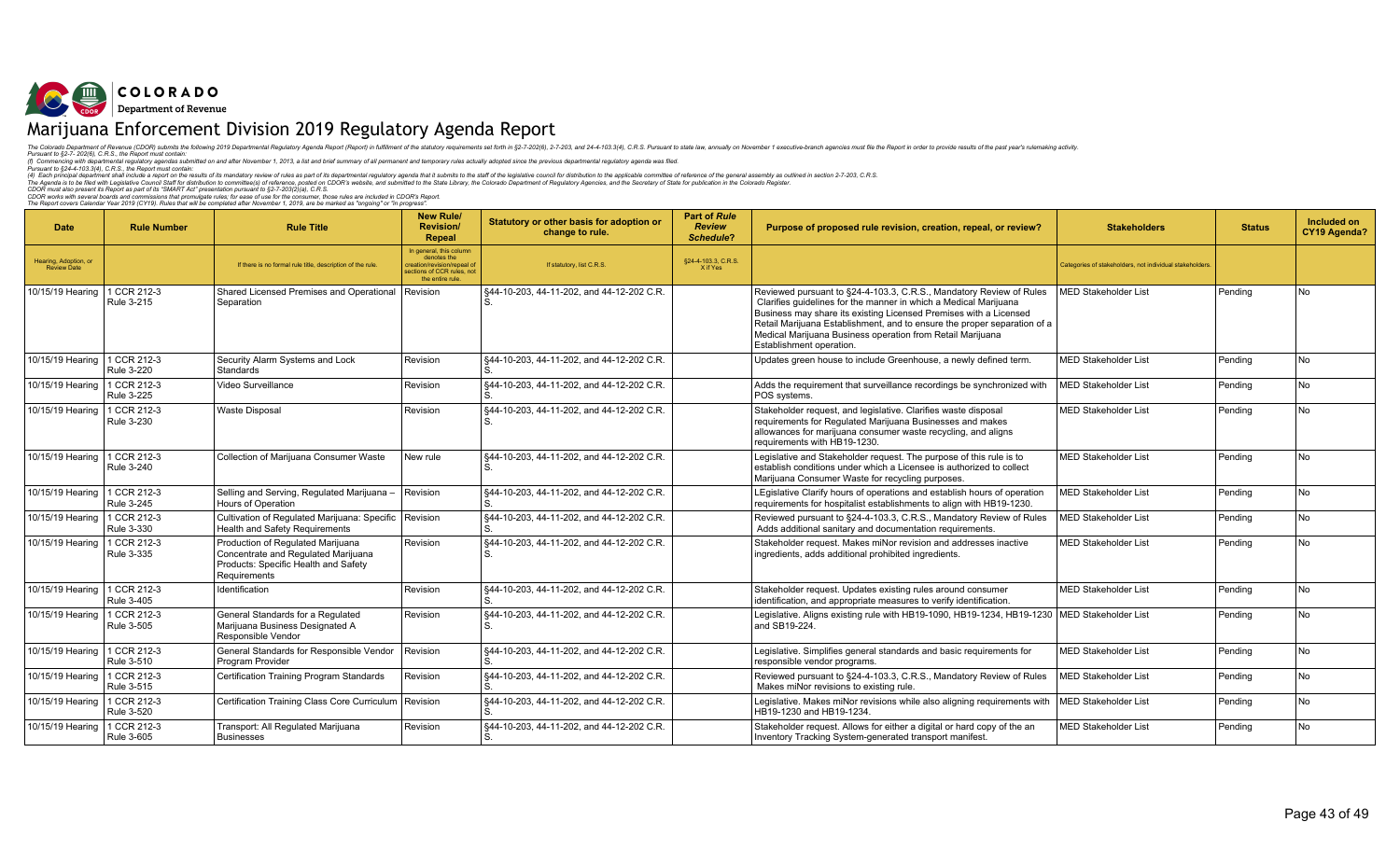COLORADO
Department of Revenue

# Marijuana Enforcement Division 2019 Regulatory Agenda Report

The Colorado Department of Revenue (CDOR) submits the following 2019 Departmental Regulatory Agenda Report (Report) in fulfillment of the statutory requirements set forth in §2-7-202(6), 2-7-203, and 24-4-103.3(4), C.R.S. Pursuant to state law, annually on November 1 executive-branch agencies must file the Report in order to provide results of the past year's rulemaking activity.
Pursuant to §2-7- 202(6), C.R.S., the Report must contain:
(f) Commencing with departmental regulatory agendas submitted on and after November 1, 2013, a list and brief summary of all permanent and temporary rules actually adopted since the previous departmental regulatory agenda was filed.
Pursuant to §24-4-103.3(4), C.R.S., the Report must contain:
(4) Each principal department shall include a report on the results of its mandatory review of rules as part of its departmental regulatory agenda that it submits to the staff of the legislative council for distribution to the applicable committee of reference of the general assembly as outlined in section 2-7-203, C.R.S.
The Agenda is to be filed with Legislative Council Staff for distribution to committee(s) of reference, posted on CDOR's website, and submitted to the State Library, the Colorado Department of Regulatory Agencies, and the Secretary of State for publication in the Colorado Register.
CDOR must also present its Report as part of its "SMART Act" presentation pursuant to §2-7-203(2)(a), C.R.S.
CDOR works with several boards and commissions that promulgate rules; for ease of use for the consumer, those rules are included in CDOR's Report.
The Report covers Calendar Year 2019 (CY19). Rules that will be completed after November 1, 2019, are be marked as "ongoing" or "in progress".

| Date | Rule Number | Rule Title | New Rule/ Revision/ Repeal | Statutory or other basis for adoption or change to rule. | Part of *Rule Review Schedule*? | Purpose of proposed rule revision, creation, repeal, or review? | Stakeholders | Status | Included on CY19 Agenda? |
|---|---|---|---|---|---|---|---|---|---|
| Hearing, Adoption, or Review Date | | If there is no formal rule title, description of the rule. | In general, this column denotes the creation/revision/repeal of sections of CCR rules, not the entire rule. | If statutory, list C.R.S. | §24-4-103.3, C.R.S. X if Yes | | Categories of stakeholders, not individual stakeholders. | | |
| 10/15/19 Hearing | 1 CCR 212-3 Rule 3-215 | Shared Licensed Premises and Operational Separation | Revision | §44-10-203, 44-11-202, and 44-12-202 C.R.S. | | Reviewed pursuant to §24-4-103.3, C.R.S., Mandatory Review of Rules Clarifies guidelines for the manner in which a Medical Marijuana Business may share its existing Licensed Premises with a Licensed Retail Marijuana Establishment, and to ensure the proper separation of a Medical Marijuana Business operation from Retail Marijuana Establishment operation. | MED Stakeholder List | Pending | No |
| 10/15/19 Hearing | 1 CCR 212-3 Rule 3-220 | Security Alarm Systems and Lock Standards | Revision | §44-10-203, 44-11-202, and 44-12-202 C.R.S. | | Updates green house to include Greenhouse, a newly defined term. | MED Stakeholder List | Pending | No |
| 10/15/19 Hearing | 1 CCR 212-3 Rule 3-225 | Video Surveillance | Revision | §44-10-203, 44-11-202, and 44-12-202 C.R.S. | | Adds the requirement that surveillance recordings be synchronized with POS systems. | MED Stakeholder List | Pending | No |
| 10/15/19 Hearing | 1 CCR 212-3 Rule 3-230 | Waste Disposal | Revision | §44-10-203, 44-11-202, and 44-12-202 C.R.S. | | Stakeholder request, and legislative. Clarifies waste disposal requirements for Regulated Marijuana Businesses and makes allowances for marijuana consumer waste recycling, and aligns requirements with HB19-1230. | MED Stakeholder List | Pending | No |
| 10/15/19 Hearing | 1 CCR 212-3 Rule 3-240 | Collection of Marijuana Consumer Waste | New rule | §44-10-203, 44-11-202, and 44-12-202 C.R.S. | | Legislative and Stakeholder request. The purpose of this rule is to establish conditions under which a Licensee is authorized to collect Marijuana Consumer Waste for recycling purposes. | MED Stakeholder List | Pending | No |
| 10/15/19 Hearing | 1 CCR 212-3 Rule 3-245 | Selling and Serving, Regulated Marijuana – Hours of Operation | Revision | §44-10-203, 44-11-202, and 44-12-202 C.R.S. | | LEgislative Clarify hours of operations and establish hours of operation requirements for hospitalist establishments to align with HB19-1230. | MED Stakeholder List | Pending | No |
| 10/15/19 Hearing | 1 CCR 212-3 Rule 3-330 | Cultivation of Regulated Marijuana: Specific Health and Safety Requirements | Revision | §44-10-203, 44-11-202, and 44-12-202 C.R.S. | | Reviewed pursuant to §24-4-103.3, C.R.S., Mandatory Review of Rules Adds additional sanitary and documentation requirements. | MED Stakeholder List | Pending | No |
| 10/15/19 Hearing | 1 CCR 212-3 Rule 3-335 | Production of Regulated Marijuana Concentrate and Regulated Marijuana Products: Specific Health and Safety Requirements | Revision | §44-10-203, 44-11-202, and 44-12-202 C.R.S. | | Stakeholder request. Makes miNor revision and addresses inactive ingredients, adds additional prohibited ingredients. | MED Stakeholder List | Pending | No |
| 10/15/19 Hearing | 1 CCR 212-3 Rule 3-405 | Identification | Revision | §44-10-203, 44-11-202, and 44-12-202 C.R.S. | | Stakeholder request. Updates existing rules around consumer identification, and appropriate measures to verify identification. | MED Stakeholder List | Pending | No |
| 10/15/19 Hearing | 1 CCR 212-3 Rule 3-505 | General Standards for a Regulated Marijuana Business Designated A Responsible Vendor | Revision | §44-10-203, 44-11-202, and 44-12-202 C.R.S. | | Legislative. Aligns existing rule with HB19-1090, HB19-1234, HB19-1230 and SB19-224. | MED Stakeholder List | Pending | No |
| 10/15/19 Hearing | 1 CCR 212-3 Rule 3-510 | General Standards for Responsible Vendor Program Provider | Revision | §44-10-203, 44-11-202, and 44-12-202 C.R.S. | | Legislative. Simplifies general standards and basic requirements for responsible vendor programs. | MED Stakeholder List | Pending | No |
| 10/15/19 Hearing | 1 CCR 212-3 Rule 3-515 | Certification Training Program Standards | Revision | §44-10-203, 44-11-202, and 44-12-202 C.R.S. | | Reviewed pursuant to §24-4-103.3, C.R.S., Mandatory Review of Rules Makes miNor revisions to existing rule. | MED Stakeholder List | Pending | No |
| 10/15/19 Hearing | 1 CCR 212-3 Rule 3-520 | Certification Training Class Core Curriculum | Revision | §44-10-203, 44-11-202, and 44-12-202 C.R.S. | | Legislative. Makes miNor revisions while also aligning requirements with HB19-1230 and HB19-1234. | MED Stakeholder List | Pending | No |
| 10/15/19 Hearing | 1 CCR 212-3 Rule 3-605 | Transport: All Regulated Marijuana Businesses | Revision | §44-10-203, 44-11-202, and 44-12-202 C.R.S. | | Stakeholder request. Allows for either a digital or hard copy of the an Inventory Tracking System-generated transport manifest. | MED Stakeholder List | Pending | No |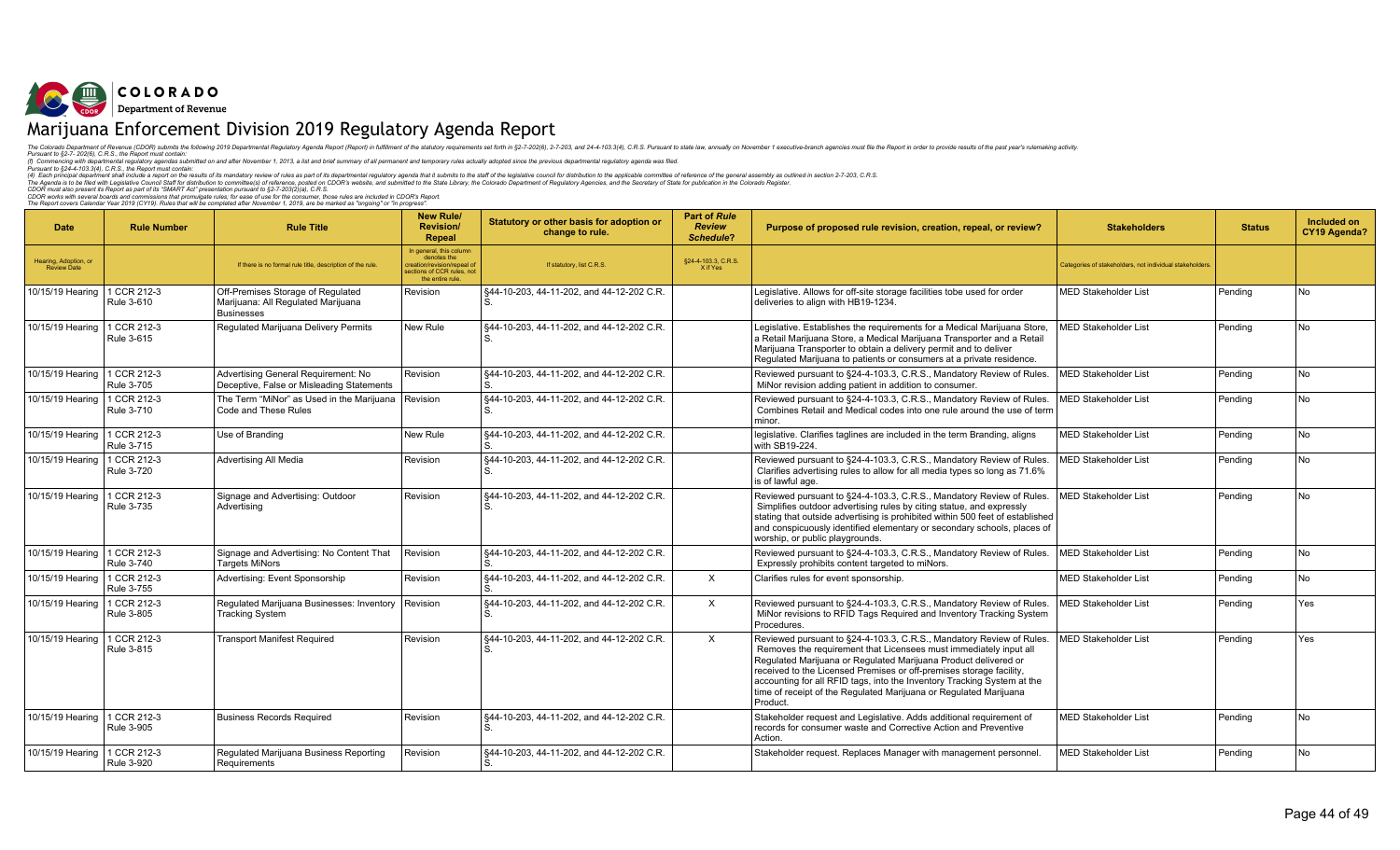COLORADO
Department of Revenue

# Marijuana Enforcement Division 2019 Regulatory Agenda Report

The Colorado Department of Revenue (CDOR) submits the following 2019 Departmental Regulatory Agenda Report (Report) in fulfillment of the statutory requirements set forth in §2-7-202(6), 2-7-203, and 24-4-103.3(4), C.R.S. Pursuant to state law, annually on November 1 executive-branch agencies must file the Report in order to provide results of the past year's rulemaking activity.
Pursuant to §2-7- 202(6), C.R.S., the Report must contain:
(f) Commencing with departmental regulatory agendas submitted on and after November 1, 2013, a list and brief summary of all permanent and temporary rules actually adopted since the previous departmental regulatory agenda was filed.
Pursuant to §24-4-103.3(4), C.R.S., the Report must contain:
(4) Each principal department shall include a report on the results of its mandatory review of rules as part of its departmental regulatory agenda that it submits to the staff of the legislative council for distribution to the applicable committee of reference of the general assembly as outlined in section 2-7-203, C.R.S.
The Agenda is to be filed with Legislative Council Staff for distribution to committee(s) of reference, posted on CDOR's website, and submitted to the State Library, the Colorado Department of Regulatory Agencies, and the Secretary of State for publication in the Colorado Register.
CDOR must also present its Report as part of its "SMART Act" presentation pursuant to §2-7-203(2)(a), C.R.S.
CDOR works with several boards and commissions that promulgate rules; for ease of use for the consumer, those rules are included in CDOR's Report.
The Report covers Calendar Year 2019 (CY19). Rules that will be completed after November 1, 2019, are be marked as "ongoing" or "in progress".

| Date | Rule Number | Rule Title | New Rule/ Revision/ Repeal | Statutory or other basis for adoption or change to rule. | Part of *Rule Review Schedule*? | Purpose of proposed rule revision, creation, repeal, or review? | Stakeholders | Status | Included on CY19 Agenda? |
|---|---|---|---|---|---|---|---|---|---|
| Hearing, Adoption, or Review Date | | If there is no formal rule title, description of the rule. | In general, this column denotes the creation/revision/repeal of sections of CCR rules, not the entire rule. | If statutory, list C.R.S. | §24-4-103.3, C.R.S. X if Yes | | Categories of stakeholders, not individual stakeholders. | | |
| 10/15/19 Hearing | 1 CCR 212-3 Rule 3-610 | Off-Premises Storage of Regulated Marijuana: All Regulated Marijuana Businesses | Revision | §44-10-203, 44-11-202, and 44-12-202 C.R.S. | | Legislative. Allows for off-site storage facilities tobe used for order deliveries to align with HB19-1234. | MED Stakeholder List | Pending | No |
| 10/15/19 Hearing | 1 CCR 212-3 Rule 3-615 | Regulated Marijuana Delivery Permits | New Rule | §44-10-203, 44-11-202, and 44-12-202 C.R.S. | | Legislative. Establishes the requirements for a Medical Marijuana Store, a Retail Marijuana Store, a Medical Marijuana Transporter and a Retail Marijuana Transporter to obtain a delivery permit and to deliver Regulated Marijuana to patients or consumers at a private residence. | MED Stakeholder List | Pending | No |
| 10/15/19 Hearing | 1 CCR 212-3 Rule 3-705 | Advertising General Requirement: No Deceptive, False or Misleading Statements | Revision | §44-10-203, 44-11-202, and 44-12-202 C.R.S. | | Reviewed pursuant to §24-4-103.3, C.R.S., Mandatory Review of Rules. MiNor revision adding patient in addition to consumer. | MED Stakeholder List | Pending | No |
| 10/15/19 Hearing | 1 CCR 212-3 Rule 3-710 | The Term "MiNor" as Used in the Marijuana Code and These Rules | Revision | §44-10-203, 44-11-202, and 44-12-202 C.R.S. | | Reviewed pursuant to §24-4-103.3, C.R.S., Mandatory Review of Rules. Combines Retail and Medical codes into one rule around the use of term minor. | MED Stakeholder List | Pending | No |
| 10/15/19 Hearing | 1 CCR 212-3 Rule 3-715 | Use of Branding | New Rule | §44-10-203, 44-11-202, and 44-12-202 C.R.S. | | legislative. Clarifies taglines are included in the term Branding, aligns with SB19-224. | MED Stakeholder List | Pending | No |
| 10/15/19 Hearing | 1 CCR 212-3 Rule 3-720 | Advertising All Media | Revision | §44-10-203, 44-11-202, and 44-12-202 C.R.S. | | Reviewed pursuant to §24-4-103.3, C.R.S., Mandatory Review of Rules. Clarifies advertising rules to allow for all media types so long as 71.6% is of lawful age. | MED Stakeholder List | Pending | No |
| 10/15/19 Hearing | 1 CCR 212-3 Rule 3-735 | Signage and Advertising: Outdoor Advertising | Revision | §44-10-203, 44-11-202, and 44-12-202 C.R.S. | | Reviewed pursuant to §24-4-103.3, C.R.S., Mandatory Review of Rules. Simplifies outdoor advertising rules by citing statue, and expressly stating that outside advertising is prohibited within 500 feet of established and conspicuously identified elementary or secondary schools, places of worship, or public playgrounds. | MED Stakeholder List | Pending | No |
| 10/15/19 Hearing | 1 CCR 212-3 Rule 3-740 | Signage and Advertising: No Content That Targets MiNors | Revision | §44-10-203, 44-11-202, and 44-12-202 C.R.S. | | Reviewed pursuant to §24-4-103.3, C.R.S., Mandatory Review of Rules. Expressly prohibits content targeted to miNors. | MED Stakeholder List | Pending | No |
| 10/15/19 Hearing | 1 CCR 212-3 Rule 3-755 | Advertising: Event Sponsorship | Revision | §44-10-203, 44-11-202, and 44-12-202 C.R.S. | X | Clarifies rules for event sponsorship. | MED Stakeholder List | Pending | No |
| 10/15/19 Hearing | 1 CCR 212-3 Rule 3-805 | Regulated Marijuana Businesses: Inventory Tracking System | Revision | §44-10-203, 44-11-202, and 44-12-202 C.R.S. | X | Reviewed pursuant to §24-4-103.3, C.R.S., Mandatory Review of Rules. MiNor revisions to RFID Tags Required and Inventory Tracking System Procedures. | MED Stakeholder List | Pending | Yes |
| 10/15/19 Hearing | 1 CCR 212-3 Rule 3-815 | Transport Manifest Required | Revision | §44-10-203, 44-11-202, and 44-12-202 C.R.S. | X | Reviewed pursuant to §24-4-103.3, C.R.S., Mandatory Review of Rules. Removes the requirement that Licensees must immediately input all Regulated Marijuana or Regulated Marijuana Product delivered or received to the Licensed Premises or off-premises storage facility, accounting for all RFID tags, into the Inventory Tracking System at the time of receipt of the Regulated Marijuana or Regulated Marijuana Product. | MED Stakeholder List | Pending | Yes |
| 10/15/19 Hearing | 1 CCR 212-3 Rule 3-905 | Business Records Required | Revision | §44-10-203, 44-11-202, and 44-12-202 C.R.S. | | Stakeholder request and Legislative. Adds additional requirement of records for consumer waste and Corrective Action and Preventive Action. | MED Stakeholder List | Pending | No |
| 10/15/19 Hearing | 1 CCR 212-3 Rule 3-920 | Regulated Marijuana Business Reporting Requirements | Revision | §44-10-203, 44-11-202, and 44-12-202 C.R.S. | | Stakeholder request. Replaces Manager with management personnel. | MED Stakeholder List | Pending | No |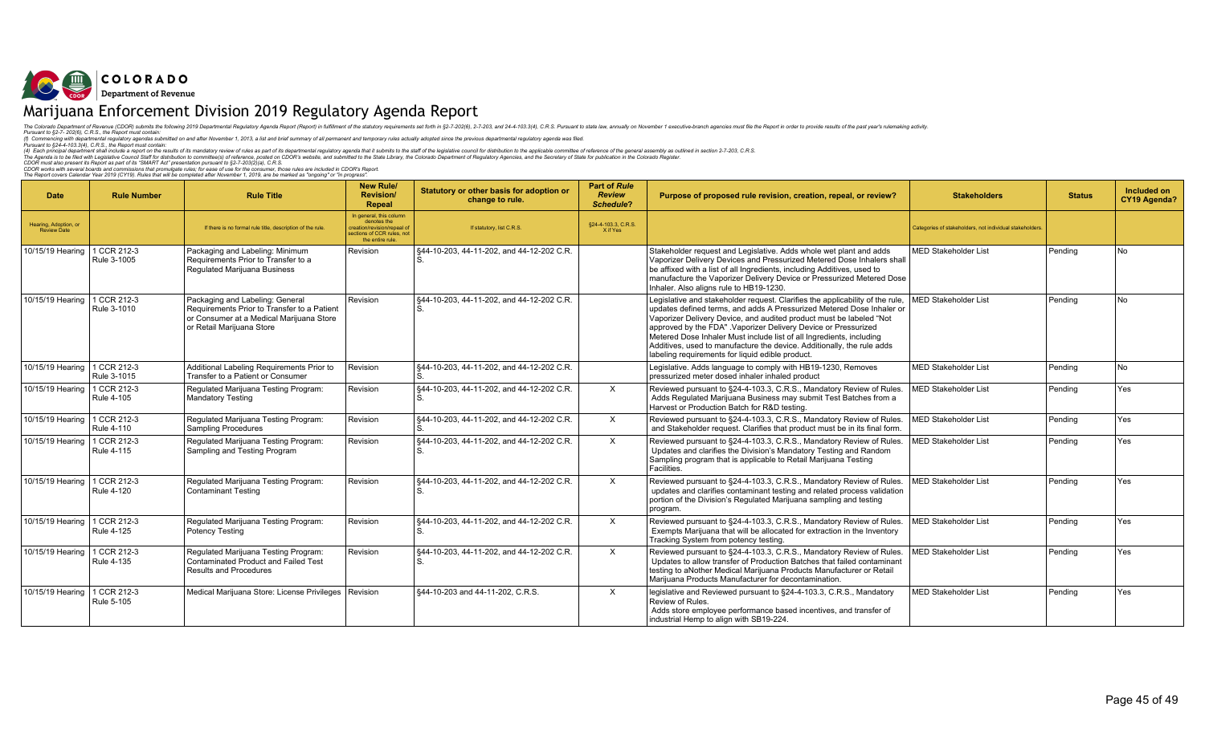COLORADO
Department of Revenue

# Marijuana Enforcement Division 2019 Regulatory Agenda Report

The Colorado Department of Revenue (CDOR) submits the following 2019 Departmental Regulatory Agenda Report (Report) in fulfillment of the statutory requirements set forth in §2-7-202(6), 2-7-203, and 24-4-103.3(4), C.R.S. Pursuant to state law, annually on November 1 executive-branch agencies must file the Report in order to provide results of the past year's rulemaking activity.
Pursuant to §2-7- 202(6), C.R.S., the Report must contain:
(f) Commencing with departmental regulatory agendas submitted on and after November 1, 2013, a list and brief summary of all permanent and temporary rules actually adopted since the previous departmental regulatory agenda was filed.
Pursuant to §24-4-103.3(4), C.R.S., the Report must contain:
(4) Each principal department shall include a report on the results of its mandatory review of rules as part of its departmental regulatory agenda that it submits to the staff of the legislative council for distribution to the applicable committee of reference of the general assembly as outlined in section 2-7-203, C.R.S.
The Agenda is to be filed with Legislative Council Staff for distribution to committee(s) of reference, posted on CDOR's website, and submitted to the State Library, the Colorado Department of Regulatory Agencies, and the Secretary of State for publication in the Colorado Register.
CDOR must also present its Report as part of its "SMART Act" presentation pursuant to §2-7-203(2)(a), C.R.S.
CDOR works with several boards and commissions that promulgate rules; for ease of use for the consumer, those rules are included in CDOR's Report.
The Report covers Calendar Year 2019 (CY19). Rules that will be completed after November 1, 2019, are be marked as "ongoing" or "in progress".

| Date | Rule Number | Rule Title | New Rule/ Revision/ Repeal | Statutory or other basis for adoption or change to rule. | Part of *Rule Review Schedule*? | Purpose of proposed rule revision, creation, repeal, or review? | Stakeholders | Status | Included on CY19 Agenda? |
|---|---|---|---|---|---|---|---|---|---|
| Hearing, Adoption, or Review Date | | If there is no formal rule title, description of the rule. | In general, this column denotes the creation/revision/repeal of sections of CCR rules, not the entire rule. | If statutory, list C.R.S. | §24-4-103.3, C.R.S. X if Yes | | Categories of stakeholders, not individual stakeholders. | | |
| 10/15/19 Hearing | 1 CCR 212-3 Rule 3-1005 | Packaging and Labeling: Minimum Requirements Prior to Transfer to a Regulated Marijuana Business | Revision | §44-10-203, 44-11-202, and 44-12-202 C.R.S. | | Stakeholder request and Legislative. Adds whole wet plant and adds Vaporizer Delivery Devices and Pressurized Metered Dose Inhalers shall be affixed with a list of all Ingredients, including Additives, used to manufacture the Vaporizer Delivery Device or Pressurized Metered Dose Inhaler. Also aligns rule to HB19-1230. | MED Stakeholder List | Pending | No |
| 10/15/19 Hearing | 1 CCR 212-3 Rule 3-1010 | Packaging and Labeling: General Requirements Prior to Transfer to a Patient or Consumer at a Medical Marijuana Store or Retail Marijuana Store | Revision | §44-10-203, 44-11-202, and 44-12-202 C.R.S. | | Legislative and stakeholder request. Clarifies the applicability of the rule, updates defined terms, and adds A Pressurized Metered Dose Inhaler or Vaporizer Delivery Device, and audited product must be labeled "Not approved by the FDA" .Vaporizer Delivery Device or Pressurized Metered Dose Inhaler Must include list of all Ingredients, including Additives, used to manufacture the device. Additionally, the rule adds labeling requirements for liquid edible product. | MED Stakeholder List | Pending | No |
| 10/15/19 Hearing | 1 CCR 212-3 Rule 3-1015 | Additional Labeling Requirements Prior to Transfer to a Patient or Consumer | Revision | §44-10-203, 44-11-202, and 44-12-202 C.R.S. | | Legislative. Adds language to comply with HB19-1230, Removes pressurized meter dosed inhaler inhaled product | MED Stakeholder List | Pending | No |
| 10/15/19 Hearing | 1 CCR 212-3 Rule 4-105 | Regulated Marijuana Testing Program: Mandatory Testing | Revision | §44-10-203, 44-11-202, and 44-12-202 C.R.S. | X | Reviewed pursuant to §24-4-103.3, C.R.S., Mandatory Review of Rules. Adds Regulated Marijuana Business may submit Test Batches from a Harvest or Production Batch for R&D testing. | MED Stakeholder List | Pending | Yes |
| 10/15/19 Hearing | 1 CCR 212-3 Rule 4-110 | Regulated Marijuana Testing Program: Sampling Procedures | Revision | §44-10-203, 44-11-202, and 44-12-202 C.R.S. | X | Reviewed pursuant to §24-4-103.3, C.R.S., Mandatory Review of Rules. and Stakeholder request. Clarifies that product must be in its final form. | MED Stakeholder List | Pending | Yes |
| 10/15/19 Hearing | 1 CCR 212-3 Rule 4-115 | Regulated Marijuana Testing Program: Sampling and Testing Program | Revision | §44-10-203, 44-11-202, and 44-12-202 C.R.S. | X | Reviewed pursuant to §24-4-103.3, C.R.S., Mandatory Review of Rules. Updates and clarifies the Division's Mandatory Testing and Random Sampling program that is applicable to Retail Marijuana Testing Facilities. | MED Stakeholder List | Pending | Yes |
| 10/15/19 Hearing | 1 CCR 212-3 Rule 4-120 | Regulated Marijuana Testing Program: Contaminant Testing | Revision | §44-10-203, 44-11-202, and 44-12-202 C.R.S. | X | Reviewed pursuant to §24-4-103.3, C.R.S., Mandatory Review of Rules. updates and clarifies contaminant testing and related process validation portion of the Division's Regulated Marijuana sampling and testing program. | MED Stakeholder List | Pending | Yes |
| 10/15/19 Hearing | 1 CCR 212-3 Rule 4-125 | Regulated Marijuana Testing Program: Potency Testing | Revision | §44-10-203, 44-11-202, and 44-12-202 C.R.S. | X | Reviewed pursuant to §24-4-103.3, C.R.S., Mandatory Review of Rules. Exempts Marijuana that will be allocated for extraction in the Inventory Tracking System from potency testing. | MED Stakeholder List | Pending | Yes |
| 10/15/19 Hearing | 1 CCR 212-3 Rule 4-135 | Regulated Marijuana Testing Program: Contaminated Product and Failed Test Results and Procedures | Revision | §44-10-203, 44-11-202, and 44-12-202 C.R.S. | X | Reviewed pursuant to §24-4-103.3, C.R.S., Mandatory Review of Rules. Updates to allow transfer of Production Batches that failed contaminant testing to aNother Medical Marijuana Products Manufacturer or Retail Marijuana Products Manufacturer for decontamination. | MED Stakeholder List | Pending | Yes |
| 10/15/19 Hearing | 1 CCR 212-3 Rule 5-105 | Medical Marijuana Store: License Privileges | Revision | §44-10-203 and 44-11-202, C.R.S. | X | legislative and Reviewed pursuant to §24-4-103.3, C.R.S., Mandatory Review of Rules. Adds store employee performance based incentives, and transfer of industrial Hemp to align with SB19-224. | MED Stakeholder List | Pending | Yes |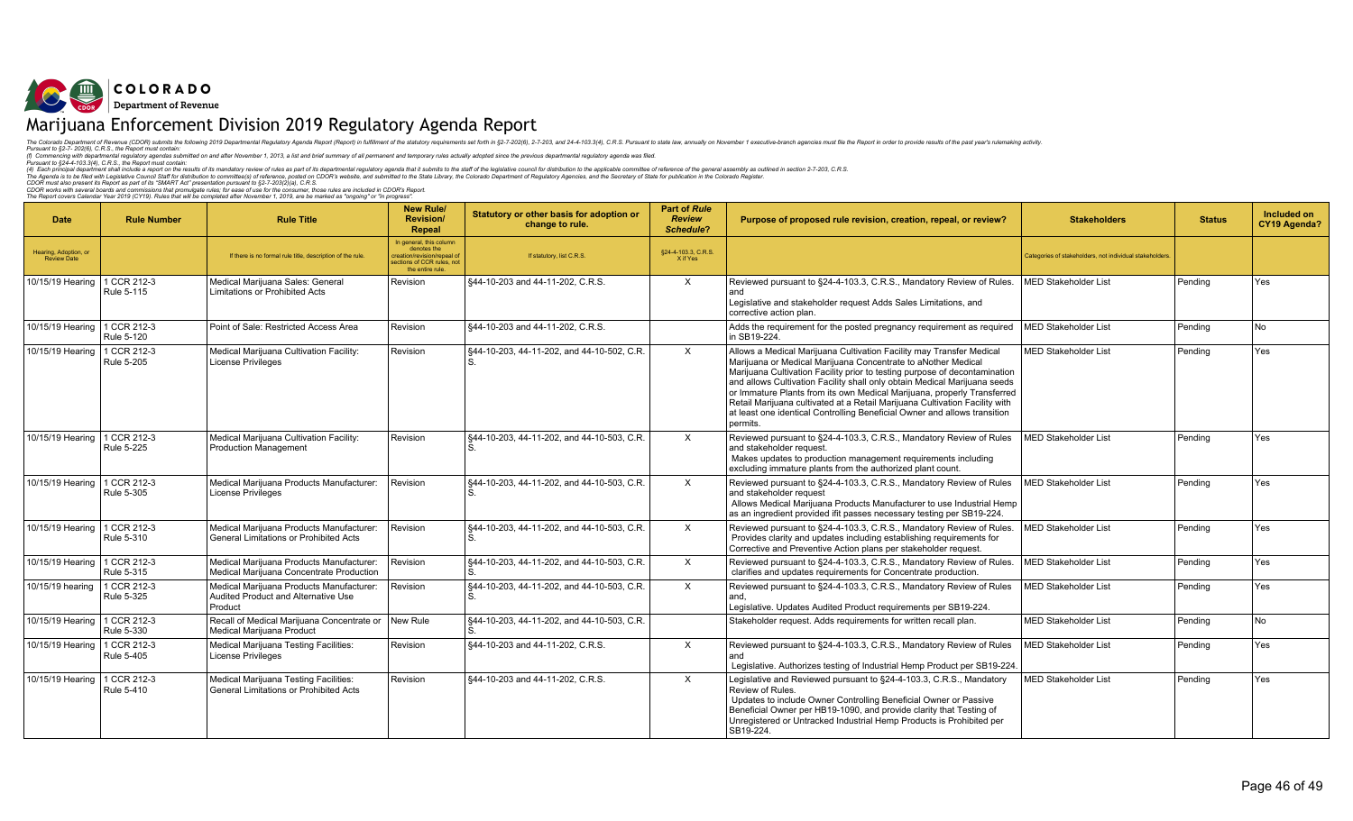COLORADO
Department of Revenue

# Marijuana Enforcement Division 2019 Regulatory Agenda Report

The Colorado Department of Revenue (CDOR) submits the following 2019 Departmental Regulatory Agenda Report (Report) in fulfillment of the statutory requirements set forth in §2-7-202(6), 2-7-203, and 24-4-103.3(4), C.R.S. Pursuant to state law, annually on November 1 executive-branch agencies must file the Report in order to provide results of the past year's rulemaking activity.
Pursuant to §2-7- 202(6), C.R.S., the Report must contain:
(f) Commencing with departmental regulatory agendas submitted on and after November 1, 2013, a list and brief summary of all permanent and temporary rules actually adopted since the previous departmental regulatory agenda was filed.
Pursuant to §24-4-103.3(4), C.R.S., the Report must contain:
(4) Each principal department shall include a report on the results of its mandatory review of rules as part of its departmental regulatory agenda that it submits to the staff of the legislative council for distribution to the applicable committee of reference of the general assembly as outlined in section 2-7-203, C.R.S.
The Agenda is to be filed with Legislative Council Staff for distribution to committee(s) of reference, posted on CDOR's website, and submitted to the State Library, the Colorado Department of Regulatory Agencies, and the Secretary of State for publication in the Colorado Register.
CDOR must also present its Report as part of its "SMART Act" presentation pursuant to §2-7-203(2)(a), C.R.S.
CDOR works with several boards and commissions that promulgate rules; for ease of use for the consumer, those rules are included in CDOR's Report.
The Report covers Calendar Year 2019 (CY19). Rules that will be completed after November 1, 2019, are be marked as "ongoing" or "in progress".

| Date | Rule Number | Rule Title | New Rule/ Revision/ Repeal | Statutory or other basis for adoption or change to rule. | Part of *Rule Review Schedule*? | Purpose of proposed rule revision, creation, repeal, or review? | Stakeholders | Status | Included on CY19 Agenda? |
|---|---|---|---|---|---|---|---|---|---|
| Hearing, Adoption, or Review Date | | If there is no formal rule title, description of the rule. | In general, this column denotes the creation/revision/repeal of sections of CCR rules, not the entire rule. | If statutory, list C.R.S. | §24-4-103.3, C.R.S. X if Yes | | Categories of stakeholders, not individual stakeholders. | | |
| 10/15/19 Hearing | 1 CCR 212-3 Rule 5-115 | Medical Marijuana Sales: General Limitations or Prohibited Acts | Revision | §44-10-203 and 44-11-202, C.R.S. | X | Reviewed pursuant to §24-4-103.3, C.R.S., Mandatory Review of Rules. and Legislative and stakeholder request Adds Sales Limitations, and corrective action plan. | MED Stakeholder List | Pending | Yes |
| 10/15/19 Hearing | 1 CCR 212-3 Rule 5-120 | Point of Sale: Restricted Access Area | Revision | §44-10-203 and 44-11-202, C.R.S. | | Adds the requirement for the posted pregnancy requirement as required in SB19-224. | MED Stakeholder List | Pending | No |
| 10/15/19 Hearing | 1 CCR 212-3 Rule 5-205 | Medical Marijuana Cultivation Facility: License Privileges | Revision | §44-10-203, 44-11-202, and 44-10-502, C.R.S. | X | Allows a Medical Marijuana Cultivation Facility may Transfer Medical Marijuana or Medical Marijuana Concentrate to aNother Medical Marijuana Cultivation Facility prior to testing purpose of decontamination and allows Cultivation Facility shall only obtain Medical Marijuana seeds or Immature Plants from its own Medical Marijuana, properly Transferred Retail Marijuana cultivated at a Retail Marijuana Cultivation Facility with at least one identical Controlling Beneficial Owner and allows transition permits. | MED Stakeholder List | Pending | Yes |
| 10/15/19 Hearing | 1 CCR 212-3 Rule 5-225 | Medical Marijuana Cultivation Facility: Production Management | Revision | §44-10-203, 44-11-202, and 44-10-503, C.R.S. | X | Reviewed pursuant to §24-4-103.3, C.R.S., Mandatory Review of Rules and stakeholder request. Makes updates to production management requirements including excluding immature plants from the authorized plant count. | MED Stakeholder List | Pending | Yes |
| 10/15/19 Hearing | 1 CCR 212-3 Rule 5-305 | Medical Marijuana Products Manufacturer: License Privileges | Revision | §44-10-203, 44-11-202, and 44-10-503, C.R.S. | X | Reviewed pursuant to §24-4-103.3, C.R.S., Mandatory Review of Rules and stakeholder request Allows Medical Marijuana Products Manufacturer to use Industrial Hemp as an ingredient provided ifit passes necessary testing per SB19-224. | MED Stakeholder List | Pending | Yes |
| 10/15/19 Hearing | 1 CCR 212-3 Rule 5-310 | Medical Marijuana Products Manufacturer: General Limitations or Prohibited Acts | Revision | §44-10-203, 44-11-202, and 44-10-503, C.R.S. | X | Reviewed pursuant to §24-4-103.3, C.R.S., Mandatory Review of Rules. Provides clarity and updates including establishing requirements for Corrective and Preventive Action plans per stakeholder request. | MED Stakeholder List | Pending | Yes |
| 10/15/19 Hearing | 1 CCR 212-3 Rule 5-315 | Medical Marijuana Products Manufacturer: Medical Marijuana Concentrate Production | Revision | §44-10-203, 44-11-202, and 44-10-503, C.R.S. | X | Reviewed pursuant to §24-4-103.3, C.R.S., Mandatory Review of Rules. clarifies and updates requirements for Concentrate production. | MED Stakeholder List | Pending | Yes |
| 10/15/19 hearing | 1 CCR 212-3 Rule 5-325 | Medical Marijuana Products Manufacturer: Audited Product and Alternative Use Product | Revision | §44-10-203, 44-11-202, and 44-10-503, C.R.S. | X | Reviewed pursuant to §24-4-103.3, C.R.S., Mandatory Review of Rules and, Legislative. Updates Audited Product requirements per SB19-224. | MED Stakeholder List | Pending | Yes |
| 10/15/19 Hearing | 1 CCR 212-3 Rule 5-330 | Recall of Medical Marijuana Concentrate or Medical Marijuana Product | New Rule | §44-10-203, 44-11-202, and 44-10-503, C.R.S. | | Stakeholder request. Adds requirements for written recall plan. | MED Stakeholder List | Pending | No |
| 10/15/19 Hearing | 1 CCR 212-3 Rule 5-405 | Medical Marijuana Testing Facilities: License Privileges | Revision | §44-10-203 and 44-11-202, C.R.S. | X | Reviewed pursuant to §24-4-103.3, C.R.S., Mandatory Review of Rules and Legislative. Authorizes testing of Industrial Hemp Product per SB19-224. | MED Stakeholder List | Pending | Yes |
| 10/15/19 Hearing | 1 CCR 212-3 Rule 5-410 | Medical Marijuana Testing Facilities: General Limitations or Prohibited Acts | Revision | §44-10-203 and 44-11-202, C.R.S. | X | Legislative and Reviewed pursuant to §24-4-103.3, C.R.S., Mandatory Review of Rules. Updates to include Owner Controlling Beneficial Owner or Passive Beneficial Owner per HB19-1090, and provide clarity that Testing of Unregistered or Untracked Industrial Hemp Products is Prohibited per SB19-224. | MED Stakeholder List | Pending | Yes |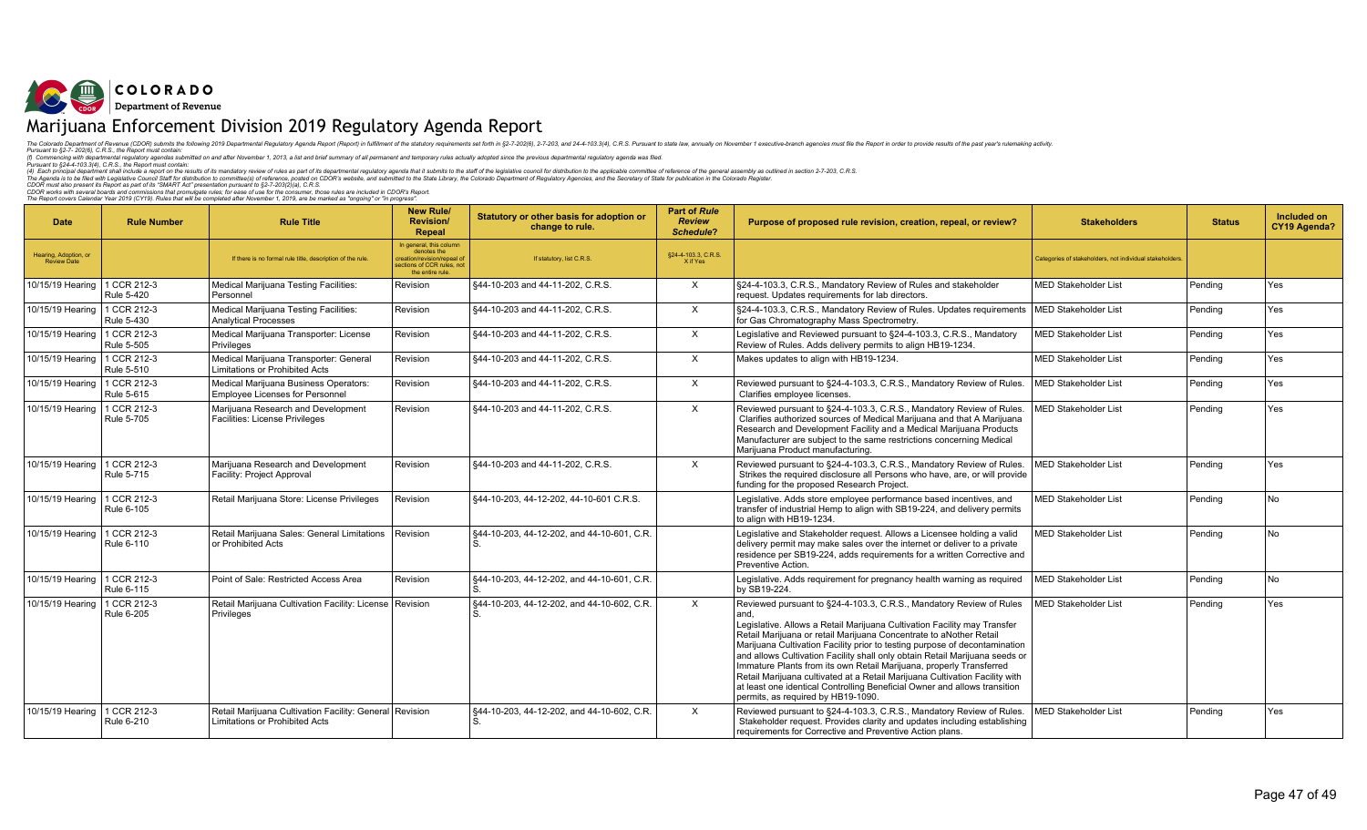COLORADO
Department of Revenue

# Marijuana Enforcement Division 2019 Regulatory Agenda Report

The Colorado Department of Revenue (CDOR) submits the following 2019 Departmental Regulatory Agenda Report (Report) in fulfillment of the statutory requirements set forth in §2-7-202(6), 2-7-203, and 24-4-103.3(4), C.R.S. Pursuant to state law, annually on November 1 executive-branch agencies must file the Report in order to provide results of the past year's rulemaking activity.
Pursuant to §2-7- 202(6), C.R.S., the Report must contain:
(f) Commencing with departmental regulatory agendas submitted on and after November 1, 2013, a list and brief summary of all permanent and temporary rules actually adopted since the previous departmental regulatory agenda was filed.
Pursuant to §24-4-103.3(4), C.R.S., the Report must contain:
(4) Each principal department shall include a report on the results of its mandatory review of rules as part of its departmental regulatory agenda that it submits to the staff of the legislative council for distribution to the applicable committee of reference of the general assembly as outlined in section 2-7-203, C.R.S.
The Agenda is to be filed with Legislative Council Staff for distribution to committee(s) of reference, posted on CDOR's website, and submitted to the State Library, the Colorado Department of Regulatory Agencies, and the Secretary of State for publication in the Colorado Register.
CDOR must also present its Report as part of its "SMART Act" presentation pursuant to §2-7-203(2)(a), C.R.S.
CDOR works with several boards and commissions that promulgate rules; for ease of use for the consumer, those rules are included in CDOR's Report.
The Report covers Calendar Year 2019 (CY19). Rules that will be completed after November 1, 2019, are be marked as "ongoing" or "in progress".

| Date | Rule Number | Rule Title | New Rule/ Revision/ Repeal | Statutory or other basis for adoption or change to rule. | Part of *Rule Review Schedule*? | Purpose of proposed rule revision, creation, repeal, or review? | Stakeholders | Status | Included on CY19 Agenda? |
|---|---|---|---|---|---|---|---|---|---|
| Hearing, Adoption, or Review Date | | If there is no formal rule title, description of the rule. | In general, this column denotes the creation/revision/repeal of sections of CCR rules, not the entire rule. | If statutory, list C.R.S. | §24-4-103.3, C.R.S. X if Yes | | Categories of stakeholders, not individual stakeholders. | | |
| 10/15/19 Hearing | 1 CCR 212-3 Rule 5-420 | Medical Marijuana Testing Facilities: Personnel | Revision | §44-10-203 and 44-11-202, C.R.S. | X | §24-4-103.3, C.R.S., Mandatory Review of Rules and stakeholder request. Updates requirements for lab directors. | MED Stakeholder List | Pending | Yes |
| 10/15/19 Hearing | 1 CCR 212-3 Rule 5-430 | Medical Marijuana Testing Facilities: Analytical Processes | Revision | §44-10-203 and 44-11-202, C.R.S. | X | §24-4-103.3, C.R.S., Mandatory Review of Rules. Updates requirements for Gas Chromatography Mass Spectrometry. | MED Stakeholder List | Pending | Yes |
| 10/15/19 Hearing | 1 CCR 212-3 Rule 5-505 | Medical Marijuana Transporter: License Privileges | Revision | §44-10-203 and 44-11-202, C.R.S. | X | Legislative and Reviewed pursuant to §24-4-103.3, C.R.S., Mandatory Review of Rules. Adds delivery permits to align HB19-1234. | MED Stakeholder List | Pending | Yes |
| 10/15/19 Hearing | 1 CCR 212-3 Rule 5-510 | Medical Marijuana Transporter: General Limitations or Prohibited Acts | Revision | §44-10-203 and 44-11-202, C.R.S. | X | Makes updates to align with HB19-1234. | MED Stakeholder List | Pending | Yes |
| 10/15/19 Hearing | 1 CCR 212-3 Rule 5-615 | Medical Marijuana Business Operators: Employee Licenses for Personnel | Revision | §44-10-203 and 44-11-202, C.R.S. | X | Reviewed pursuant to §24-4-103.3, C.R.S., Mandatory Review of Rules. Clarifies employee licenses. | MED Stakeholder List | Pending | Yes |
| 10/15/19 Hearing | 1 CCR 212-3 Rule 5-705 | Marijuana Research and Development Facilities: License Privileges | Revision | §44-10-203 and 44-11-202, C.R.S. | X | Reviewed pursuant to §24-4-103.3, C.R.S., Mandatory Review of Rules. Clarifies authorized sources of Medical Marijuana and that A Marijuana Research and Development Facility and a Medical Marijuana Products Manufacturer are subject to the same restrictions concerning Medical Marijuana Product manufacturing. | MED Stakeholder List | Pending | Yes |
| 10/15/19 Hearing | 1 CCR 212-3 Rule 5-715 | Marijuana Research and Development Facility: Project Approval | Revision | §44-10-203 and 44-11-202, C.R.S. | X | Reviewed pursuant to §24-4-103.3, C.R.S., Mandatory Review of Rules. Strikes the required disclosure all Persons who have, are, or will provide funding for the proposed Research Project. | MED Stakeholder List | Pending | Yes |
| 10/15/19 Hearing | 1 CCR 212-3 Rule 6-105 | Retail Marijuana Store: License Privileges | Revision | §44-10-203, 44-12-202, 44-10-601 C.R.S. | | Legislative. Adds store employee performance based incentives, and transfer of industrial Hemp to align with SB19-224, and delivery permits to align with HB19-1234. | MED Stakeholder List | Pending | No |
| 10/15/19 Hearing | 1 CCR 212-3 Rule 6-110 | Retail Marijuana Sales: General Limitations or Prohibited Acts | Revision | §44-10-203, 44-12-202, and 44-10-601, C.R.S. | | Legislative and Stakeholder request. Allows a Licensee holding a valid delivery permit may make sales over the internet or deliver to a private residence per SB19-224, adds requirements for a written Corrective and Preventive Action. | MED Stakeholder List | Pending | No |
| 10/15/19 Hearing | 1 CCR 212-3 Rule 6-115 | Point of Sale: Restricted Access Area | Revision | §44-10-203, 44-12-202, and 44-10-601, C.R.S. | | Legislative. Adds requirement for pregnancy health warning as required by SB19-224. | MED Stakeholder List | Pending | No |
| 10/15/19 Hearing | 1 CCR 212-3 Rule 6-205 | Retail Marijuana Cultivation Facility: License Privileges | Revision | §44-10-203, 44-12-202, and 44-10-602, C.R.S. | X | Reviewed pursuant to §24-4-103.3, C.R.S., Mandatory Review of Rules and, Legislative. Allows a Retail Marijuana Cultivation Facility may Transfer Retail Marijuana or retail Marijuana Concentrate to aNother Retail Marijuana Cultivation Facility prior to testing purpose of decontamination and allows Cultivation Facility shall only obtain Retail Marijuana seeds or Immature Plants from its own Retail Marijuana, properly Transferred Retail Marijuana cultivated at a Retail Marijuana Cultivation Facility with at least one identical Controlling Beneficial Owner and allows transition permits, as required by HB19-1090. | MED Stakeholder List | Pending | Yes |
| 10/15/19 Hearing | 1 CCR 212-3 Rule 6-210 | Retail Marijuana Cultivation Facility: General Limitations or Prohibited Acts | Revision | §44-10-203, 44-12-202, and 44-10-602, C.R.S. | X | Reviewed pursuant to §24-4-103.3, C.R.S., Mandatory Review of Rules. Stakeholder request. Provides clarity and updates including establishing requirements for Corrective and Preventive Action plans. | MED Stakeholder List | Pending | Yes |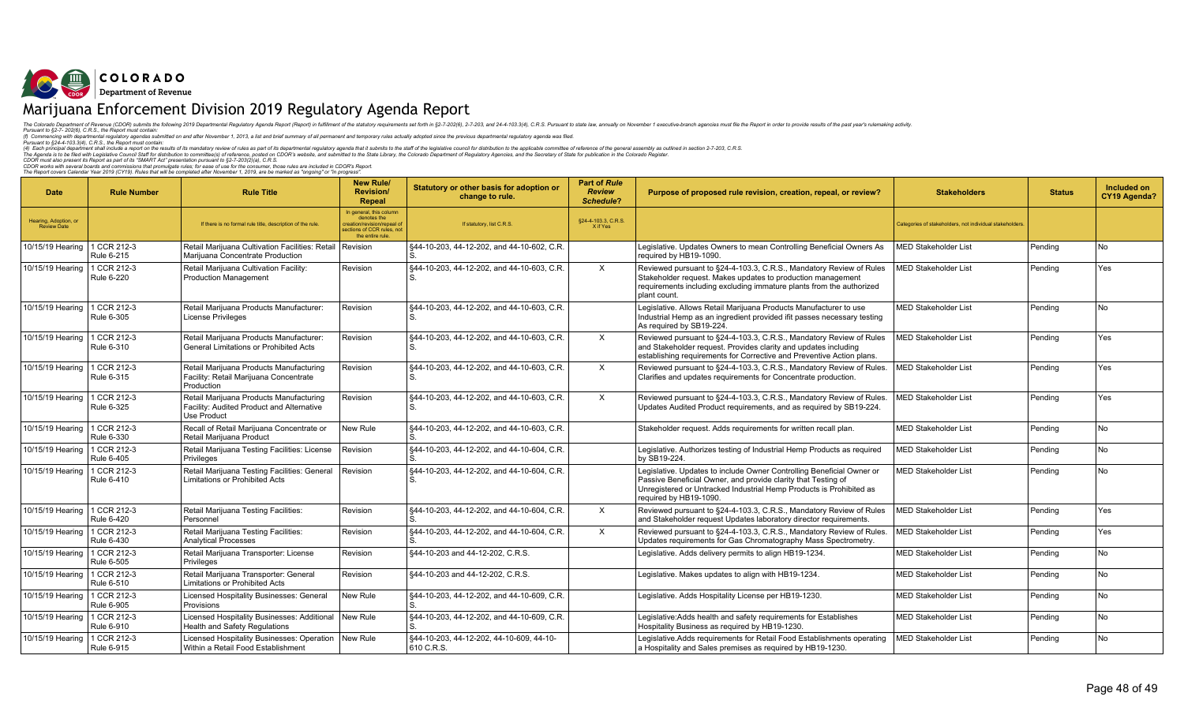COLORADO
Department of Revenue

# Marijuana Enforcement Division 2019 Regulatory Agenda Report

The Colorado Department of Revenue (CDOR) submits the following 2019 Departmental Regulatory Agenda Report (Report) in fulfillment of the statutory requirements set forth in §2-7-202(6), 2-7-203, and 24-4-103.3(4), C.R.S. Pursuant to state law, annually on November 1 executive-branch agencies must file the Report in order to provide results of the past year's rulemaking activity.
Pursuant to §2-7- 202(6), C.R.S., the Report must contain:
(f) Commencing with departmental regulatory agendas submitted on and after November 1, 2013, a list and brief summary of all permanent and temporary rules actually adopted since the previous departmental regulatory agenda was filed.
Pursuant to §24-4-103.3(4), C.R.S., the Report must contain:
(4) Each principal department shall include a report on the results of its mandatory review of rules as part of its departmental regulatory agenda that it submits to the staff of the legislative council for distribution to the applicable committee of reference of the general assembly as outlined in section 2-7-203, C.R.S.
The Agenda is to be filed with Legislative Council Staff for distribution to committee(s) of reference, posted on CDOR's website, and submitted to the State Library, the Colorado Department of Regulatory Agencies, and the Secretary of State for publication in the Colorado Register.
CDOR must also present its Report as part of its "SMART Act" presentation pursuant to §2-7-203(2)(a), C.R.S.
CDOR works with several boards and commissions that promulgate rules; for ease of use for the consumer, those rules are included in CDOR's Report.
The Report covers Calendar Year 2019 (CY19). Rules that will be completed after November 1, 2019, are be marked as "ongoing" or "in progress".

| Date | Rule Number | Rule Title | New Rule/ Revision/ Repeal | Statutory or other basis for adoption or change to rule. | Part of *Rule Review Schedule*? | Purpose of proposed rule revision, creation, repeal, or review? | Stakeholders | Status | Included on CY19 Agenda? |
|---|---|---|---|---|---|---|---|---|---|
| Hearing, Adoption, or Review Date | | If there is no formal rule title, description of the rule. | In general, this column denotes the creation/revision/repeal of sections of CCR rules, not the entire rule. | If statutory, list C.R.S. | §24-4-103.3, C.R.S. X if Yes | | Categories of stakeholders, not individual stakeholders. | | |
| 10/15/19 Hearing | 1 CCR 212-3 Rule 6-215 | Retail Marijuana Cultivation Facilities: Retail Marijuana Concentrate Production | Revision | §44-10-203, 44-12-202, and 44-10-602, C.R.S. | | Legislative. Updates Owners to mean Controlling Beneficial Owners As required by HB19-1090. | MED Stakeholder List | Pending | No |
| 10/15/19 Hearing | 1 CCR 212-3 Rule 6-220 | Retail Marijuana Cultivation Facility: Production Management | Revision | §44-10-203, 44-12-202, and 44-10-603, C.R.S. | X | Reviewed pursuant to §24-4-103.3, C.R.S., Mandatory Review of Rules Stakeholder request. Makes updates to production management requirements including excluding immature plants from the authorized plant count. | MED Stakeholder List | Pending | Yes |
| 10/15/19 Hearing | 1 CCR 212-3 Rule 6-305 | Retail Marijuana Products Manufacturer: License Privileges | Revision | §44-10-203, 44-12-202, and 44-10-603, C.R.S. | | Legislative. Allows Retail Marijuana Products Manufacturer to use Industrial Hemp as an ingredient provided ifit passes necessary testing As required by SB19-224. | MED Stakeholder List | Pending | No |
| 10/15/19 Hearing | 1 CCR 212-3 Rule 6-310 | Retail Marijuana Products Manufacturer: General Limitations or Prohibited Acts | Revision | §44-10-203, 44-12-202, and 44-10-603, C.R.S. | X | Reviewed pursuant to §24-4-103.3, C.R.S., Mandatory Review of Rules and Stakeholder request. Provides clarity and updates including establishing requirements for Corrective and Preventive Action plans. | MED Stakeholder List | Pending | Yes |
| 10/15/19 Hearing | 1 CCR 212-3 Rule 6-315 | Retail Marijuana Products Manufacturing Facility: Retail Marijuana Concentrate Production | Revision | §44-10-203, 44-12-202, and 44-10-603, C.R.S. | X | Reviewed pursuant to §24-4-103.3, C.R.S., Mandatory Review of Rules. Clarifies and updates requirements for Concentrate production. | MED Stakeholder List | Pending | Yes |
| 10/15/19 Hearing | 1 CCR 212-3 Rule 6-325 | Retail Marijuana Products Manufacturing Facility: Audited Product and Alternative Use Product | Revision | §44-10-203, 44-12-202, and 44-10-603, C.R.S. | X | Reviewed pursuant to §24-4-103.3, C.R.S., Mandatory Review of Rules. Updates Audited Product requirements, and as required by SB19-224. | MED Stakeholder List | Pending | Yes |
| 10/15/19 Hearing | 1 CCR 212-3 Rule 6-330 | Recall of Retail Marijuana Concentrate or Retail Marijuana Product | New Rule | §44-10-203, 44-12-202, and 44-10-603, C.R.S. | | Stakeholder request. Adds requirements for written recall plan. | MED Stakeholder List | Pending | No |
| 10/15/19 Hearing | 1 CCR 212-3 Rule 6-405 | Retail Marijuana Testing Facilities: License Privileges | Revision | §44-10-203, 44-12-202, and 44-10-604, C.R.S. | | Legislative. Authorizes testing of Industrial Hemp Products as required by SB19-224. | MED Stakeholder List | Pending | No |
| 10/15/19 Hearing | 1 CCR 212-3 Rule 6-410 | Retail Marijuana Testing Facilities: General Limitations or Prohibited Acts | Revision | §44-10-203, 44-12-202, and 44-10-604, C.R.S. | | Legislative. Updates to include Owner Controlling Beneficial Owner or Passive Beneficial Owner, and provide clarity that Testing of Unregistered or Untracked Industrial Hemp Products is Prohibited as required by HB19-1090. | MED Stakeholder List | Pending | No |
| 10/15/19 Hearing | 1 CCR 212-3 Rule 6-420 | Retail Marijuana Testing Facilities: Personnel | Revision | §44-10-203, 44-12-202, and 44-10-604, C.R.S. | X | Reviewed pursuant to §24-4-103.3, C.R.S., Mandatory Review of Rules and Stakeholder request Updates laboratory director requirements. | MED Stakeholder List | Pending | Yes |
| 10/15/19 Hearing | 1 CCR 212-3 Rule 6-430 | Retail Marijuana Testing Facilities: Analytical Processes | Revision | §44-10-203, 44-12-202, and 44-10-604, C.R.S. | X | Reviewed pursuant to §24-4-103.3, C.R.S., Mandatory Review of Rules. Updates requirements for Gas Chromatography Mass Spectrometry. | MED Stakeholder List | Pending | Yes |
| 10/15/19 Hearing | 1 CCR 212-3 Rule 6-505 | Retail Marijuana Transporter: License Privileges | Revision | §44-10-203 and 44-12-202, C.R.S. | | Legislative. Adds delivery permits to align HB19-1234. | MED Stakeholder List | Pending | No |
| 10/15/19 Hearing | 1 CCR 212-3 Rule 6-510 | Retail Marijuana Transporter: General Limitations or Prohibited Acts | Revision | §44-10-203 and 44-12-202, C.R.S. | | Legislative. Makes updates to align with HB19-1234. | MED Stakeholder List | Pending | No |
| 10/15/19 Hearing | 1 CCR 212-3 Rule 6-905 | Licensed Hospitality Businesses: General Provisions | New Rule | §44-10-203, 44-12-202, and 44-10-609, C.R.S. | | Legislative. Adds Hospitality License per HB19-1230. | MED Stakeholder List | Pending | No |
| 10/15/19 Hearing | 1 CCR 212-3 Rule 6-910 | Licensed Hospitality Businesses: Additional Health and Safety Regulations | New Rule | §44-10-203, 44-12-202, and 44-10-609, C.R.S. | | Legislative:Adds health and safety requirements for Establishes Hospitality Business as required by HB19-1230. | MED Stakeholder List | Pending | No |
| 10/15/19 Hearing | 1 CCR 212-3 Rule 6-915 | Licensed Hospitality Businesses: Operation Within a Retail Food Establishment | New Rule | §44-10-203, 44-12-202, 44-10-609, 44-10-610 C.R.S. | | Legislative.Adds requirements for Retail Food Establishments operating a Hospitality and Sales premises as required by HB19-1230. | MED Stakeholder List | Pending | No |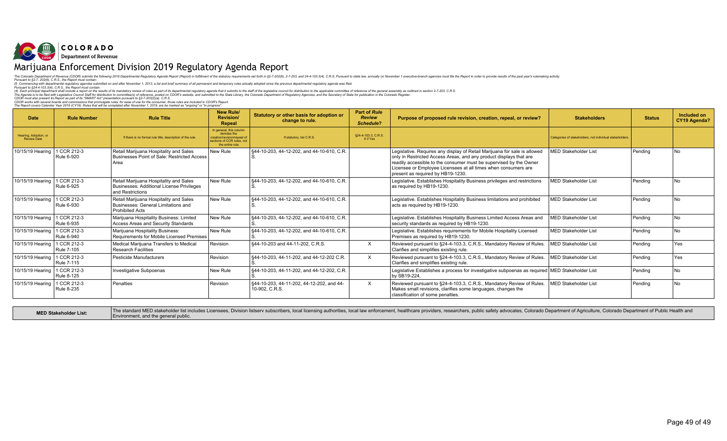**COLORADO**
**Department of Revenue**

# Marijuana Enforcement Division 2019 Regulatory Agenda Report

The Colorado Department of Revenue (CDOR) submits the following 2019 Departmental Regulatory Agenda Report (Report) in fulfillment of the statutory requirements set forth in §2-7-202(6), 2-7-203, and 24-4-103.3(4), C.R.S. Pursuant to state law, annually on November 1 executive-branch agencies must file the Report in order to provide results of the past year's rulemaking activity.
Pursuant to §2-7- 202(6), C.R.S., the Report must contain:
(f) Commencing with departmental regulatory agendas submitted on and after November 1, 2013, a list and brief summary of all permanent and temporary rules actually adopted since the previous departmental regulatory agenda was filed.
Pursuant to §24-4-103.3(4), C.R.S., the Report must contain:
(4) Each principal department shall include a report on the results of its mandatory review of rules as part of its departmental regulatory agenda that it submits to the staff of the legislative council for distribution to the applicable committee of reference of the general assembly as outlined in section 2-7-203, C.R.S.
The Agenda is to be filed with Legislative Council Staff for distribution to committee(s) of reference, posted on CDOR's website, and submitted to the State Library, the Colorado Department of Regulatory Agencies, and the Secretary of State for publication in the Colorado Register.
CDOR must also present its Report as part of its "SMART Act" presentation pursuant to §2-7-203(2)(a), C.R.S.
CDOR works with several boards and commissions that promulgate rules; for ease of use for the consumer, those rules are included in CDOR's Report.
The Report covers Calendar Year 2019 (CY19). Rules that will be completed after November 1, 2019, are be marked as "ongoing" or "in progress".

| Date | Rule Number | Rule Title | New Rule/ Revision/ Repeal | Statutory or other basis for adoption or change to rule. | Part of *Rule Review Schedule*? | Purpose of proposed rule revision, creation, repeal, or review? | Stakeholders | Status | Included on CY19 Agenda? |
|---|---|---|---|---|---|---|---|---|---|
| Hearing, Adoption, or Review Date | | If there is no formal rule title, description of the rule. | In general, this column denotes the creation/revision/repeal of sections of CCR rules, not the entire rule. | If statutory, list C.R.S. | §24-4-103.3, C.R.S. X if Yes | | Categories of stakeholders, not individual stakeholders. | | |
| 10/15/19 Hearing | 1 CCR 212-3 Rule 6-920 | Retail Marijuana Hospitality and Sales Businesses Point of Sale: Restricted Access Area | New Rule | §44-10-203, 44-12-202, and 44-10-610, C.R.S. | | Legislative. Requires any display of Retail Marijuana for sale is allowed only in Restricted Access Areas, and any product displays that are readily accessible to the consumer must be supervised by the Owner Licensee or Employee Licensees at all times when consumers are present as required by HB19-1230. | MED Stakeholder List | Pending | No |
| 10/15/19 Hearing | 1 CCR 212-3 Rule 6-925 | Retail Marijuana Hospitality and Sales Businesses: Additional License Privileges and Restrictions | New Rule | §44-10-203, 44-12-202, and 44-10-610, C.R.S. | | Legislative. Establishes Hospitality Business privileges and restrictions as required by HB19-1230. | MED Stakeholder List | Pending | No |
| 10/15/19 Hearing | 1 CCR 212-3 Rule 6-930 | Retail Marijuana Hospitality and Sales Businesses: General Limitations and Prohibited Acts | New Rule | §44-10-203, 44-12-202, and 44-10-610, C.R.S. | | Legislative. Establishes Hospitality Business limitations and prohibited acts as required by HB19-1230. | MED Stakeholder List | Pending | No |
| 10/15/19 Hearing | 1 CCR 212-3 Rule 6-935 | Marijuana Hospitality Business: Limited Access Areas and Security Standards | New Rule | §44-10-203, 44-12-202, and 44-10-610, C.R.S. | | Legislative. Establishes Hospitality Business Limited Access Areas and security standards as required by HB19-1230. | MED Stakeholder List | Pending | No |
| 10/15/19 Hearing | 1 CCR 212-3 Rule 6-940 | Marijuana Hospitality Business: Requirements for Mobile Licensed Premises | New Rule | §44-10-203, 44-12-202, and 44-10-610, C.R.S. | | Legislative. Establishes requirements for Mobile Hospitality Licensed Premises as required by HB19-1230. | MED Stakeholder List | Pending | No |
| 10/15/19 Hearing | 1 CCR 212-3 Rule 7-105 | Medical Marijuana Transfers to Medical Research Facilities | Revision | §44-10-203 and 44-11-202, C.R.S. | X | Reviewed pursuant to §24-4-103.3, C.R.S., Mandatory Review of Rules. Clarifies and simplifies existing rule. | MED Stakeholder List | Pending | Yes |
| 10/15/19 Hearing | 1 CCR 212-3 Rule 7-115 | Pesticide Manufacturers | Revision | §44-10-203, 44-11-202, and 44-12-202 C.R.S. | X | Reviewed pursuant to §24-4-103.3, C.R.S., Mandatory Review of Rules. Clarifies and simplifies existing rule. | MED Stakeholder List | Pending | Yes |
| 10/15/19 Hearing | 1 CCR 212-3 Rule 8-125 | Investigative Subpoenas | New Rule | §44-10-203, 44-11-202, and 44-12-202, C.R.S. | | Legislative Establishes a process for investigative subpoenas as required by SB19-224. | MED Stakeholder List | Pending | No |
| 10/15/19 Hearing | 1 CCR 212-3 Rule 8-235 | Penalties | Revision | §44-10-203, 44-11-202, 44-12-202, and 44-10-902, C.R.S. | X | Reviewed pursuant to §24-4-103.3, C.R.S., Mandatory Review of Rules. Makes small revisions, clarifies some languages, changes the classification of some penalties. | MED Stakeholder List | Pending | No |

| | |
|---|---|
| **MED Stakeholder List:** | The standard MED stakeholder list includes Licensees, Division listserv subscribers, local licensing authorities, local law enforcement, healthcare providers, researchers, public safety advocates, Colorado Department of Agriculture, Colorado Department of Public Health and Environment, and the general public. |